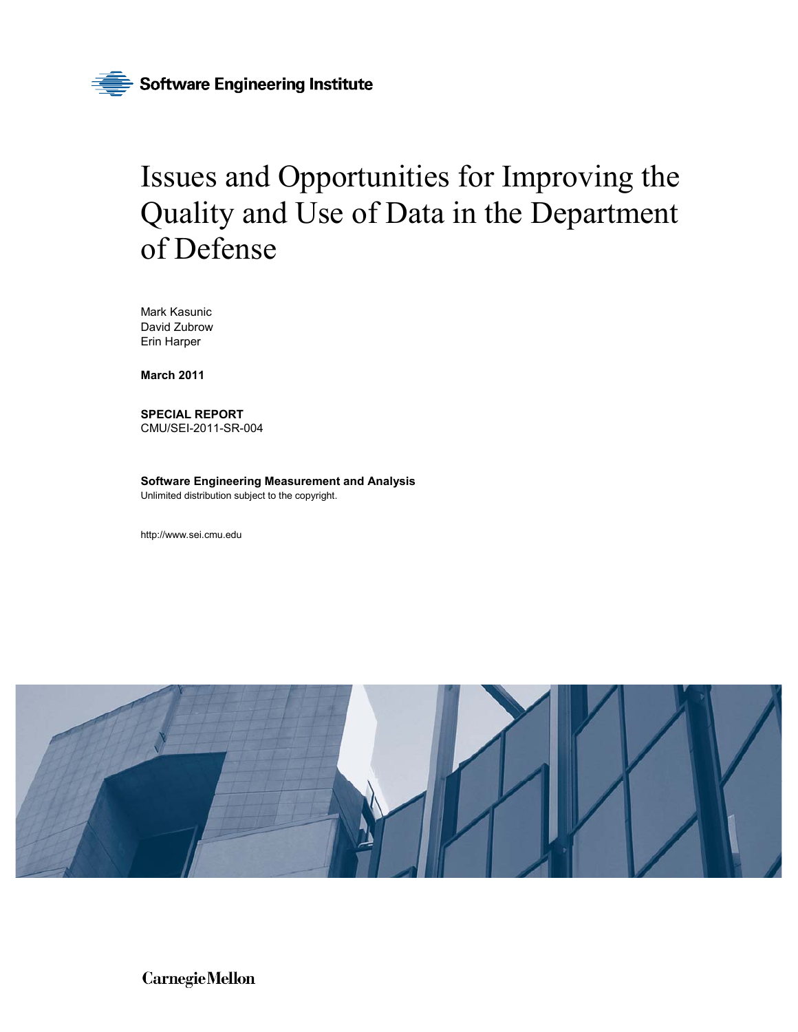Software Engineering Institute

# Issues and Opportunities for Improving the Quality and Use of Data in the Department of Defense

Mark Kasunic
David Zubrow
Erin Harper

**March 2011**

**SPECIAL REPORT**
CMU/SEI-2011-SR-004

**Software Engineering Measurement and Analysis**
Unlimited distribution subject to the copyright.

http://www.sei.cmu.edu

Carnegie Mellon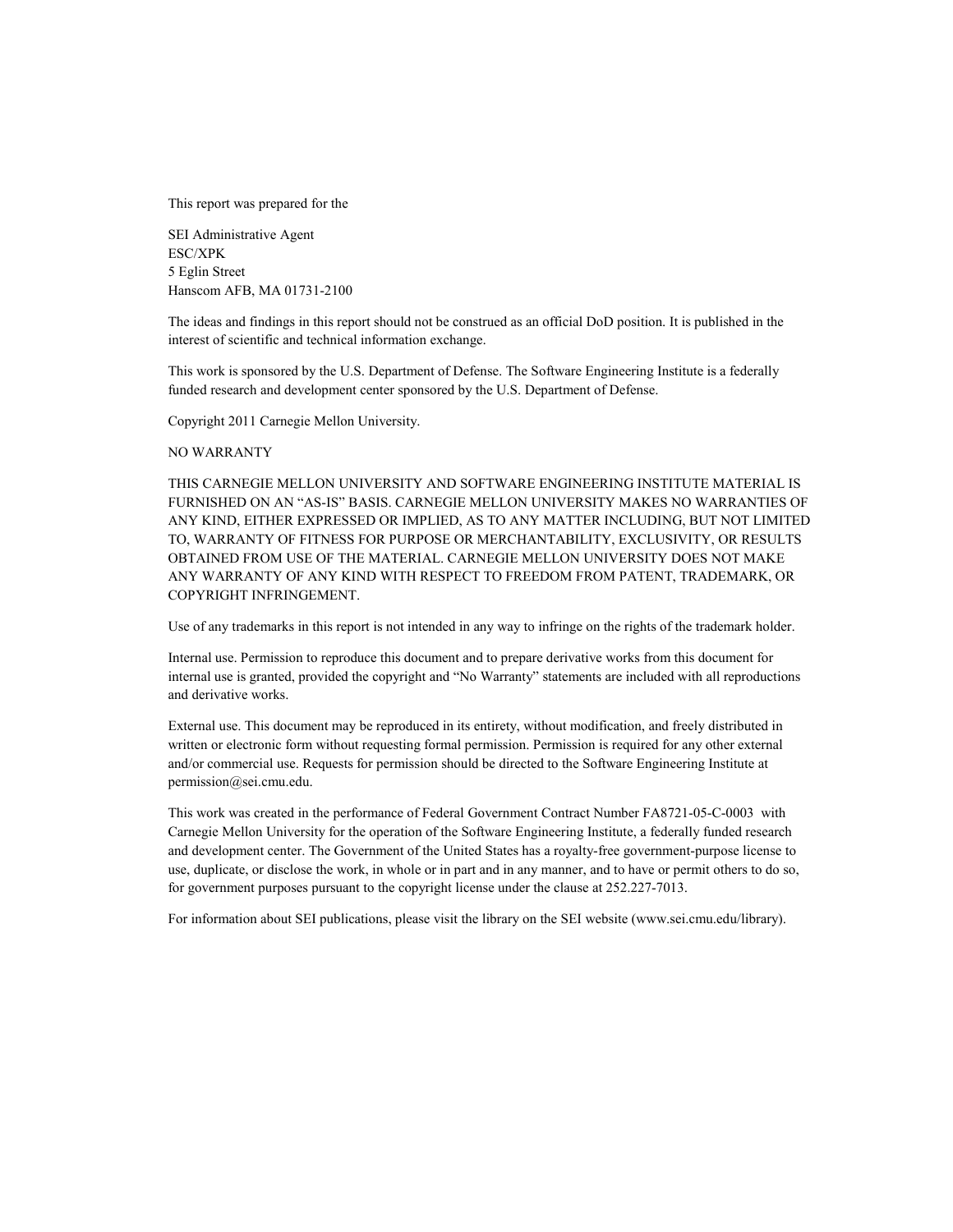This report was prepared for the

SEI Administrative Agent
ESC/XPK
5 Eglin Street
Hanscom AFB, MA 01731-2100

The ideas and findings in this report should not be construed as an official DoD position. It is published in the interest of scientific and technical information exchange.

This work is sponsored by the U.S. Department of Defense. The Software Engineering Institute is a federally funded research and development center sponsored by the U.S. Department of Defense.

Copyright 2011 Carnegie Mellon University.

NO WARRANTY

THIS CARNEGIE MELLON UNIVERSITY AND SOFTWARE ENGINEERING INSTITUTE MATERIAL IS FURNISHED ON AN "AS-IS" BASIS. CARNEGIE MELLON UNIVERSITY MAKES NO WARRANTIES OF ANY KIND, EITHER EXPRESSED OR IMPLIED, AS TO ANY MATTER INCLUDING, BUT NOT LIMITED TO, WARRANTY OF FITNESS FOR PURPOSE OR MERCHANTABILITY, EXCLUSIVITY, OR RESULTS OBTAINED FROM USE OF THE MATERIAL. CARNEGIE MELLON UNIVERSITY DOES NOT MAKE ANY WARRANTY OF ANY KIND WITH RESPECT TO FREEDOM FROM PATENT, TRADEMARK, OR COPYRIGHT INFRINGEMENT.

Use of any trademarks in this report is not intended in any way to infringe on the rights of the trademark holder.

Internal use. Permission to reproduce this document and to prepare derivative works from this document for internal use is granted, provided the copyright and "No Warranty" statements are included with all reproductions and derivative works.

External use. This document may be reproduced in its entirety, without modification, and freely distributed in written or electronic form without requesting formal permission. Permission is required for any other external and/or commercial use. Requests for permission should be directed to the Software Engineering Institute at permission@sei.cmu.edu.

This work was created in the performance of Federal Government Contract Number FA8721-05-C-0003 with Carnegie Mellon University for the operation of the Software Engineering Institute, a federally funded research and development center. The Government of the United States has a royalty-free government-purpose license to use, duplicate, or disclose the work, in whole or in part and in any manner, and to have or permit others to do so, for government purposes pursuant to the copyright license under the clause at 252.227-7013.

For information about SEI publications, please visit the library on the SEI website (www.sei.cmu.edu/library).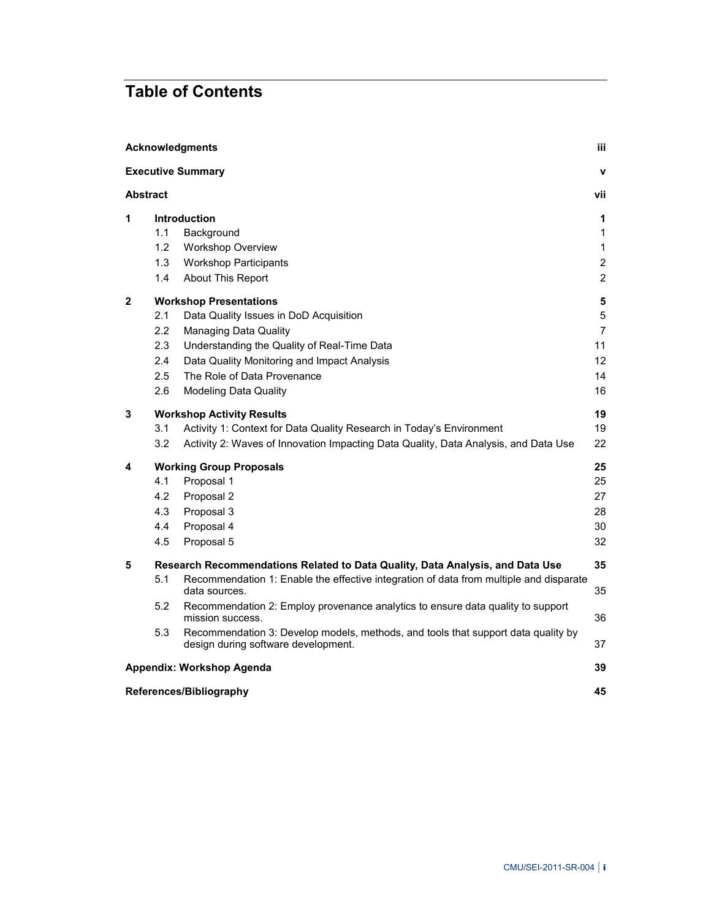# Table of Contents

| | | |
|---|---|---|
| **Acknowledgments** | | **iii** |
| **Executive Summary** | | **v** |
| **Abstract** | | **vii** |
| **1** | **Introduction** | **1** |
| 1.1 | Background | 1 |
| 1.2 | Workshop Overview | 1 |
| 1.3 | Workshop Participants | 2 |
| 1.4 | About This Report | 2 |
| **2** | **Workshop Presentations** | **5** |
| 2.1 | Data Quality Issues in DoD Acquisition | 5 |
| 2.2 | Managing Data Quality | 7 |
| 2.3 | Understanding the Quality of Real-Time Data | 11 |
| 2.4 | Data Quality Monitoring and Impact Analysis | 12 |
| 2.5 | The Role of Data Provenance | 14 |
| 2.6 | Modeling Data Quality | 16 |
| **3** | **Workshop Activity Results** | **19** |
| 3.1 | Activity 1: Context for Data Quality Research in Today's Environment | 19 |
| 3.2 | Activity 2: Waves of Innovation Impacting Data Quality, Data Analysis, and Data Use | 22 |
| **4** | **Working Group Proposals** | **25** |
| 4.1 | Proposal 1 | 25 |
| 4.2 | Proposal 2 | 27 |
| 4.3 | Proposal 3 | 28 |
| 4.4 | Proposal 4 | 30 |
| 4.5 | Proposal 5 | 32 |
| **5** | **Research Recommendations Related to Data Quality, Data Analysis, and Data Use** | **35** |
| 5.1 | Recommendation 1: Enable the effective integration of data from multiple and disparate data sources. | 35 |
| 5.2 | Recommendation 2: Employ provenance analytics to ensure data quality to support mission success. | 36 |
| 5.3 | Recommendation 3: Develop models, methods, and tools that support data quality by design during software development. | 37 |
| **Appendix: Workshop Agenda** | | **39** |
| **References/Bibliography** | | **45** |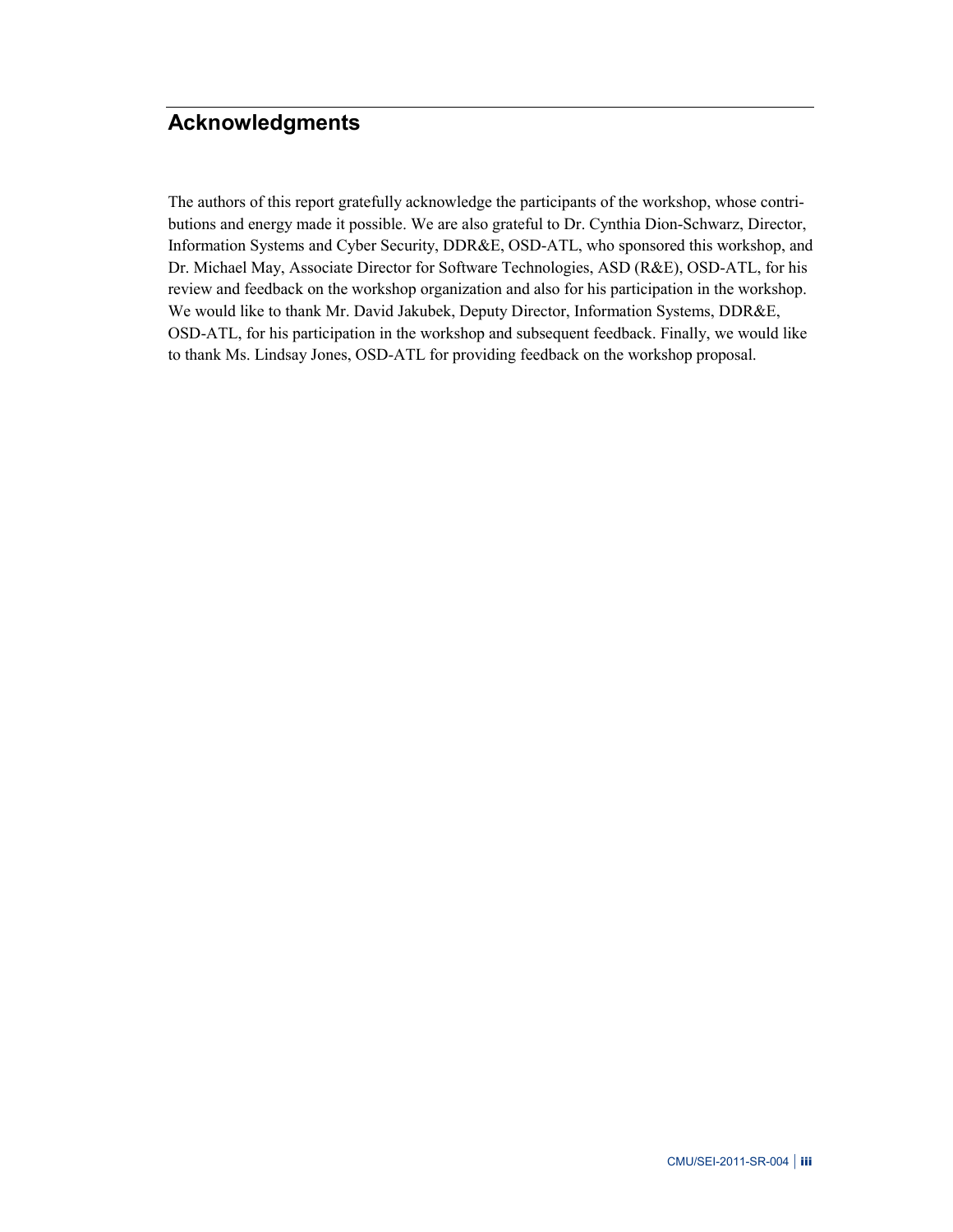# Acknowledgments

The authors of this report gratefully acknowledge the participants of the workshop, whose contributions and energy made it possible. We are also grateful to Dr. Cynthia Dion-Schwarz, Director, Information Systems and Cyber Security, DDR&E, OSD-ATL, who sponsored this workshop, and Dr. Michael May, Associate Director for Software Technologies, ASD (R&E), OSD-ATL, for his review and feedback on the workshop organization and also for his participation in the workshop. We would like to thank Mr. David Jakubek, Deputy Director, Information Systems, DDR&E, OSD-ATL, for his participation in the workshop and subsequent feedback. Finally, we would like to thank Ms. Lindsay Jones, OSD-ATL for providing feedback on the workshop proposal.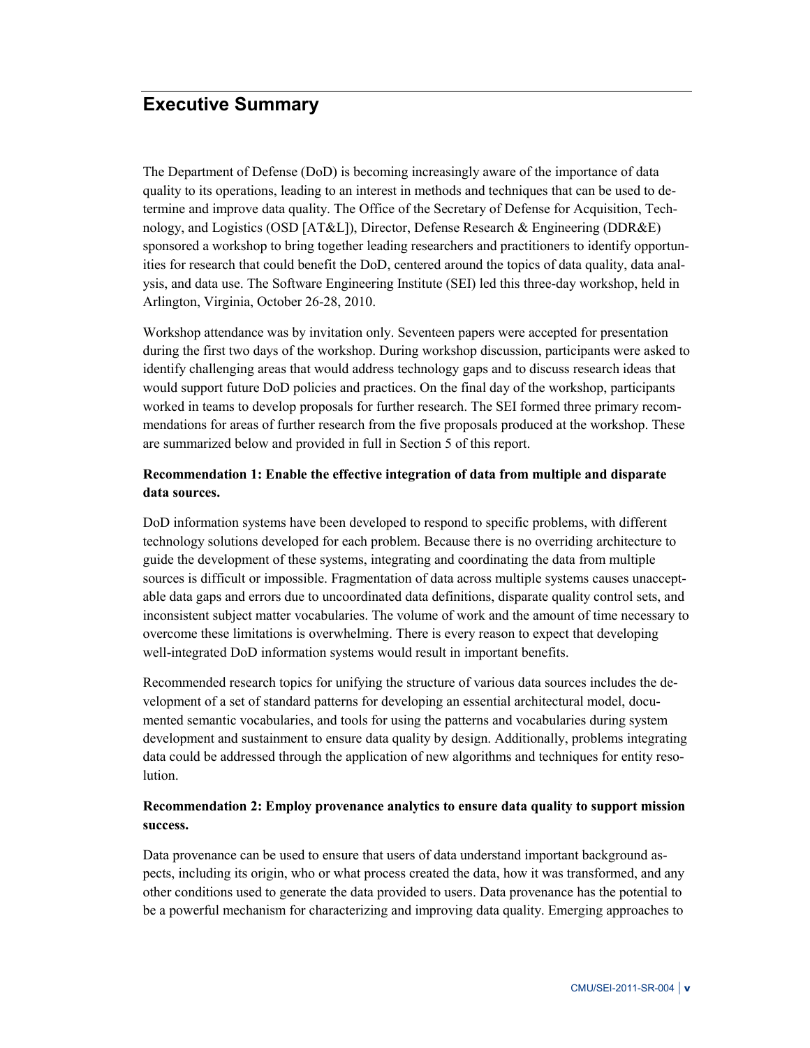# Executive Summary

The Department of Defense (DoD) is becoming increasingly aware of the importance of data quality to its operations, leading to an interest in methods and techniques that can be used to determine and improve data quality. The Office of the Secretary of Defense for Acquisition, Technology, and Logistics (OSD [AT&L]), Director, Defense Research & Engineering (DDR&E) sponsored a workshop to bring together leading researchers and practitioners to identify opportunities for research that could benefit the DoD, centered around the topics of data quality, data analysis, and data use. The Software Engineering Institute (SEI) led this three-day workshop, held in Arlington, Virginia, October 26-28, 2010.

Workshop attendance was by invitation only. Seventeen papers were accepted for presentation during the first two days of the workshop. During workshop discussion, participants were asked to identify challenging areas that would address technology gaps and to discuss research ideas that would support future DoD policies and practices. On the final day of the workshop, participants worked in teams to develop proposals for further research. The SEI formed three primary recommendations for areas of further research from the five proposals produced at the workshop. These are summarized below and provided in full in Section 5 of this report.

**Recommendation 1: Enable the effective integration of data from multiple and disparate data sources.**

DoD information systems have been developed to respond to specific problems, with different technology solutions developed for each problem. Because there is no overriding architecture to guide the development of these systems, integrating and coordinating the data from multiple sources is difficult or impossible. Fragmentation of data across multiple systems causes unacceptable data gaps and errors due to uncoordinated data definitions, disparate quality control sets, and inconsistent subject matter vocabularies. The volume of work and the amount of time necessary to overcome these limitations is overwhelming. There is every reason to expect that developing well-integrated DoD information systems would result in important benefits.

Recommended research topics for unifying the structure of various data sources includes the development of a set of standard patterns for developing an essential architectural model, documented semantic vocabularies, and tools for using the patterns and vocabularies during system development and sustainment to ensure data quality by design. Additionally, problems integrating data could be addressed through the application of new algorithms and techniques for entity resolution.

**Recommendation 2: Employ provenance analytics to ensure data quality to support mission success.**

Data provenance can be used to ensure that users of data understand important background aspects, including its origin, who or what process created the data, how it was transformed, and any other conditions used to generate the data provided to users. Data provenance has the potential to be a powerful mechanism for characterizing and improving data quality. Emerging approaches to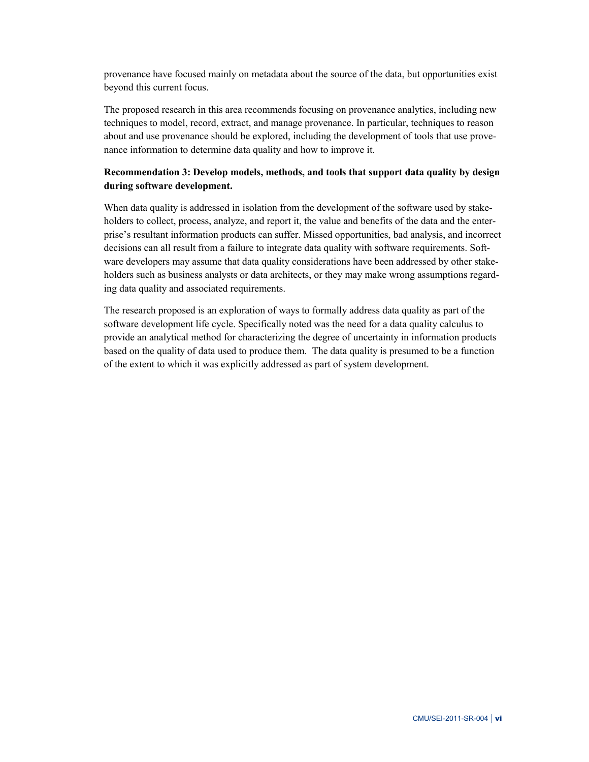provenance have focused mainly on metadata about the source of the data, but opportunities exist beyond this current focus.

The proposed research in this area recommends focusing on provenance analytics, including new techniques to model, record, extract, and manage provenance. In particular, techniques to reason about and use provenance should be explored, including the development of tools that use provenance information to determine data quality and how to improve it.

**Recommendation 3: Develop models, methods, and tools that support data quality by design during software development.**

When data quality is addressed in isolation from the development of the software used by stakeholders to collect, process, analyze, and report it, the value and benefits of the data and the enterprise's resultant information products can suffer. Missed opportunities, bad analysis, and incorrect decisions can all result from a failure to integrate data quality with software requirements. Software developers may assume that data quality considerations have been addressed by other stakeholders such as business analysts or data architects, or they may make wrong assumptions regarding data quality and associated requirements.

The research proposed is an exploration of ways to formally address data quality as part of the software development life cycle. Specifically noted was the need for a data quality calculus to provide an analytical method for characterizing the degree of uncertainty in information products based on the quality of data used to produce them. The data quality is presumed to be a function of the extent to which it was explicitly addressed as part of system development.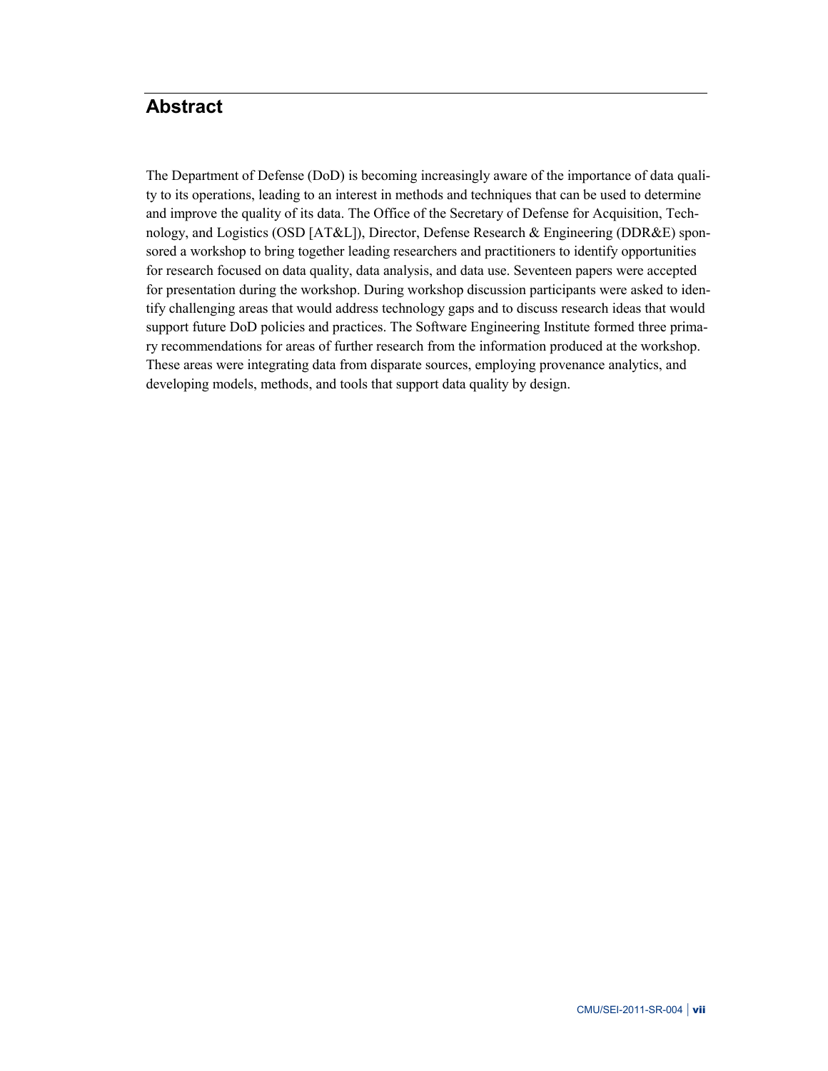# Abstract

The Department of Defense (DoD) is becoming increasingly aware of the importance of data quality to its operations, leading to an interest in methods and techniques that can be used to determine and improve the quality of its data. The Office of the Secretary of Defense for Acquisition, Technology, and Logistics (OSD [AT&L]), Director, Defense Research & Engineering (DDR&E) sponsored a workshop to bring together leading researchers and practitioners to identify opportunities for research focused on data quality, data analysis, and data use. Seventeen papers were accepted for presentation during the workshop. During workshop discussion participants were asked to identify challenging areas that would address technology gaps and to discuss research ideas that would support future DoD policies and practices. The Software Engineering Institute formed three primary recommendations for areas of further research from the information produced at the workshop. These areas were integrating data from disparate sources, employing provenance analytics, and developing models, methods, and tools that support data quality by design.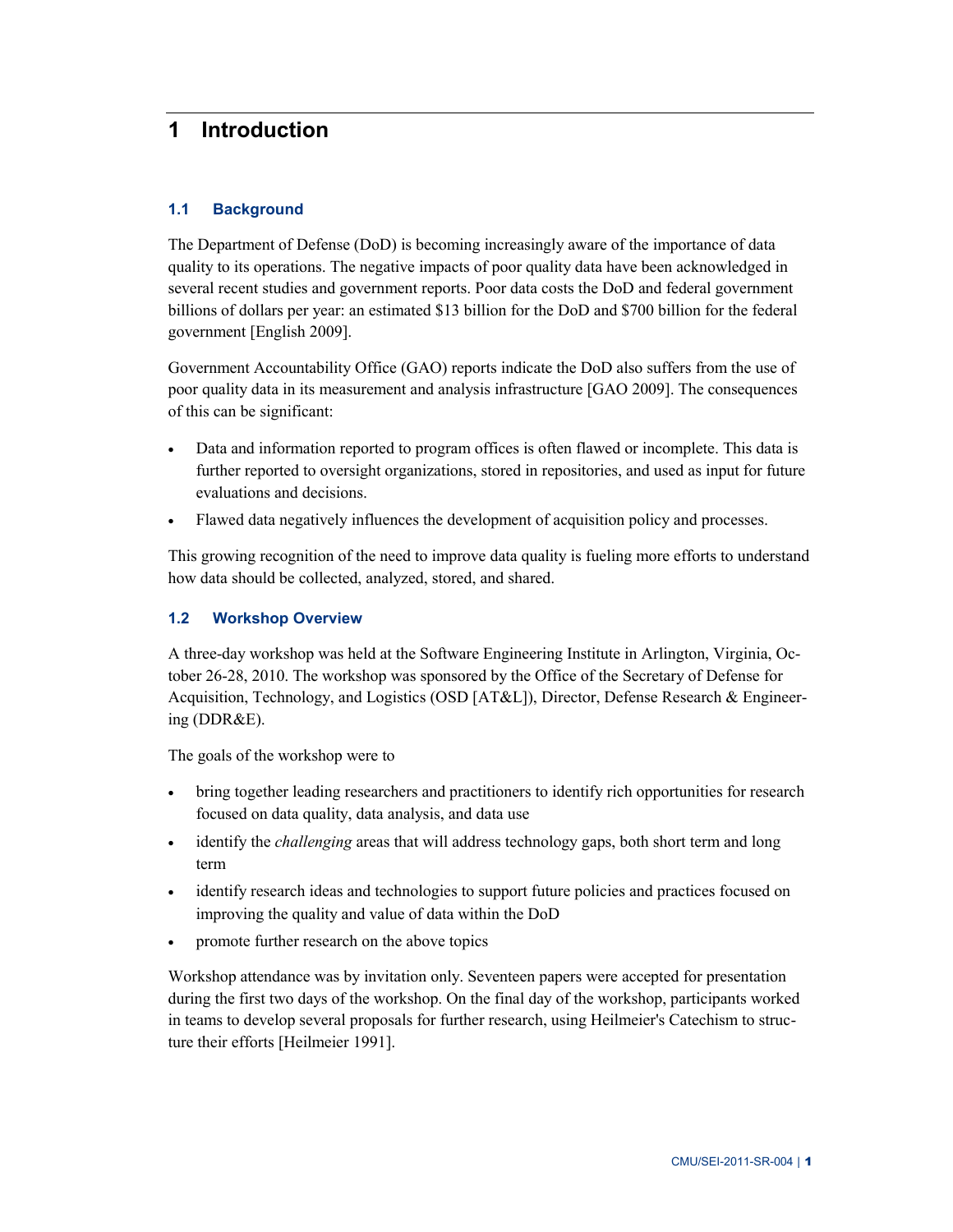# 1 Introduction

## 1.1 Background

The Department of Defense (DoD) is becoming increasingly aware of the importance of data quality to its operations. The negative impacts of poor quality data have been acknowledged in several recent studies and government reports. Poor data costs the DoD and federal government billions of dollars per year: an estimated $13 billion for the DoD and $700 billion for the federal government [English 2009].

Government Accountability Office (GAO) reports indicate the DoD also suffers from the use of poor quality data in its measurement and analysis infrastructure [GAO 2009]. The consequences of this can be significant:

- Data and information reported to program offices is often flawed or incomplete. This data is further reported to oversight organizations, stored in repositories, and used as input for future evaluations and decisions.
- Flawed data negatively influences the development of acquisition policy and processes.

This growing recognition of the need to improve data quality is fueling more efforts to understand how data should be collected, analyzed, stored, and shared.

## 1.2 Workshop Overview

A three-day workshop was held at the Software Engineering Institute in Arlington, Virginia, October 26-28, 2010. The workshop was sponsored by the Office of the Secretary of Defense for Acquisition, Technology, and Logistics (OSD [AT&L]), Director, Defense Research & Engineering (DDR&E).

The goals of the workshop were to

- bring together leading researchers and practitioners to identify rich opportunities for research focused on data quality, data analysis, and data use
- identify the *challenging* areas that will address technology gaps, both short term and long term
- identify research ideas and technologies to support future policies and practices focused on improving the quality and value of data within the DoD
- promote further research on the above topics

Workshop attendance was by invitation only. Seventeen papers were accepted for presentation during the first two days of the workshop. On the final day of the workshop, participants worked in teams to develop several proposals for further research, using Heilmeier's Catechism to structure their efforts [Heilmeier 1991].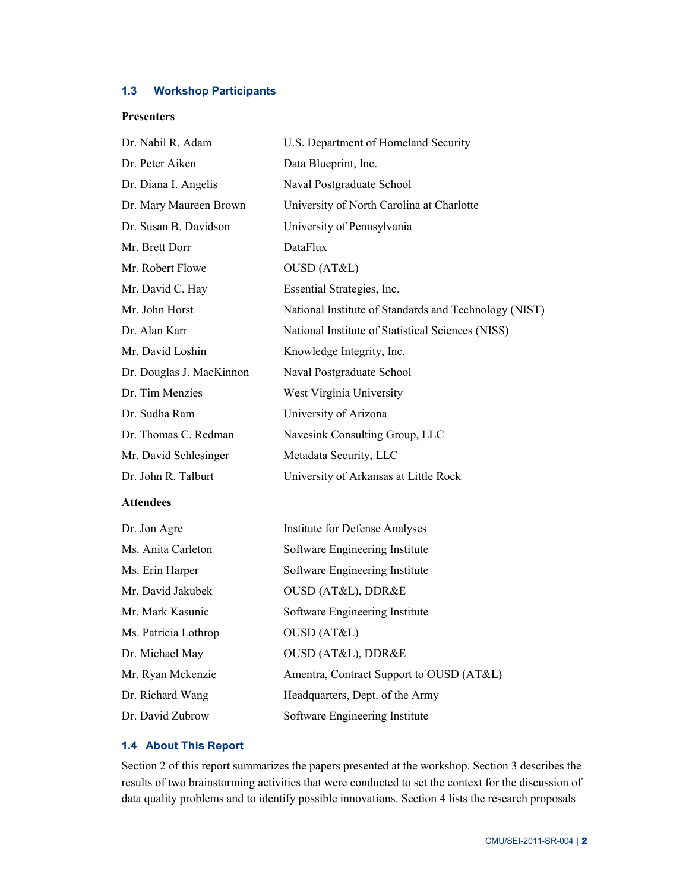### 1.3 Workshop Participants

**Presenters**

| | |
|---|---|
| Dr. Nabil R. Adam | U.S. Department of Homeland Security |
| Dr. Peter Aiken | Data Blueprint, Inc. |
| Dr. Diana I. Angelis | Naval Postgraduate School |
| Dr. Mary Maureen Brown | University of North Carolina at Charlotte |
| Dr. Susan B. Davidson | University of Pennsylvania |
| Mr. Brett Dorr | DataFlux |
| Mr. Robert Flowe | OUSD (AT&L) |
| Mr. David C. Hay | Essential Strategies, Inc. |
| Mr. John Horst | National Institute of Standards and Technology (NIST) |
| Dr. Alan Karr | National Institute of Statistical Sciences (NISS) |
| Mr. David Loshin | Knowledge Integrity, Inc. |
| Dr. Douglas J. MacKinnon | Naval Postgraduate School |
| Dr. Tim Menzies | West Virginia University |
| Dr. Sudha Ram | University of Arizona |
| Dr. Thomas C. Redman | Navesink Consulting Group, LLC |
| Mr. David Schlesinger | Metadata Security, LLC |
| Dr. John R. Talburt | University of Arkansas at Little Rock |

**Attendees**

| | |
|---|---|
| Dr. Jon Agre | Institute for Defense Analyses |
| Ms. Anita Carleton | Software Engineering Institute |
| Ms. Erin Harper | Software Engineering Institute |
| Mr. David Jakubek | OUSD (AT&L), DDR&E |
| Mr. Mark Kasunic | Software Engineering Institute |
| Ms. Patricia Lothrop | OUSD (AT&L) |
| Dr. Michael May | OUSD (AT&L), DDR&E |
| Mr. Ryan Mckenzie | Amentra, Contract Support to OUSD (AT&L) |
| Dr. Richard Wang | Headquarters, Dept. of the Army |
| Dr. David Zubrow | Software Engineering Institute |

### 1.4 About This Report

Section 2 of this report summarizes the papers presented at the workshop. Section 3 describes the results of two brainstorming activities that were conducted to set the context for the discussion of data quality problems and to identify possible innovations. Section 4 lists the research proposals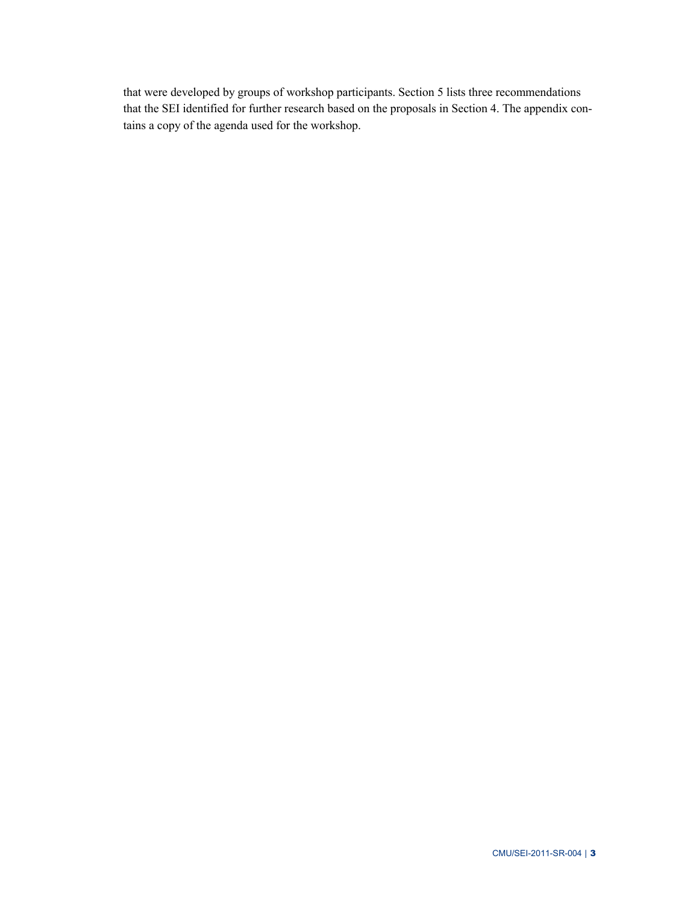that were developed by groups of workshop participants. Section 5 lists three recommendations that the SEI identified for further research based on the proposals in Section 4. The appendix contains a copy of the agenda used for the workshop.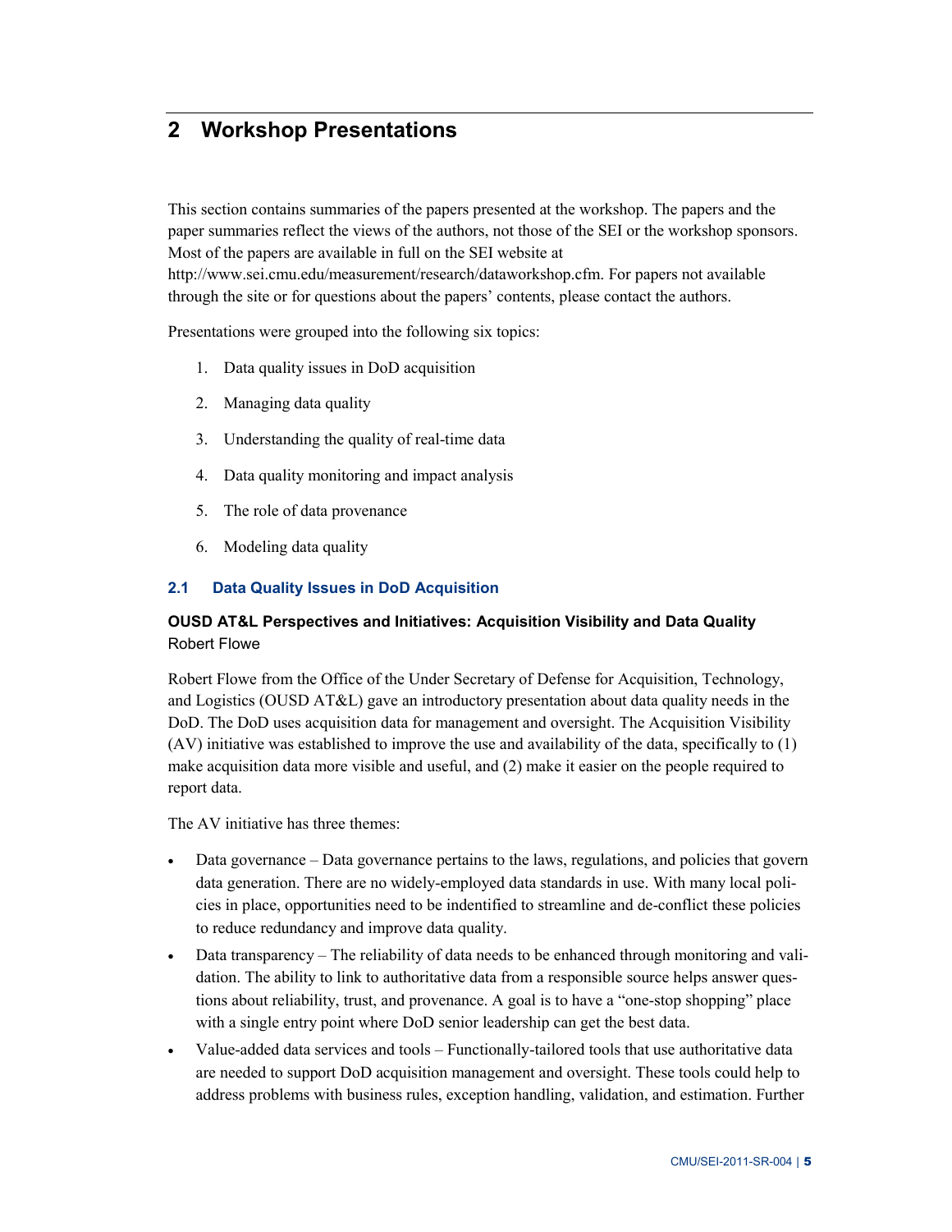# 2 Workshop Presentations

This section contains summaries of the papers presented at the workshop. The papers and the paper summaries reflect the views of the authors, not those of the SEI or the workshop sponsors. Most of the papers are available in full on the SEI website at http://www.sei.cmu.edu/measurement/research/dataworkshop.cfm. For papers not available through the site or for questions about the papers' contents, please contact the authors.

Presentations were grouped into the following six topics:

1. Data quality issues in DoD acquisition
2. Managing data quality
3. Understanding the quality of real-time data
4. Data quality monitoring and impact analysis
5. The role of data provenance
6. Modeling data quality

## 2.1 Data Quality Issues in DoD Acquisition

### OUSD AT&L Perspectives and Initiatives: Acquisition Visibility and Data Quality

Robert Flowe

Robert Flowe from the Office of the Under Secretary of Defense for Acquisition, Technology, and Logistics (OUSD AT&L) gave an introductory presentation about data quality needs in the DoD. The DoD uses acquisition data for management and oversight. The Acquisition Visibility (AV) initiative was established to improve the use and availability of the data, specifically to (1) make acquisition data more visible and useful, and (2) make it easier on the people required to report data.

The AV initiative has three themes:

- Data governance – Data governance pertains to the laws, regulations, and policies that govern data generation. There are no widely-employed data standards in use. With many local policies in place, opportunities need to be indentified to streamline and de-conflict these policies to reduce redundancy and improve data quality.
- Data transparency – The reliability of data needs to be enhanced through monitoring and validation. The ability to link to authoritative data from a responsible source helps answer questions about reliability, trust, and provenance. A goal is to have a "one-stop shopping" place with a single entry point where DoD senior leadership can get the best data.
- Value-added data services and tools – Functionally-tailored tools that use authoritative data are needed to support DoD acquisition management and oversight. These tools could help to address problems with business rules, exception handling, validation, and estimation. Further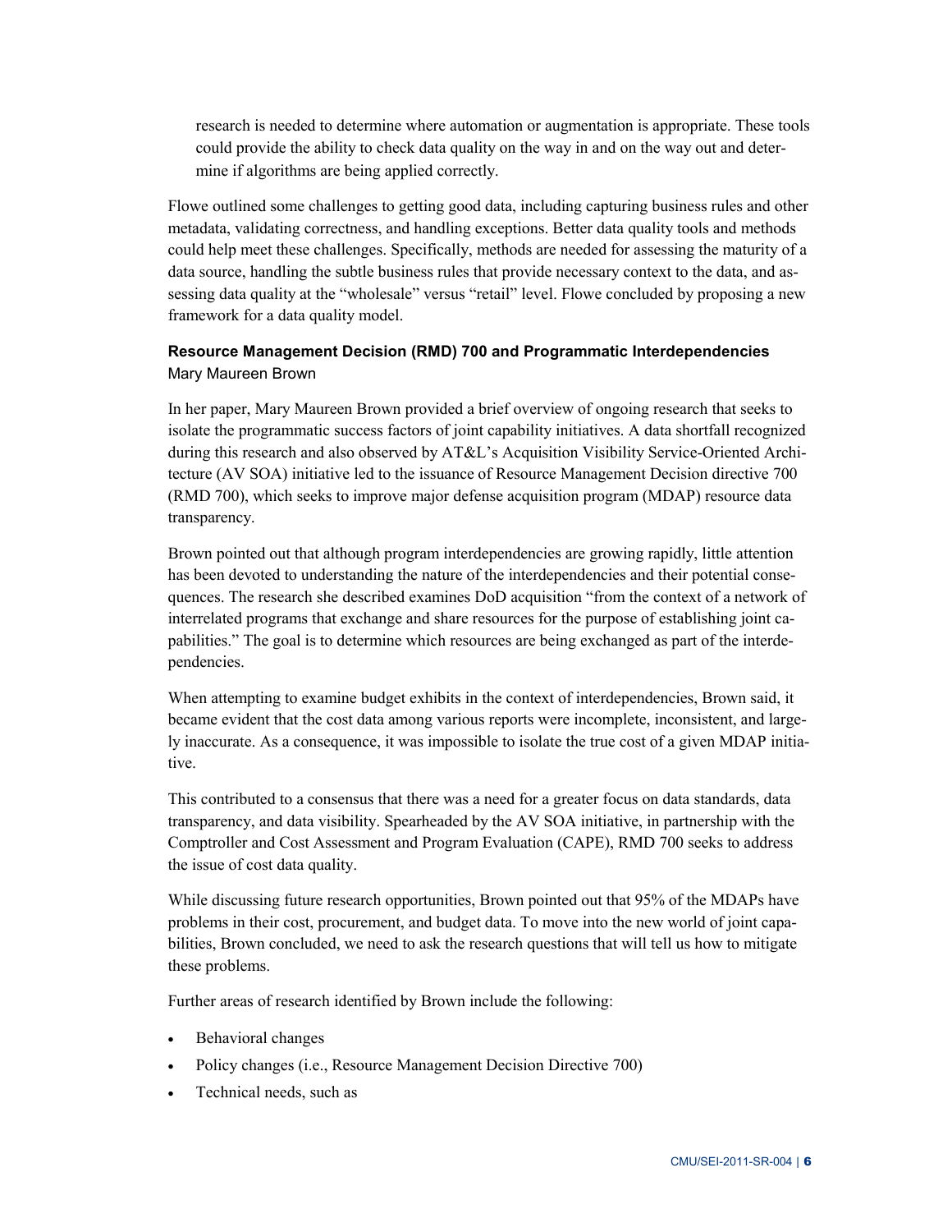research is needed to determine where automation or augmentation is appropriate. These tools could provide the ability to check data quality on the way in and on the way out and determine if algorithms are being applied correctly.

Flowe outlined some challenges to getting good data, including capturing business rules and other metadata, validating correctness, and handling exceptions. Better data quality tools and methods could help meet these challenges. Specifically, methods are needed for assessing the maturity of a data source, handling the subtle business rules that provide necessary context to the data, and assessing data quality at the "wholesale" versus "retail" level. Flowe concluded by proposing a new framework for a data quality model.

### Resource Management Decision (RMD) 700 and Programmatic Interdependencies

Mary Maureen Brown

In her paper, Mary Maureen Brown provided a brief overview of ongoing research that seeks to isolate the programmatic success factors of joint capability initiatives. A data shortfall recognized during this research and also observed by AT&L's Acquisition Visibility Service-Oriented Architecture (AV SOA) initiative led to the issuance of Resource Management Decision directive 700 (RMD 700), which seeks to improve major defense acquisition program (MDAP) resource data transparency.

Brown pointed out that although program interdependencies are growing rapidly, little attention has been devoted to understanding the nature of the interdependencies and their potential consequences. The research she described examines DoD acquisition "from the context of a network of interrelated programs that exchange and share resources for the purpose of establishing joint capabilities." The goal is to determine which resources are being exchanged as part of the interdependencies.

When attempting to examine budget exhibits in the context of interdependencies, Brown said, it became evident that the cost data among various reports were incomplete, inconsistent, and largely inaccurate. As a consequence, it was impossible to isolate the true cost of a given MDAP initiative.

This contributed to a consensus that there was a need for a greater focus on data standards, data transparency, and data visibility. Spearheaded by the AV SOA initiative, in partnership with the Comptroller and Cost Assessment and Program Evaluation (CAPE), RMD 700 seeks to address the issue of cost data quality.

While discussing future research opportunities, Brown pointed out that 95% of the MDAPs have problems in their cost, procurement, and budget data. To move into the new world of joint capabilities, Brown concluded, we need to ask the research questions that will tell us how to mitigate these problems.

Further areas of research identified by Brown include the following:

- Behavioral changes
- Policy changes (i.e., Resource Management Decision Directive 700)
- Technical needs, such as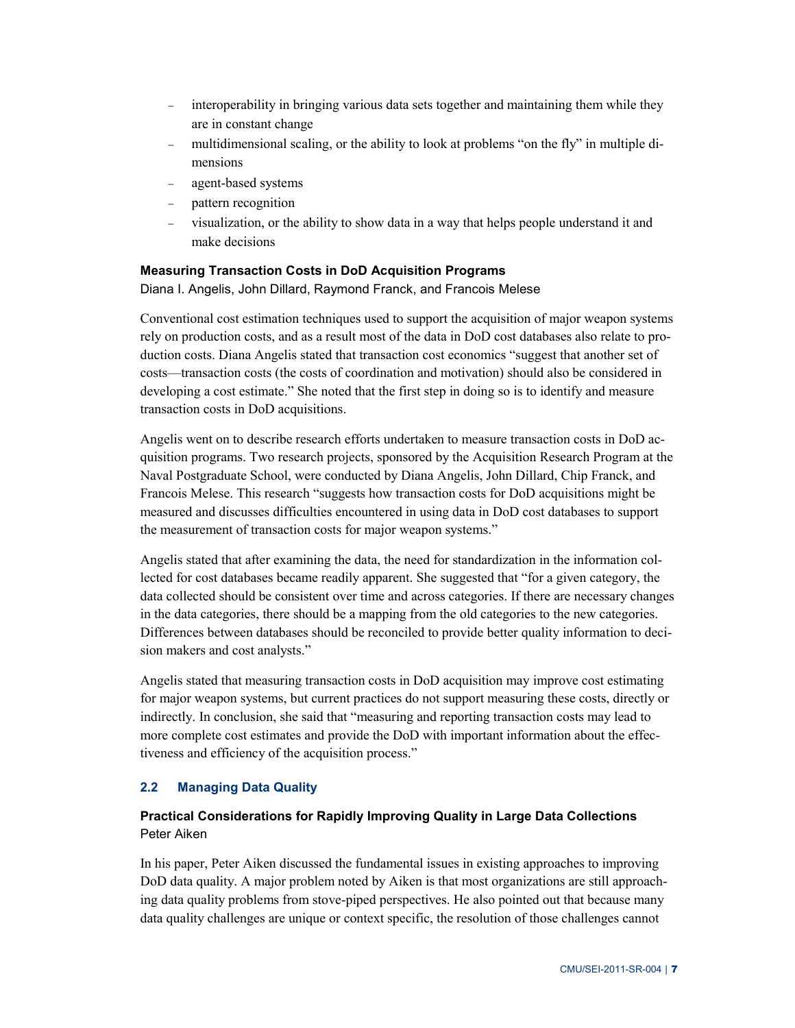- interoperability in bringing various data sets together and maintaining them while they are in constant change
- multidimensional scaling, or the ability to look at problems "on the fly" in multiple dimensions
- agent-based systems
- pattern recognition
- visualization, or the ability to show data in a way that helps people understand it and make decisions

**Measuring Transaction Costs in DoD Acquisition Programs**
Diana I. Angelis, John Dillard, Raymond Franck, and Francois Melese

Conventional cost estimation techniques used to support the acquisition of major weapon systems rely on production costs, and as a result most of the data in DoD cost databases also relate to production costs. Diana Angelis stated that transaction cost economics "suggest that another set of costs—transaction costs (the costs of coordination and motivation) should also be considered in developing a cost estimate." She noted that the first step in doing so is to identify and measure transaction costs in DoD acquisitions.

Angelis went on to describe research efforts undertaken to measure transaction costs in DoD acquisition programs. Two research projects, sponsored by the Acquisition Research Program at the Naval Postgraduate School, were conducted by Diana Angelis, John Dillard, Chip Franck, and Francois Melese. This research "suggests how transaction costs for DoD acquisitions might be measured and discusses difficulties encountered in using data in DoD cost databases to support the measurement of transaction costs for major weapon systems."

Angelis stated that after examining the data, the need for standardization in the information collected for cost databases became readily apparent. She suggested that "for a given category, the data collected should be consistent over time and across categories. If there are necessary changes in the data categories, there should be a mapping from the old categories to the new categories. Differences between databases should be reconciled to provide better quality information to decision makers and cost analysts."

Angelis stated that measuring transaction costs in DoD acquisition may improve cost estimating for major weapon systems, but current practices do not support measuring these costs, directly or indirectly. In conclusion, she said that "measuring and reporting transaction costs may lead to more complete cost estimates and provide the DoD with important information about the effectiveness and efficiency of the acquisition process."

## 2.2 Managing Data Quality

**Practical Considerations for Rapidly Improving Quality in Large Data Collections**
Peter Aiken

In his paper, Peter Aiken discussed the fundamental issues in existing approaches to improving DoD data quality. A major problem noted by Aiken is that most organizations are still approaching data quality problems from stove-piped perspectives. He also pointed out that because many data quality challenges are unique or context specific, the resolution of those challenges cannot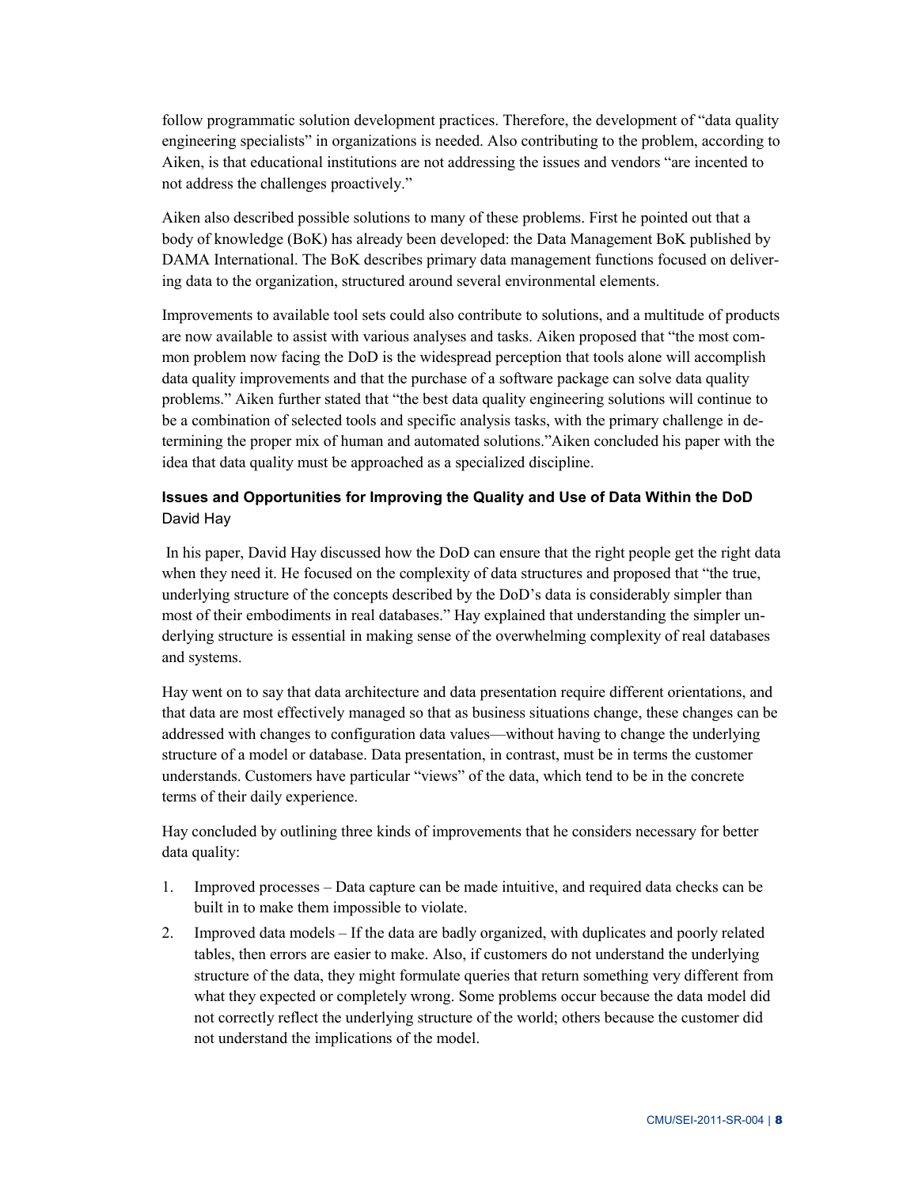follow programmatic solution development practices. Therefore, the development of "data quality engineering specialists" in organizations is needed. Also contributing to the problem, according to Aiken, is that educational institutions are not addressing the issues and vendors "are incented to not address the challenges proactively."

Aiken also described possible solutions to many of these problems. First he pointed out that a body of knowledge (BoK) has already been developed: the Data Management BoK published by DAMA International. The BoK describes primary data management functions focused on delivering data to the organization, structured around several environmental elements.

Improvements to available tool sets could also contribute to solutions, and a multitude of products are now available to assist with various analyses and tasks. Aiken proposed that "the most common problem now facing the DoD is the widespread perception that tools alone will accomplish data quality improvements and that the purchase of a software package can solve data quality problems." Aiken further stated that "the best data quality engineering solutions will continue to be a combination of selected tools and specific analysis tasks, with the primary challenge in determining the proper mix of human and automated solutions."Aiken concluded his paper with the idea that data quality must be approached as a specialized discipline.

### Issues and Opportunities for Improving the Quality and Use of Data Within the DoD

David Hay

In his paper, David Hay discussed how the DoD can ensure that the right people get the right data when they need it. He focused on the complexity of data structures and proposed that "the true, underlying structure of the concepts described by the DoD's data is considerably simpler than most of their embodiments in real databases." Hay explained that understanding the simpler underlying structure is essential in making sense of the overwhelming complexity of real databases and systems.

Hay went on to say that data architecture and data presentation require different orientations, and that data are most effectively managed so that as business situations change, these changes can be addressed with changes to configuration data values—without having to change the underlying structure of a model or database. Data presentation, in contrast, must be in terms the customer understands. Customers have particular "views" of the data, which tend to be in the concrete terms of their daily experience.

Hay concluded by outlining three kinds of improvements that he considers necessary for better data quality:

1. Improved processes – Data capture can be made intuitive, and required data checks can be built in to make them impossible to violate.
2. Improved data models – If the data are badly organized, with duplicates and poorly related tables, then errors are easier to make. Also, if customers do not understand the underlying structure of the data, they might formulate queries that return something very different from what they expected or completely wrong. Some problems occur because the data model did not correctly reflect the underlying structure of the world; others because the customer did not understand the implications of the model.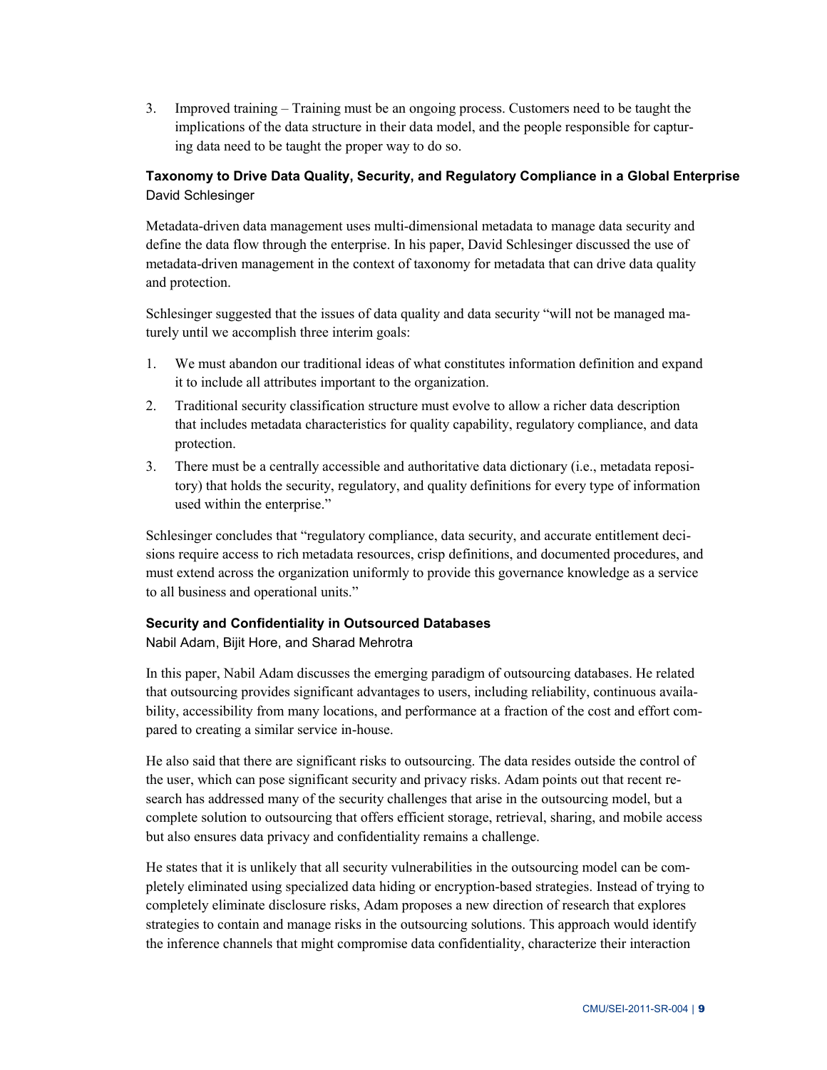3. Improved training – Training must be an ongoing process. Customers need to be taught the implications of the data structure in their data model, and the people responsible for capturing data need to be taught the proper way to do so.

### Taxonomy to Drive Data Quality, Security, and Regulatory Compliance in a Global Enterprise

David Schlesinger

Metadata-driven data management uses multi-dimensional metadata to manage data security and define the data flow through the enterprise. In his paper, David Schlesinger discussed the use of metadata-driven management in the context of taxonomy for metadata that can drive data quality and protection.

Schlesinger suggested that the issues of data quality and data security "will not be managed maturely until we accomplish three interim goals:

1. We must abandon our traditional ideas of what constitutes information definition and expand it to include all attributes important to the organization.
2. Traditional security classification structure must evolve to allow a richer data description that includes metadata characteristics for quality capability, regulatory compliance, and data protection.
3. There must be a centrally accessible and authoritative data dictionary (i.e., metadata repository) that holds the security, regulatory, and quality definitions for every type of information used within the enterprise."

Schlesinger concludes that "regulatory compliance, data security, and accurate entitlement decisions require access to rich metadata resources, crisp definitions, and documented procedures, and must extend across the organization uniformly to provide this governance knowledge as a service to all business and operational units."

### Security and Confidentiality in Outsourced Databases

Nabil Adam, Bijit Hore, and Sharad Mehrotra

In this paper, Nabil Adam discusses the emerging paradigm of outsourcing databases. He related that outsourcing provides significant advantages to users, including reliability, continuous availability, accessibility from many locations, and performance at a fraction of the cost and effort compared to creating a similar service in-house.

He also said that there are significant risks to outsourcing. The data resides outside the control of the user, which can pose significant security and privacy risks. Adam points out that recent research has addressed many of the security challenges that arise in the outsourcing model, but a complete solution to outsourcing that offers efficient storage, retrieval, sharing, and mobile access but also ensures data privacy and confidentiality remains a challenge.

He states that it is unlikely that all security vulnerabilities in the outsourcing model can be completely eliminated using specialized data hiding or encryption-based strategies. Instead of trying to completely eliminate disclosure risks, Adam proposes a new direction of research that explores strategies to contain and manage risks in the outsourcing solutions. This approach would identify the inference channels that might compromise data confidentiality, characterize their interaction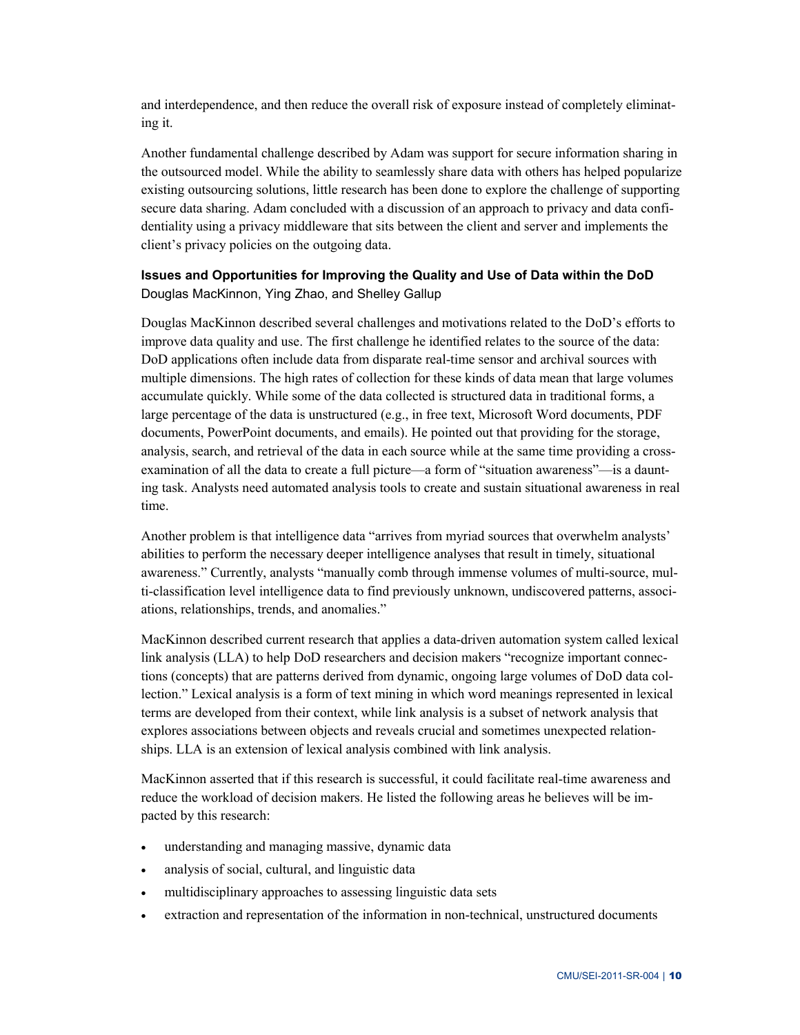and interdependence, and then reduce the overall risk of exposure instead of completely eliminating it.

Another fundamental challenge described by Adam was support for secure information sharing in the outsourced model. While the ability to seamlessly share data with others has helped popularize existing outsourcing solutions, little research has been done to explore the challenge of supporting secure data sharing. Adam concluded with a discussion of an approach to privacy and data confidentiality using a privacy middleware that sits between the client and server and implements the client's privacy policies on the outgoing data.

### Issues and Opportunities for Improving the Quality and Use of Data within the DoD

Douglas MacKinnon, Ying Zhao, and Shelley Gallup

Douglas MacKinnon described several challenges and motivations related to the DoD's efforts to improve data quality and use. The first challenge he identified relates to the source of the data: DoD applications often include data from disparate real-time sensor and archival sources with multiple dimensions. The high rates of collection for these kinds of data mean that large volumes accumulate quickly. While some of the data collected is structured data in traditional forms, a large percentage of the data is unstructured (e.g., in free text, Microsoft Word documents, PDF documents, PowerPoint documents, and emails). He pointed out that providing for the storage, analysis, search, and retrieval of the data in each source while at the same time providing a cross-examination of all the data to create a full picture—a form of "situation awareness"—is a daunting task. Analysts need automated analysis tools to create and sustain situational awareness in real time.

Another problem is that intelligence data "arrives from myriad sources that overwhelm analysts' abilities to perform the necessary deeper intelligence analyses that result in timely, situational awareness." Currently, analysts "manually comb through immense volumes of multi-source, multi-classification level intelligence data to find previously unknown, undiscovered patterns, associations, relationships, trends, and anomalies."

MacKinnon described current research that applies a data-driven automation system called lexical link analysis (LLA) to help DoD researchers and decision makers "recognize important connections (concepts) that are patterns derived from dynamic, ongoing large volumes of DoD data collection." Lexical analysis is a form of text mining in which word meanings represented in lexical terms are developed from their context, while link analysis is a subset of network analysis that explores associations between objects and reveals crucial and sometimes unexpected relationships. LLA is an extension of lexical analysis combined with link analysis.

MacKinnon asserted that if this research is successful, it could facilitate real-time awareness and reduce the workload of decision makers. He listed the following areas he believes will be impacted by this research:

- understanding and managing massive, dynamic data
- analysis of social, cultural, and linguistic data
- multidisciplinary approaches to assessing linguistic data sets
- extraction and representation of the information in non-technical, unstructured documents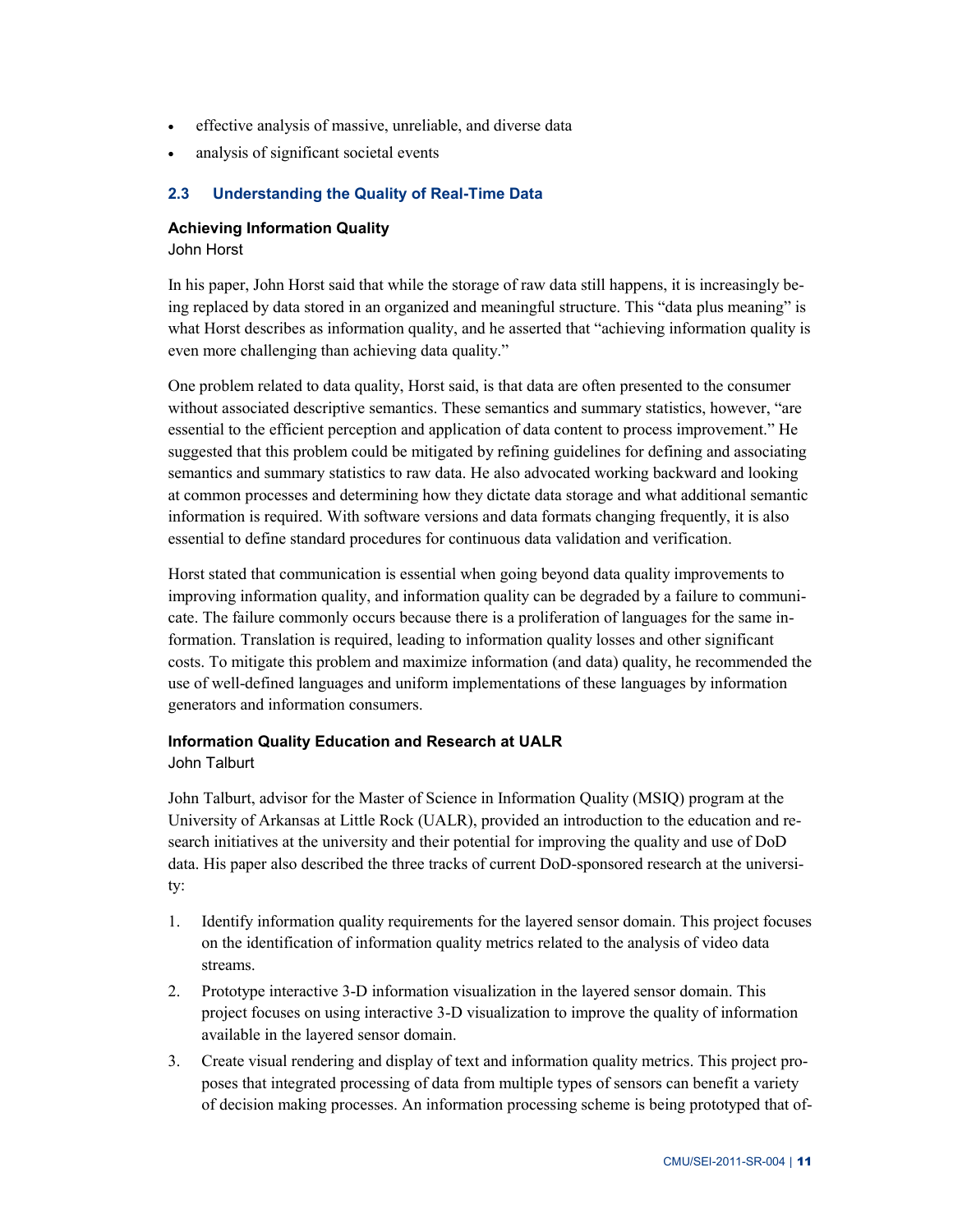- effective analysis of massive, unreliable, and diverse data
- analysis of significant societal events

### 2.3 Understanding the Quality of Real-Time Data

**Achieving Information Quality**
John Horst

In his paper, John Horst said that while the storage of raw data still happens, it is increasingly being replaced by data stored in an organized and meaningful structure. This "data plus meaning" is what Horst describes as information quality, and he asserted that "achieving information quality is even more challenging than achieving data quality."

One problem related to data quality, Horst said, is that data are often presented to the consumer without associated descriptive semantics. These semantics and summary statistics, however, "are essential to the efficient perception and application of data content to process improvement." He suggested that this problem could be mitigated by refining guidelines for defining and associating semantics and summary statistics to raw data. He also advocated working backward and looking at common processes and determining how they dictate data storage and what additional semantic information is required. With software versions and data formats changing frequently, it is also essential to define standard procedures for continuous data validation and verification.

Horst stated that communication is essential when going beyond data quality improvements to improving information quality, and information quality can be degraded by a failure to communicate. The failure commonly occurs because there is a proliferation of languages for the same information. Translation is required, leading to information quality losses and other significant costs. To mitigate this problem and maximize information (and data) quality, he recommended the use of well-defined languages and uniform implementations of these languages by information generators and information consumers.

**Information Quality Education and Research at UALR**
John Talburt

John Talburt, advisor for the Master of Science in Information Quality (MSIQ) program at the University of Arkansas at Little Rock (UALR), provided an introduction to the education and research initiatives at the university and their potential for improving the quality and use of DoD data. His paper also described the three tracks of current DoD-sponsored research at the university:

1. Identify information quality requirements for the layered sensor domain. This project focuses on the identification of information quality metrics related to the analysis of video data streams.
2. Prototype interactive 3-D information visualization in the layered sensor domain. This project focuses on using interactive 3-D visualization to improve the quality of information available in the layered sensor domain.
3. Create visual rendering and display of text and information quality metrics. This project proposes that integrated processing of data from multiple types of sensors can benefit a variety of decision making processes. An information processing scheme is being prototyped that of-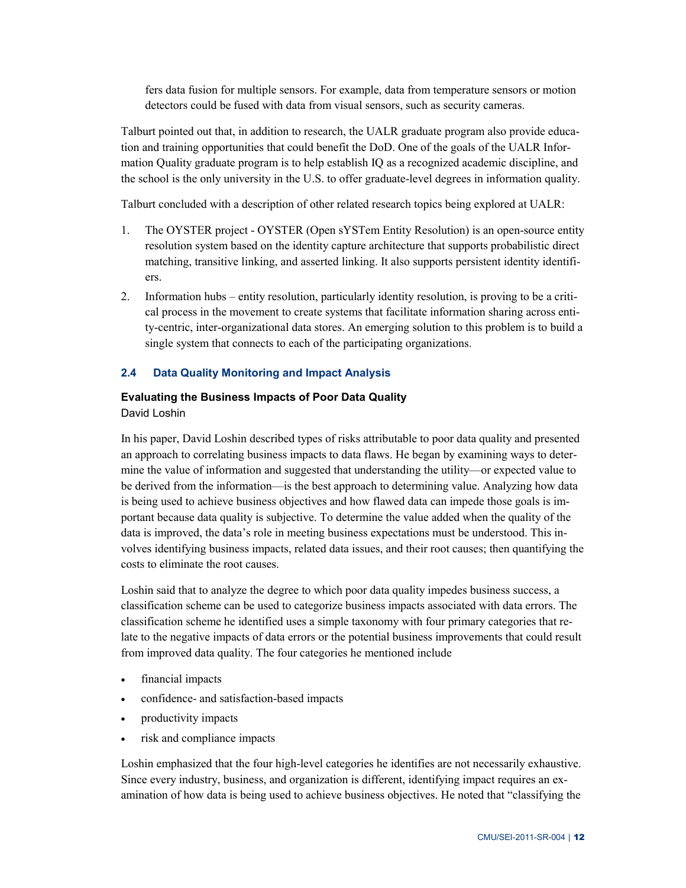fers data fusion for multiple sensors. For example, data from temperature sensors or motion detectors could be fused with data from visual sensors, such as security cameras.

Talburt pointed out that, in addition to research, the UALR graduate program also provide education and training opportunities that could benefit the DoD. One of the goals of the UALR Information Quality graduate program is to help establish IQ as a recognized academic discipline, and the school is the only university in the U.S. to offer graduate-level degrees in information quality.

Talburt concluded with a description of other related research topics being explored at UALR:

1. The OYSTER project - OYSTER (Open sYSTem Entity Resolution) is an open-source entity resolution system based on the identity capture architecture that supports probabilistic direct matching, transitive linking, and asserted linking. It also supports persistent identity identifiers.
2. Information hubs – entity resolution, particularly identity resolution, is proving to be a critical process in the movement to create systems that facilitate information sharing across entity-centric, inter-organizational data stores. An emerging solution to this problem is to build a single system that connects to each of the participating organizations.

## 2.4 Data Quality Monitoring and Impact Analysis

**Evaluating the Business Impacts of Poor Data Quality**
David Loshin

In his paper, David Loshin described types of risks attributable to poor data quality and presented an approach to correlating business impacts to data flaws. He began by examining ways to determine the value of information and suggested that understanding the utility—or expected value to be derived from the information—is the best approach to determining value. Analyzing how data is being used to achieve business objectives and how flawed data can impede those goals is important because data quality is subjective. To determine the value added when the quality of the data is improved, the data's role in meeting business expectations must be understood. This involves identifying business impacts, related data issues, and their root causes; then quantifying the costs to eliminate the root causes.

Loshin said that to analyze the degree to which poor data quality impedes business success, a classification scheme can be used to categorize business impacts associated with data errors. The classification scheme he identified uses a simple taxonomy with four primary categories that relate to the negative impacts of data errors or the potential business improvements that could result from improved data quality. The four categories he mentioned include

- financial impacts
- confidence- and satisfaction-based impacts
- productivity impacts
- risk and compliance impacts

Loshin emphasized that the four high-level categories he identifies are not necessarily exhaustive. Since every industry, business, and organization is different, identifying impact requires an examination of how data is being used to achieve business objectives. He noted that "classifying the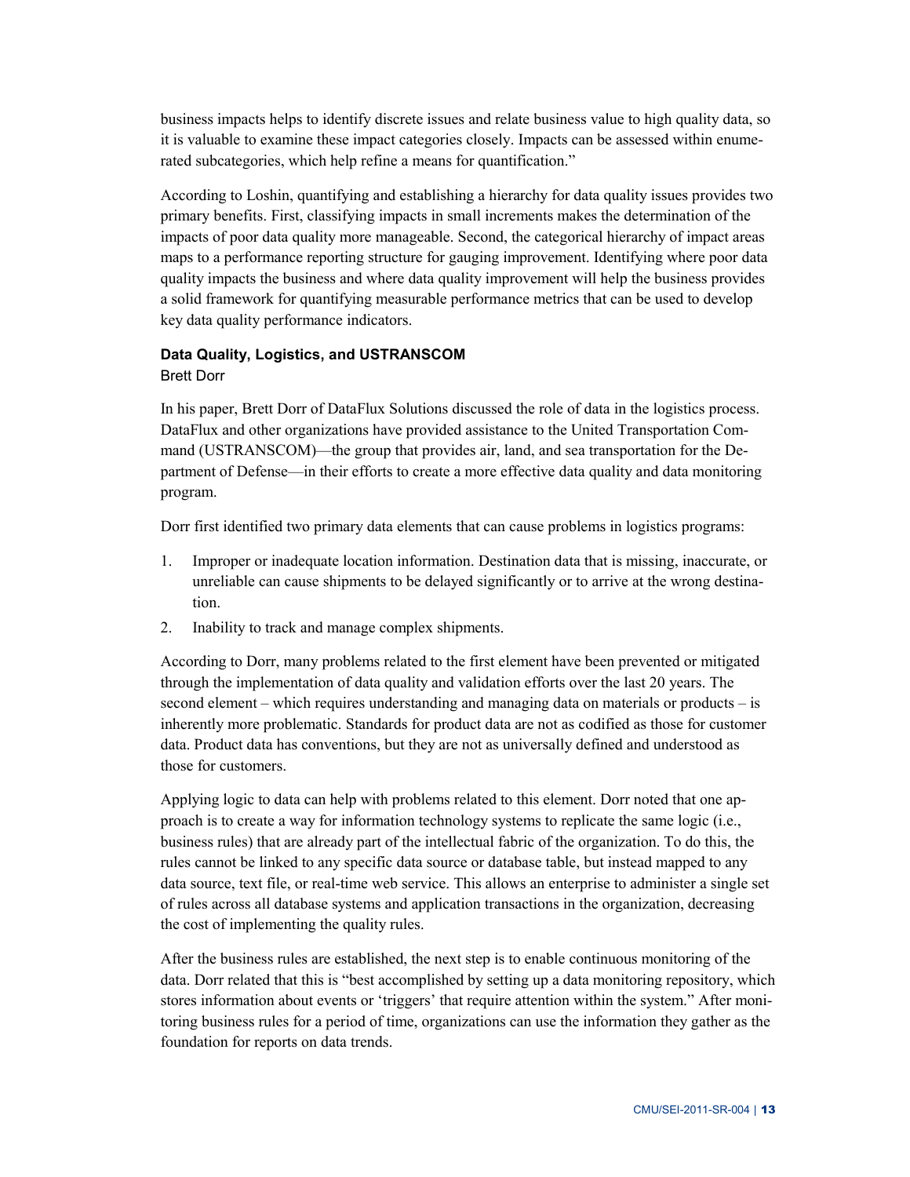business impacts helps to identify discrete issues and relate business value to high quality data, so it is valuable to examine these impact categories closely. Impacts can be assessed within enumerated subcategories, which help refine a means for quantification."

According to Loshin, quantifying and establishing a hierarchy for data quality issues provides two primary benefits. First, classifying impacts in small increments makes the determination of the impacts of poor data quality more manageable. Second, the categorical hierarchy of impact areas maps to a performance reporting structure for gauging improvement. Identifying where poor data quality impacts the business and where data quality improvement will help the business provides a solid framework for quantifying measurable performance metrics that can be used to develop key data quality performance indicators.

**Data Quality, Logistics, and USTRANSCOM**

Brett Dorr

In his paper, Brett Dorr of DataFlux Solutions discussed the role of data in the logistics process. DataFlux and other organizations have provided assistance to the United Transportation Command (USTRANSCOM)—the group that provides air, land, and sea transportation for the Department of Defense—in their efforts to create a more effective data quality and data monitoring program.

Dorr first identified two primary data elements that can cause problems in logistics programs:

1. Improper or inadequate location information. Destination data that is missing, inaccurate, or unreliable can cause shipments to be delayed significantly or to arrive at the wrong destination.
2. Inability to track and manage complex shipments.

According to Dorr, many problems related to the first element have been prevented or mitigated through the implementation of data quality and validation efforts over the last 20 years. The second element – which requires understanding and managing data on materials or products – is inherently more problematic. Standards for product data are not as codified as those for customer data. Product data has conventions, but they are not as universally defined and understood as those for customers.

Applying logic to data can help with problems related to this element. Dorr noted that one approach is to create a way for information technology systems to replicate the same logic (i.e., business rules) that are already part of the intellectual fabric of the organization. To do this, the rules cannot be linked to any specific data source or database table, but instead mapped to any data source, text file, or real-time web service. This allows an enterprise to administer a single set of rules across all database systems and application transactions in the organization, decreasing the cost of implementing the quality rules.

After the business rules are established, the next step is to enable continuous monitoring of the data. Dorr related that this is "best accomplished by setting up a data monitoring repository, which stores information about events or 'triggers' that require attention within the system." After monitoring business rules for a period of time, organizations can use the information they gather as the foundation for reports on data trends.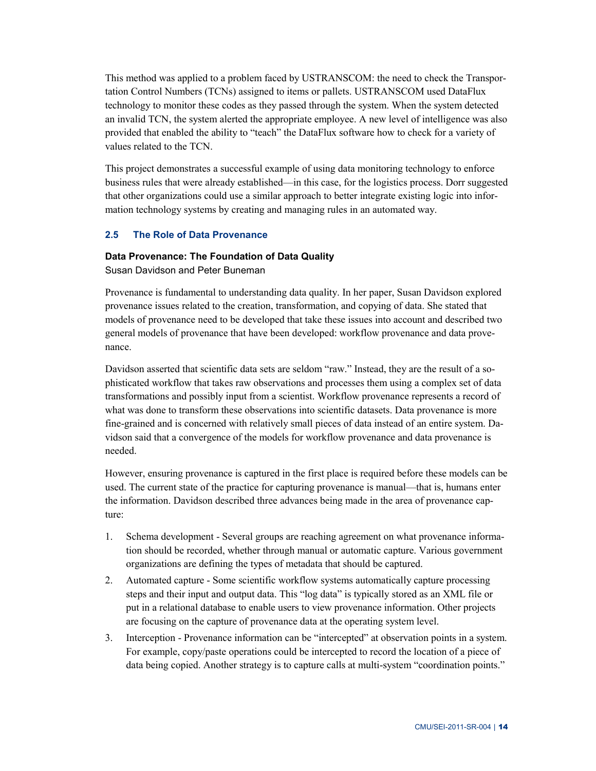This method was applied to a problem faced by USTRANSCOM: the need to check the Transportation Control Numbers (TCNs) assigned to items or pallets. USTRANSCOM used DataFlux technology to monitor these codes as they passed through the system. When the system detected an invalid TCN, the system alerted the appropriate employee. A new level of intelligence was also provided that enabled the ability to "teach" the DataFlux software how to check for a variety of values related to the TCN.

This project demonstrates a successful example of using data monitoring technology to enforce business rules that were already established—in this case, for the logistics process. Dorr suggested that other organizations could use a similar approach to better integrate existing logic into information technology systems by creating and managing rules in an automated way.

## 2.5 The Role of Data Provenance

**Data Provenance: The Foundation of Data Quality**

Susan Davidson and Peter Buneman

Provenance is fundamental to understanding data quality. In her paper, Susan Davidson explored provenance issues related to the creation, transformation, and copying of data. She stated that models of provenance need to be developed that take these issues into account and described two general models of provenance that have been developed: workflow provenance and data provenance.

Davidson asserted that scientific data sets are seldom "raw." Instead, they are the result of a sophisticated workflow that takes raw observations and processes them using a complex set of data transformations and possibly input from a scientist. Workflow provenance represents a record of what was done to transform these observations into scientific datasets. Data provenance is more fine-grained and is concerned with relatively small pieces of data instead of an entire system. Davidson said that a convergence of the models for workflow provenance and data provenance is needed.

However, ensuring provenance is captured in the first place is required before these models can be used. The current state of the practice for capturing provenance is manual—that is, humans enter the information. Davidson described three advances being made in the area of provenance capture:

1. Schema development - Several groups are reaching agreement on what provenance information should be recorded, whether through manual or automatic capture. Various government organizations are defining the types of metadata that should be captured.
2. Automated capture - Some scientific workflow systems automatically capture processing steps and their input and output data. This "log data" is typically stored as an XML file or put in a relational database to enable users to view provenance information. Other projects are focusing on the capture of provenance data at the operating system level.
3. Interception - Provenance information can be "intercepted" at observation points in a system. For example, copy/paste operations could be intercepted to record the location of a piece of data being copied. Another strategy is to capture calls at multi-system "coordination points."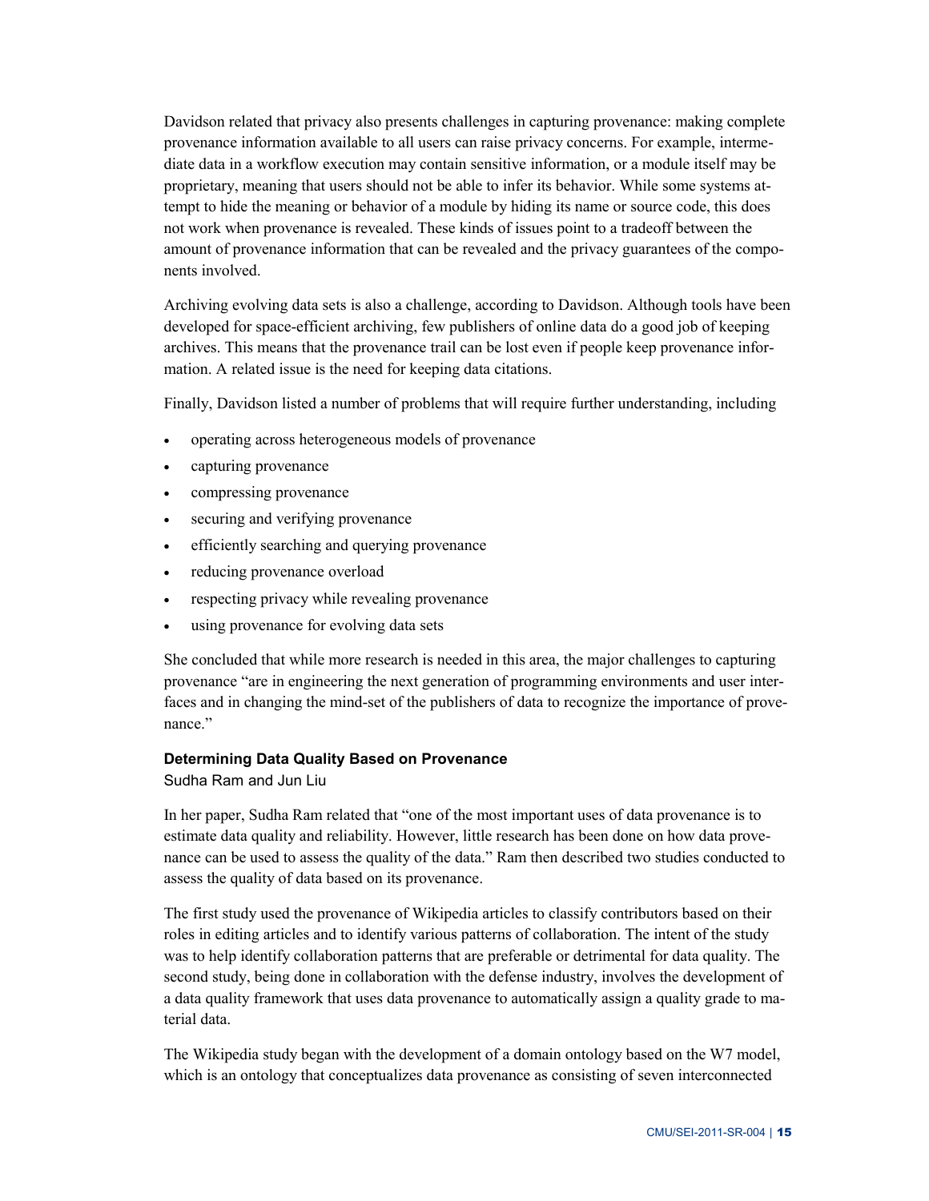Davidson related that privacy also presents challenges in capturing provenance: making complete provenance information available to all users can raise privacy concerns. For example, intermediate data in a workflow execution may contain sensitive information, or a module itself may be proprietary, meaning that users should not be able to infer its behavior. While some systems attempt to hide the meaning or behavior of a module by hiding its name or source code, this does not work when provenance is revealed. These kinds of issues point to a tradeoff between the amount of provenance information that can be revealed and the privacy guarantees of the components involved.

Archiving evolving data sets is also a challenge, according to Davidson. Although tools have been developed for space-efficient archiving, few publishers of online data do a good job of keeping archives. This means that the provenance trail can be lost even if people keep provenance information. A related issue is the need for keeping data citations.

Finally, Davidson listed a number of problems that will require further understanding, including

- operating across heterogeneous models of provenance
- capturing provenance
- compressing provenance
- securing and verifying provenance
- efficiently searching and querying provenance
- reducing provenance overload
- respecting privacy while revealing provenance
- using provenance for evolving data sets

She concluded that while more research is needed in this area, the major challenges to capturing provenance "are in engineering the next generation of programming environments and user interfaces and in changing the mind-set of the publishers of data to recognize the importance of provenance."

#### Determining Data Quality Based on Provenance

Sudha Ram and Jun Liu

In her paper, Sudha Ram related that "one of the most important uses of data provenance is to estimate data quality and reliability. However, little research has been done on how data provenance can be used to assess the quality of the data." Ram then described two studies conducted to assess the quality of data based on its provenance.

The first study used the provenance of Wikipedia articles to classify contributors based on their roles in editing articles and to identify various patterns of collaboration. The intent of the study was to help identify collaboration patterns that are preferable or detrimental for data quality. The second study, being done in collaboration with the defense industry, involves the development of a data quality framework that uses data provenance to automatically assign a quality grade to material data.

The Wikipedia study began with the development of a domain ontology based on the W7 model, which is an ontology that conceptualizes data provenance as consisting of seven interconnected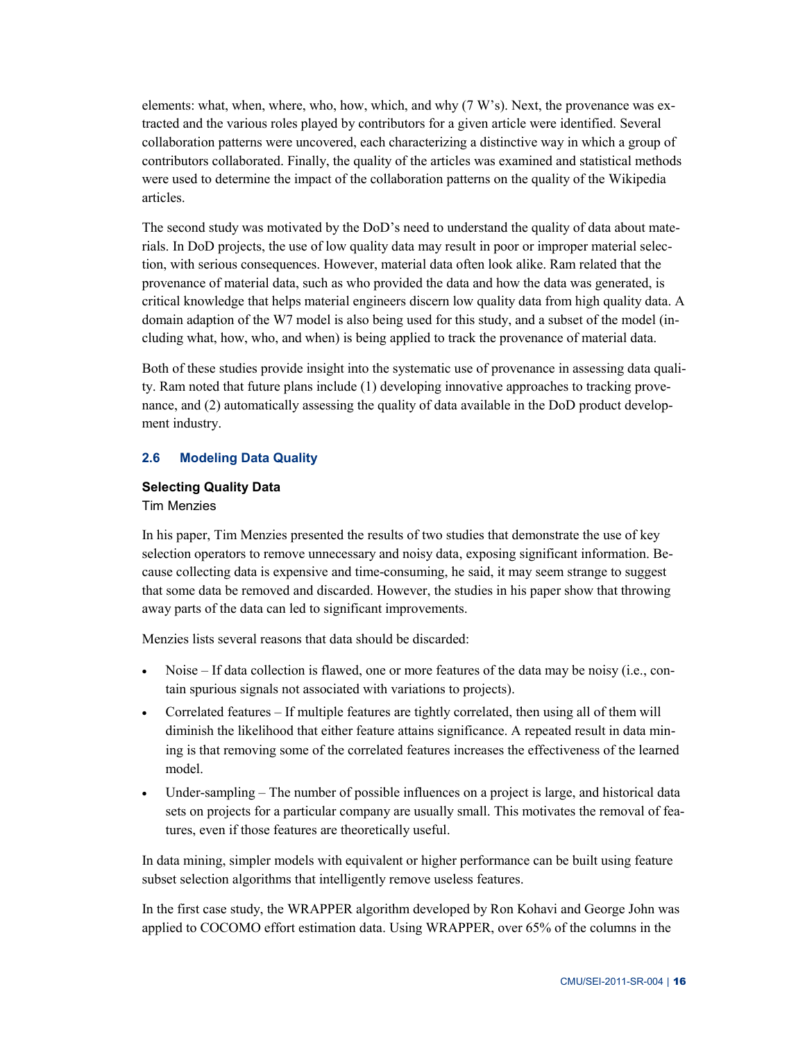elements: what, when, where, who, how, which, and why (7 W's). Next, the provenance was extracted and the various roles played by contributors for a given article were identified. Several collaboration patterns were uncovered, each characterizing a distinctive way in which a group of contributors collaborated. Finally, the quality of the articles was examined and statistical methods were used to determine the impact of the collaboration patterns on the quality of the Wikipedia articles.

The second study was motivated by the DoD's need to understand the quality of data about materials. In DoD projects, the use of low quality data may result in poor or improper material selection, with serious consequences. However, material data often look alike. Ram related that the provenance of material data, such as who provided the data and how the data was generated, is critical knowledge that helps material engineers discern low quality data from high quality data. A domain adaption of the W7 model is also being used for this study, and a subset of the model (including what, how, who, and when) is being applied to track the provenance of material data.

Both of these studies provide insight into the systematic use of provenance in assessing data quality. Ram noted that future plans include (1) developing innovative approaches to tracking provenance, and (2) automatically assessing the quality of data available in the DoD product development industry.

### 2.6 Modeling Data Quality

**Selecting Quality Data**
Tim Menzies

In his paper, Tim Menzies presented the results of two studies that demonstrate the use of key selection operators to remove unnecessary and noisy data, exposing significant information. Because collecting data is expensive and time-consuming, he said, it may seem strange to suggest that some data be removed and discarded. However, the studies in his paper show that throwing away parts of the data can led to significant improvements.

Menzies lists several reasons that data should be discarded:

- Noise – If data collection is flawed, one or more features of the data may be noisy (i.e., contain spurious signals not associated with variations to projects).
- Correlated features – If multiple features are tightly correlated, then using all of them will diminish the likelihood that either feature attains significance. A repeated result in data mining is that removing some of the correlated features increases the effectiveness of the learned model.
- Under-sampling – The number of possible influences on a project is large, and historical data sets on projects for a particular company are usually small. This motivates the removal of features, even if those features are theoretically useful.

In data mining, simpler models with equivalent or higher performance can be built using feature subset selection algorithms that intelligently remove useless features.

In the first case study, the WRAPPER algorithm developed by Ron Kohavi and George John was applied to COCOMO effort estimation data. Using WRAPPER, over 65% of the columns in the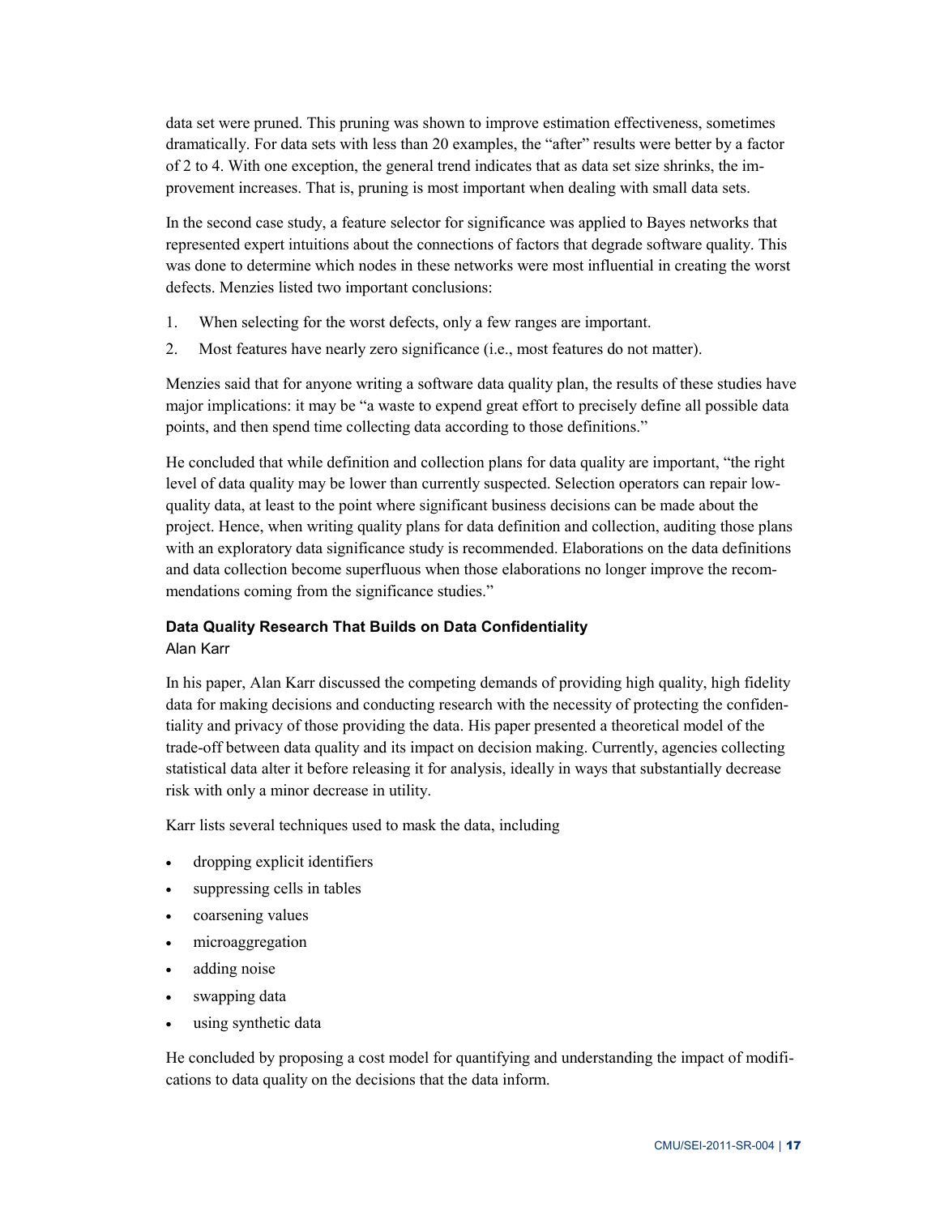data set were pruned. This pruning was shown to improve estimation effectiveness, sometimes dramatically. For data sets with less than 20 examples, the "after" results were better by a factor of 2 to 4. With one exception, the general trend indicates that as data set size shrinks, the improvement increases. That is, pruning is most important when dealing with small data sets.

In the second case study, a feature selector for significance was applied to Bayes networks that represented expert intuitions about the connections of factors that degrade software quality. This was done to determine which nodes in these networks were most influential in creating the worst defects. Menzies listed two important conclusions:

1. When selecting for the worst defects, only a few ranges are important.
2. Most features have nearly zero significance (i.e., most features do not matter).

Menzies said that for anyone writing a software data quality plan, the results of these studies have major implications: it may be "a waste to expend great effort to precisely define all possible data points, and then spend time collecting data according to those definitions."

He concluded that while definition and collection plans for data quality are important, "the right level of data quality may be lower than currently suspected. Selection operators can repair low-quality data, at least to the point where significant business decisions can be made about the project. Hence, when writing quality plans for data definition and collection, auditing those plans with an exploratory data significance study is recommended. Elaborations on the data definitions and data collection become superfluous when those elaborations no longer improve the recommendations coming from the significance studies."

### Data Quality Research That Builds on Data Confidentiality

Alan Karr

In his paper, Alan Karr discussed the competing demands of providing high quality, high fidelity data for making decisions and conducting research with the necessity of protecting the confidentiality and privacy of those providing the data. His paper presented a theoretical model of the trade-off between data quality and its impact on decision making. Currently, agencies collecting statistical data alter it before releasing it for analysis, ideally in ways that substantially decrease risk with only a minor decrease in utility.

Karr lists several techniques used to mask the data, including

- dropping explicit identifiers
- suppressing cells in tables
- coarsening values
- microaggregation
- adding noise
- swapping data
- using synthetic data

He concluded by proposing a cost model for quantifying and understanding the impact of modifications to data quality on the decisions that the data inform.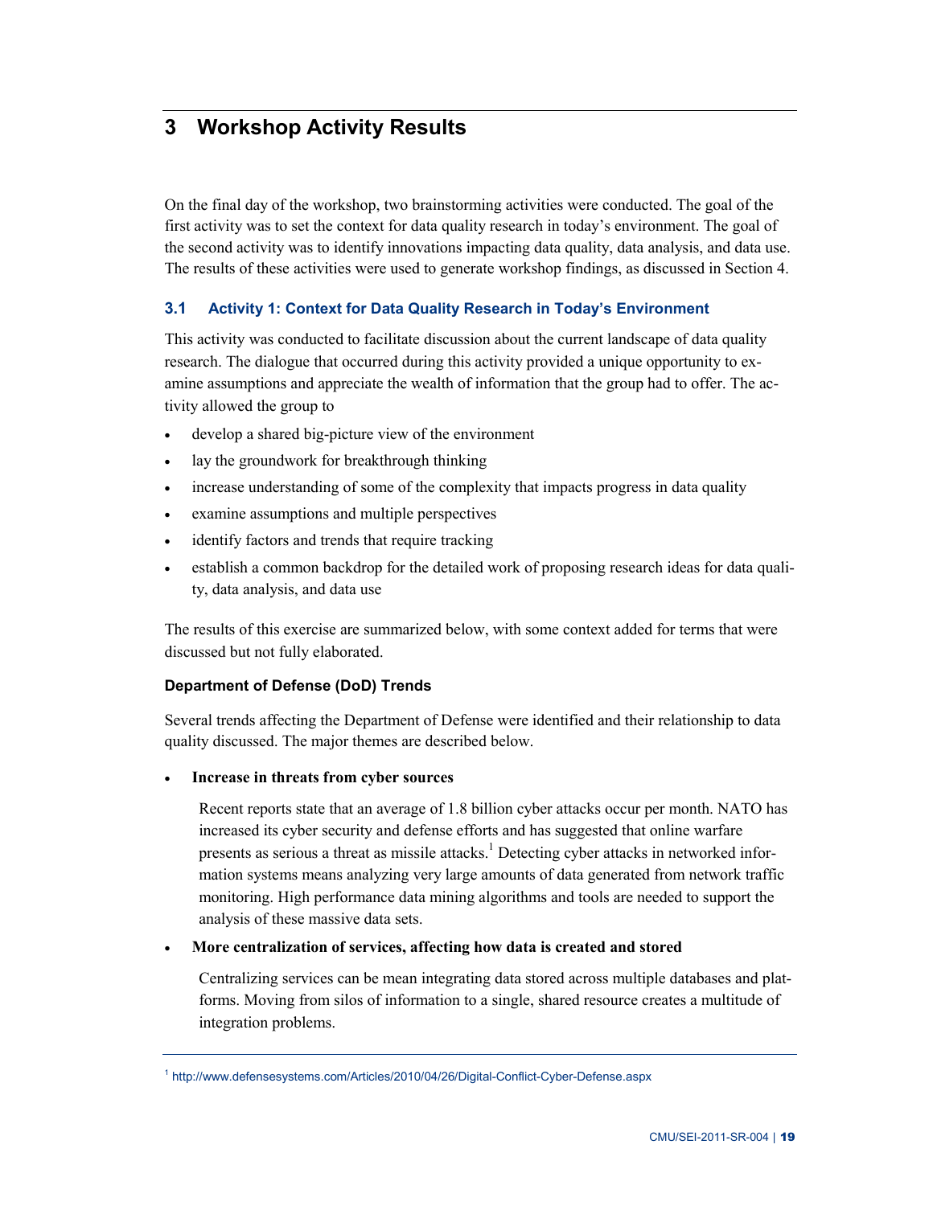# 3 Workshop Activity Results

On the final day of the workshop, two brainstorming activities were conducted. The goal of the first activity was to set the context for data quality research in today's environment. The goal of the second activity was to identify innovations impacting data quality, data analysis, and data use. The results of these activities were used to generate workshop findings, as discussed in Section 4.

## 3.1 Activity 1: Context for Data Quality Research in Today's Environment

This activity was conducted to facilitate discussion about the current landscape of data quality research. The dialogue that occurred during this activity provided a unique opportunity to examine assumptions and appreciate the wealth of information that the group had to offer. The activity allowed the group to

- develop a shared big-picture view of the environment
- lay the groundwork for breakthrough thinking
- increase understanding of some of the complexity that impacts progress in data quality
- examine assumptions and multiple perspectives
- identify factors and trends that require tracking
- establish a common backdrop for the detailed work of proposing research ideas for data quality, data analysis, and data use

The results of this exercise are summarized below, with some context added for terms that were discussed but not fully elaborated.

### Department of Defense (DoD) Trends

Several trends affecting the Department of Defense were identified and their relationship to data quality discussed. The major themes are described below.

- **Increase in threats from cyber sources**

  Recent reports state that an average of 1.8 billion cyber attacks occur per month. NATO has increased its cyber security and defense efforts and has suggested that online warfare presents as serious a threat as missile attacks.[1] Detecting cyber attacks in networked information systems means analyzing very large amounts of data generated from network traffic monitoring. High performance data mining algorithms and tools are needed to support the analysis of these massive data sets.

- **More centralization of services, affecting how data is created and stored**

  Centralizing services can be mean integrating data stored across multiple databases and platforms. Moving from silos of information to a single, shared resource creates a multitude of integration problems.

[1] http://www.defensesystems.com/Articles/2010/04/26/Digital-Conflict-Cyber-Defense.aspx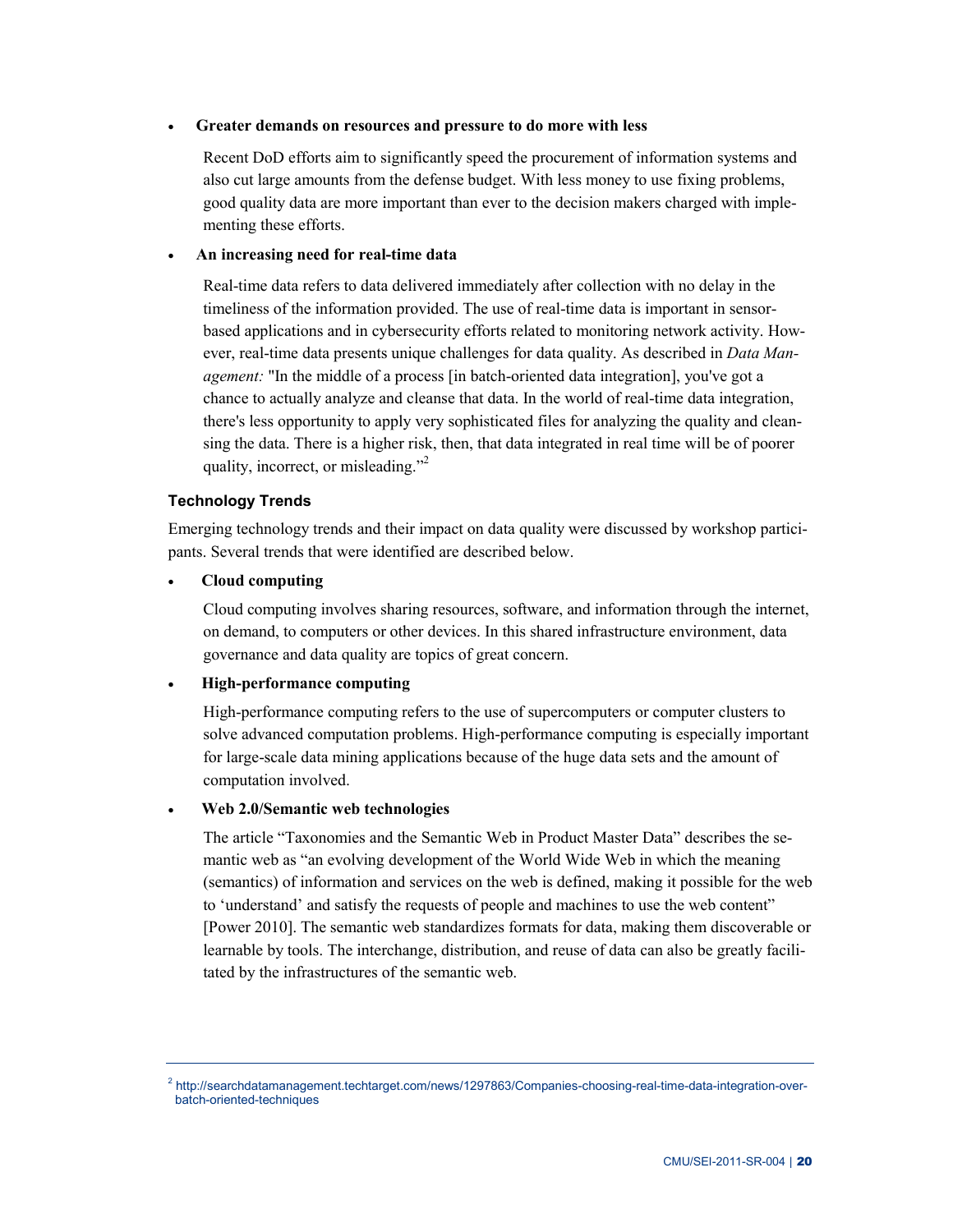- **Greater demands on resources and pressure to do more with less**

  Recent DoD efforts aim to significantly speed the procurement of information systems and also cut large amounts from the defense budget. With less money to use fixing problems, good quality data are more important than ever to the decision makers charged with implementing these efforts.

- **An increasing need for real-time data**

  Real-time data refers to data delivered immediately after collection with no delay in the timeliness of the information provided. The use of real-time data is important in sensor-based applications and in cybersecurity efforts related to monitoring network activity. However, real-time data presents unique challenges for data quality. As described in *Data Management:* "In the middle of a process [in batch-oriented data integration], you've got a chance to actually analyze and cleanse that data. In the world of real-time data integration, there's less opportunity to apply very sophisticated files for analyzing the quality and cleansing the data. There is a higher risk, then, that data integrated in real time will be of poorer quality, incorrect, or misleading."[2]

### Technology Trends

Emerging technology trends and their impact on data quality were discussed by workshop participants. Several trends that were identified are described below.

- **Cloud computing**

  Cloud computing involves sharing resources, software, and information through the internet, on demand, to computers or other devices. In this shared infrastructure environment, data governance and data quality are topics of great concern.

- **High-performance computing**

  High-performance computing refers to the use of supercomputers or computer clusters to solve advanced computation problems. High-performance computing is especially important for large-scale data mining applications because of the huge data sets and the amount of computation involved.

- **Web 2.0/Semantic web technologies**

  The article "Taxonomies and the Semantic Web in Product Master Data" describes the semantic web as "an evolving development of the World Wide Web in which the meaning (semantics) of information and services on the web is defined, making it possible for the web to 'understand' and satisfy the requests of people and machines to use the web content" [Power 2010]. The semantic web standardizes formats for data, making them discoverable or learnable by tools. The interchange, distribution, and reuse of data can also be greatly facilitated by the infrastructures of the semantic web.

---

[2] http://searchdatamanagement.techtarget.com/news/1297863/Companies-choosing-real-time-data-integration-over-batch-oriented-techniques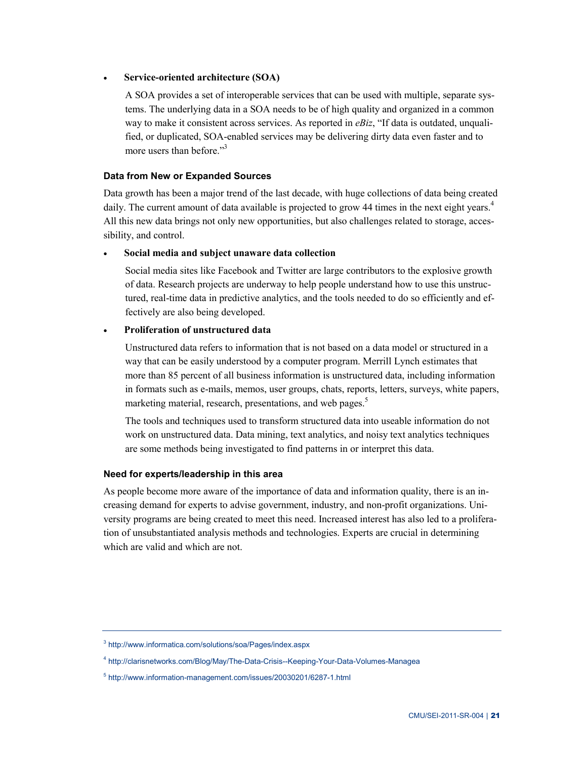- **Service-oriented architecture (SOA)**

  A SOA provides a set of interoperable services that can be used with multiple, separate systems. The underlying data in a SOA needs to be of high quality and organized in a common way to make it consistent across services. As reported in *eBiz*, "If data is outdated, unqualified, or duplicated, SOA-enabled services may be delivering dirty data even faster and to more users than before."[3]

### Data from New or Expanded Sources

Data growth has been a major trend of the last decade, with huge collections of data being created daily. The current amount of data available is projected to grow 44 times in the next eight years.[4] All this new data brings not only new opportunities, but also challenges related to storage, accessibility, and control.

- **Social media and subject unaware data collection**

  Social media sites like Facebook and Twitter are large contributors to the explosive growth of data. Research projects are underway to help people understand how to use this unstructured, real-time data in predictive analytics, and the tools needed to do so efficiently and effectively are also being developed.

- **Proliferation of unstructured data**

  Unstructured data refers to information that is not based on a data model or structured in a way that can be easily understood by a computer program. Merrill Lynch estimates that more than 85 percent of all business information is unstructured data, including information in formats such as e-mails, memos, user groups, chats, reports, letters, surveys, white papers, marketing material, research, presentations, and web pages.[5]

  The tools and techniques used to transform structured data into useable information do not work on unstructured data. Data mining, text analytics, and noisy text analytics techniques are some methods being investigated to find patterns in or interpret this data.

### Need for experts/leadership in this area

As people become more aware of the importance of data and information quality, there is an increasing demand for experts to advise government, industry, and non-profit organizations. University programs are being created to meet this need. Increased interest has also led to a proliferation of unsubstantiated analysis methods and technologies. Experts are crucial in determining which are valid and which are not.

---

[3] http://www.informatica.com/solutions/soa/Pages/index.aspx

[4] http://clarisnetworks.com/Blog/May/The-Data-Crisis--Keeping-Your-Data-Volumes-Managea

[5] http://www.information-management.com/issues/20030201/6287-1.html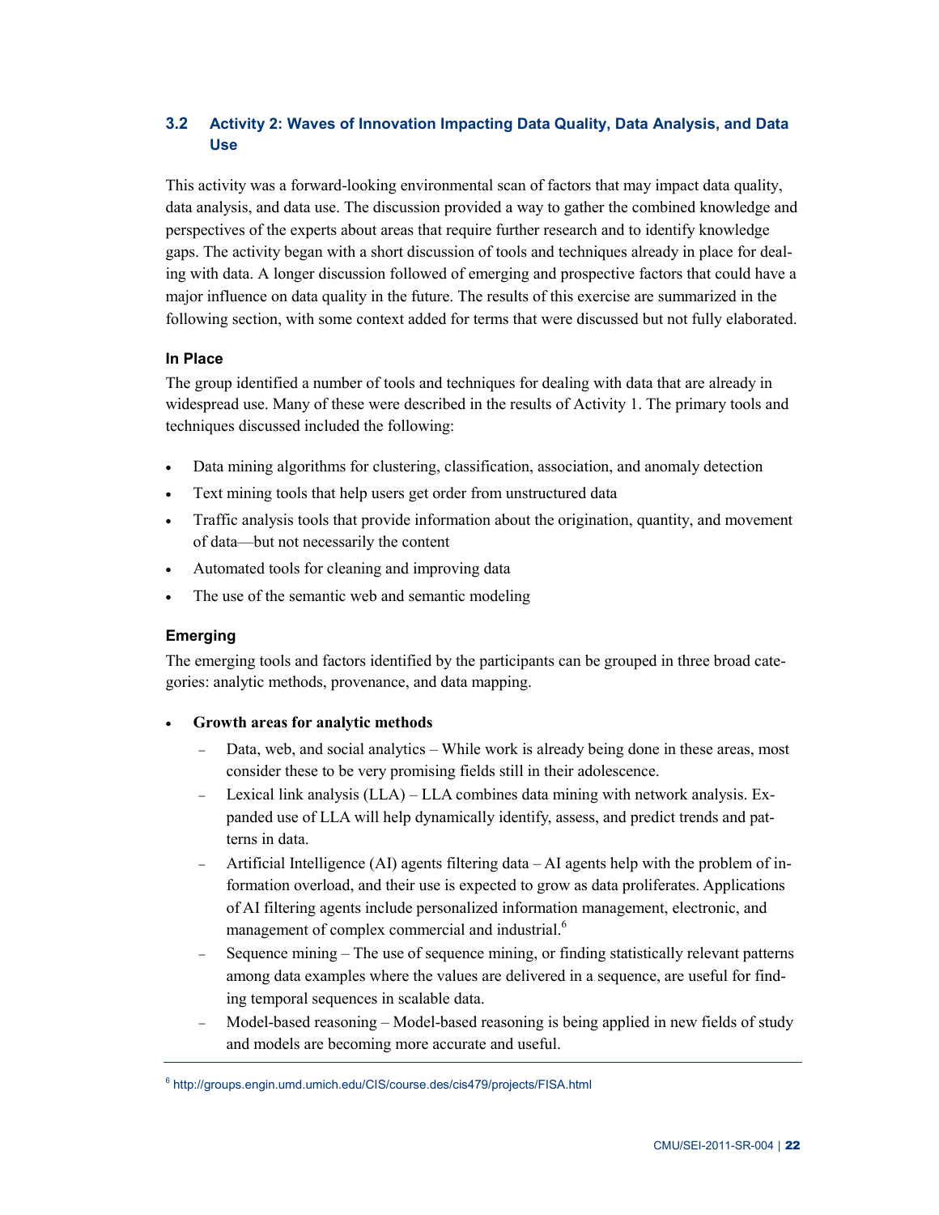## 3.2 Activity 2: Waves of Innovation Impacting Data Quality, Data Analysis, and Data Use

This activity was a forward-looking environmental scan of factors that may impact data quality, data analysis, and data use. The discussion provided a way to gather the combined knowledge and perspectives of the experts about areas that require further research and to identify knowledge gaps. The activity began with a short discussion of tools and techniques already in place for dealing with data. A longer discussion followed of emerging and prospective factors that could have a major influence on data quality in the future. The results of this exercise are summarized in the following section, with some context added for terms that were discussed but not fully elaborated.

### In Place

The group identified a number of tools and techniques for dealing with data that are already in widespread use. Many of these were described in the results of Activity 1. The primary tools and techniques discussed included the following:

- Data mining algorithms for clustering, classification, association, and anomaly detection
- Text mining tools that help users get order from unstructured data
- Traffic analysis tools that provide information about the origination, quantity, and movement of data—but not necessarily the content
- Automated tools for cleaning and improving data
- The use of the semantic web and semantic modeling

### Emerging

The emerging tools and factors identified by the participants can be grouped in three broad categories: analytic methods, provenance, and data mapping.

- **Growth areas for analytic methods**
  - Data, web, and social analytics – While work is already being done in these areas, most consider these to be very promising fields still in their adolescence.
  - Lexical link analysis (LLA) – LLA combines data mining with network analysis. Expanded use of LLA will help dynamically identify, assess, and predict trends and patterns in data.
  - Artificial Intelligence (AI) agents filtering data – AI agents help with the problem of information overload, and their use is expected to grow as data proliferates. Applications of AI filtering agents include personalized information management, electronic, and management of complex commercial and industrial.[6]
  - Sequence mining – The use of sequence mining, or finding statistically relevant patterns among data examples where the values are delivered in a sequence, are useful for finding temporal sequences in scalable data.
  - Model-based reasoning – Model-based reasoning is being applied in new fields of study and models are becoming more accurate and useful.

[6] http://groups.engin.umd.umich.edu/CIS/course.des/cis479/projects/FISA.html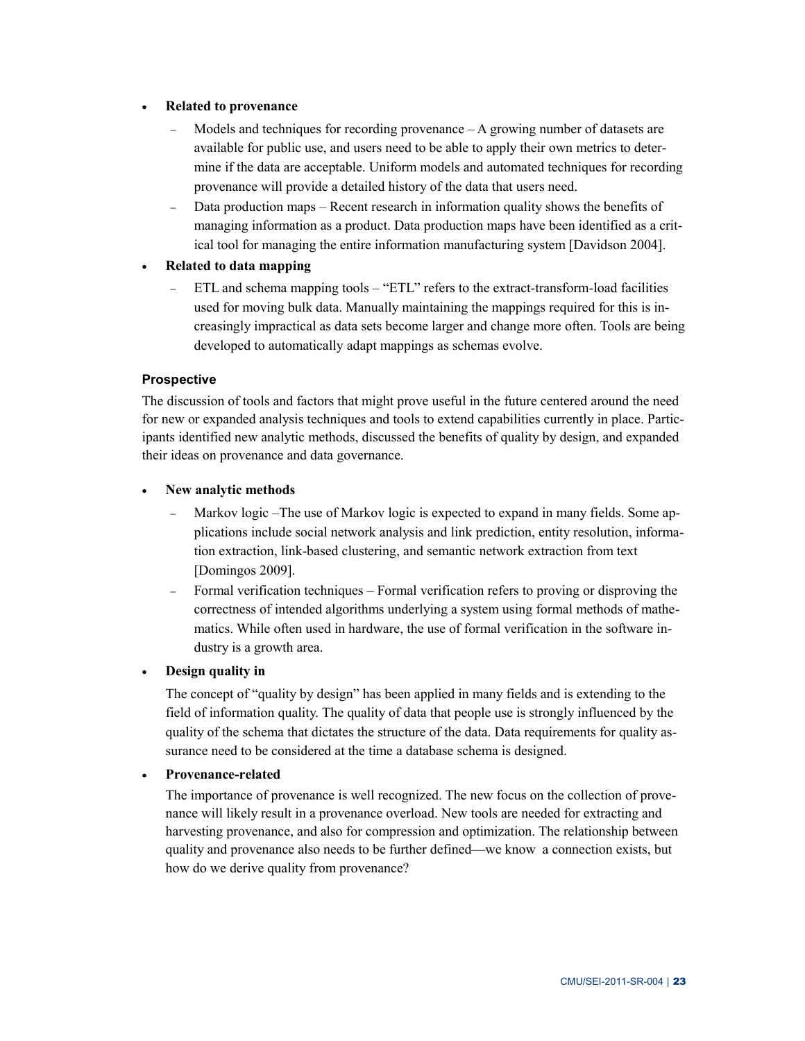- **Related to provenance**
  - Models and techniques for recording provenance – A growing number of datasets are available for public use, and users need to be able to apply their own metrics to determine if the data are acceptable. Uniform models and automated techniques for recording provenance will provide a detailed history of the data that users need.
  - Data production maps – Recent research in information quality shows the benefits of managing information as a product. Data production maps have been identified as a critical tool for managing the entire information manufacturing system [Davidson 2004].
- **Related to data mapping**
  - ETL and schema mapping tools – "ETL" refers to the extract-transform-load facilities used for moving bulk data. Manually maintaining the mappings required for this is increasingly impractical as data sets become larger and change more often. Tools are being developed to automatically adapt mappings as schemas evolve.

### Prospective

The discussion of tools and factors that might prove useful in the future centered around the need for new or expanded analysis techniques and tools to extend capabilities currently in place. Participants identified new analytic methods, discussed the benefits of quality by design, and expanded their ideas on provenance and data governance.

- **New analytic methods**
  - Markov logic –The use of Markov logic is expected to expand in many fields. Some applications include social network analysis and link prediction, entity resolution, information extraction, link-based clustering, and semantic network extraction from text [Domingos 2009].
  - Formal verification techniques – Formal verification refers to proving or disproving the correctness of intended algorithms underlying a system using formal methods of mathematics. While often used in hardware, the use of formal verification in the software industry is a growth area.
- **Design quality in**

  The concept of "quality by design" has been applied in many fields and is extending to the field of information quality. The quality of data that people use is strongly influenced by the quality of the schema that dictates the structure of the data. Data requirements for quality assurance need to be considered at the time a database schema is designed.
- **Provenance-related**

  The importance of provenance is well recognized. The new focus on the collection of provenance will likely result in a provenance overload. New tools are needed for extracting and harvesting provenance, and also for compression and optimization. The relationship between quality and provenance also needs to be further defined—we know a connection exists, but how do we derive quality from provenance?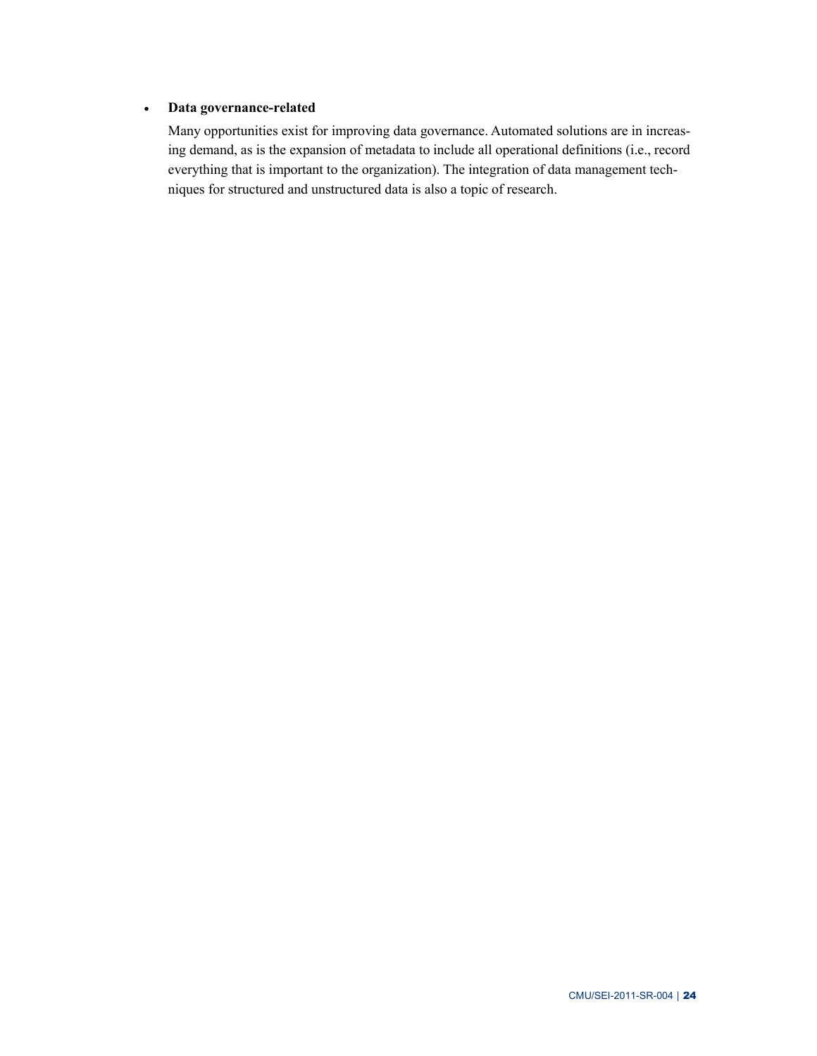- **Data governance-related**

  Many opportunities exist for improving data governance. Automated solutions are in increasing demand, as is the expansion of metadata to include all operational definitions (i.e., record everything that is important to the organization). The integration of data management techniques for structured and unstructured data is also a topic of research.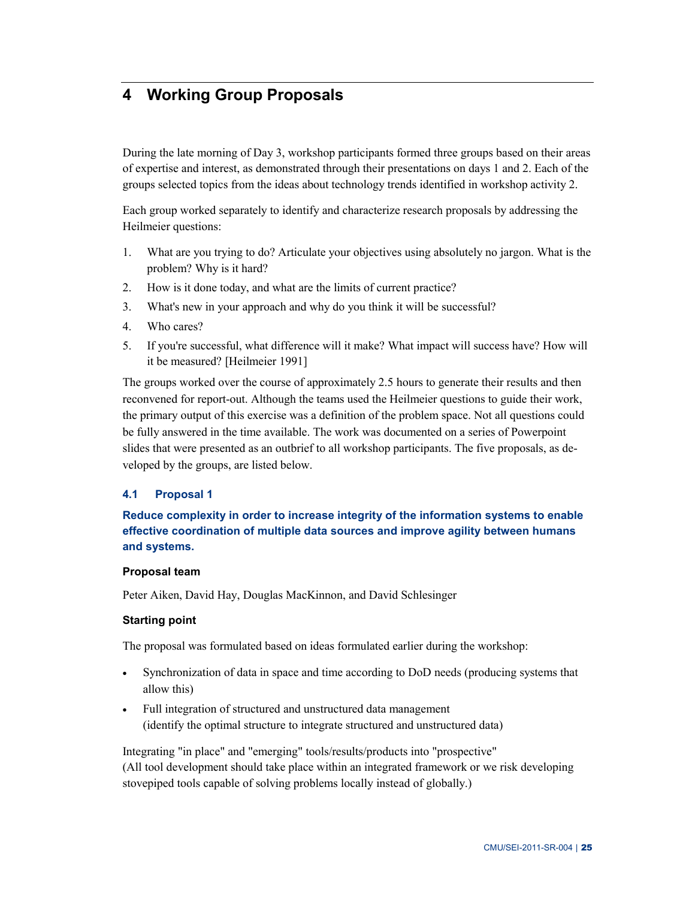# 4 Working Group Proposals

During the late morning of Day 3, workshop participants formed three groups based on their areas of expertise and interest, as demonstrated through their presentations on days 1 and 2. Each of the groups selected topics from the ideas about technology trends identified in workshop activity 2.

Each group worked separately to identify and characterize research proposals by addressing the Heilmeier questions:

1. What are you trying to do? Articulate your objectives using absolutely no jargon. What is the problem? Why is it hard?
2. How is it done today, and what are the limits of current practice?
3. What's new in your approach and why do you think it will be successful?
4. Who cares?
5. If you're successful, what difference will it make? What impact will success have? How will it be measured? [Heilmeier 1991]

The groups worked over the course of approximately 2.5 hours to generate their results and then reconvened for report-out. Although the teams used the Heilmeier questions to guide their work, the primary output of this exercise was a definition of the problem space. Not all questions could be fully answered in the time available. The work was documented on a series of Powerpoint slides that were presented as an outbrief to all workshop participants. The five proposals, as developed by the groups, are listed below.

## 4.1 Proposal 1

**Reduce complexity in order to increase integrity of the information systems to enable effective coordination of multiple data sources and improve agility between humans and systems.**

**Proposal team**

Peter Aiken, David Hay, Douglas MacKinnon, and David Schlesinger

**Starting point**

The proposal was formulated based on ideas formulated earlier during the workshop:

- Synchronization of data in space and time according to DoD needs (producing systems that allow this)
- Full integration of structured and unstructured data management (identify the optimal structure to integrate structured and unstructured data)

Integrating "in place" and "emerging" tools/results/products into "prospective" (All tool development should take place within an integrated framework or we risk developing stovepiped tools capable of solving problems locally instead of globally.)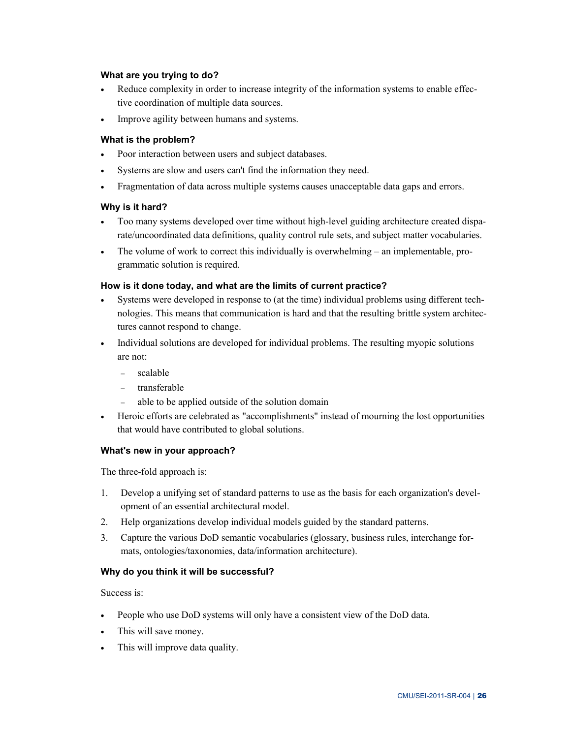#### What are you trying to do?

- Reduce complexity in order to increase integrity of the information systems to enable effective coordination of multiple data sources.
- Improve agility between humans and systems.

#### What is the problem?

- Poor interaction between users and subject databases.
- Systems are slow and users can't find the information they need.
- Fragmentation of data across multiple systems causes unacceptable data gaps and errors.

#### Why is it hard?

- Too many systems developed over time without high-level guiding architecture created disparate/uncoordinated data definitions, quality control rule sets, and subject matter vocabularies.
- The volume of work to correct this individually is overwhelming – an implementable, programmatic solution is required.

#### How is it done today, and what are the limits of current practice?

- Systems were developed in response to (at the time) individual problems using different technologies. This means that communication is hard and that the resulting brittle system architectures cannot respond to change.
- Individual solutions are developed for individual problems. The resulting myopic solutions are not:
  - scalable
  - transferable
  - able to be applied outside of the solution domain
- Heroic efforts are celebrated as "accomplishments" instead of mourning the lost opportunities that would have contributed to global solutions.

#### What's new in your approach?

The three-fold approach is:

1. Develop a unifying set of standard patterns to use as the basis for each organization's development of an essential architectural model.
2. Help organizations develop individual models guided by the standard patterns.
3. Capture the various DoD semantic vocabularies (glossary, business rules, interchange formats, ontologies/taxonomies, data/information architecture).

#### Why do you think it will be successful?

Success is:

- People who use DoD systems will only have a consistent view of the DoD data.
- This will save money.
- This will improve data quality.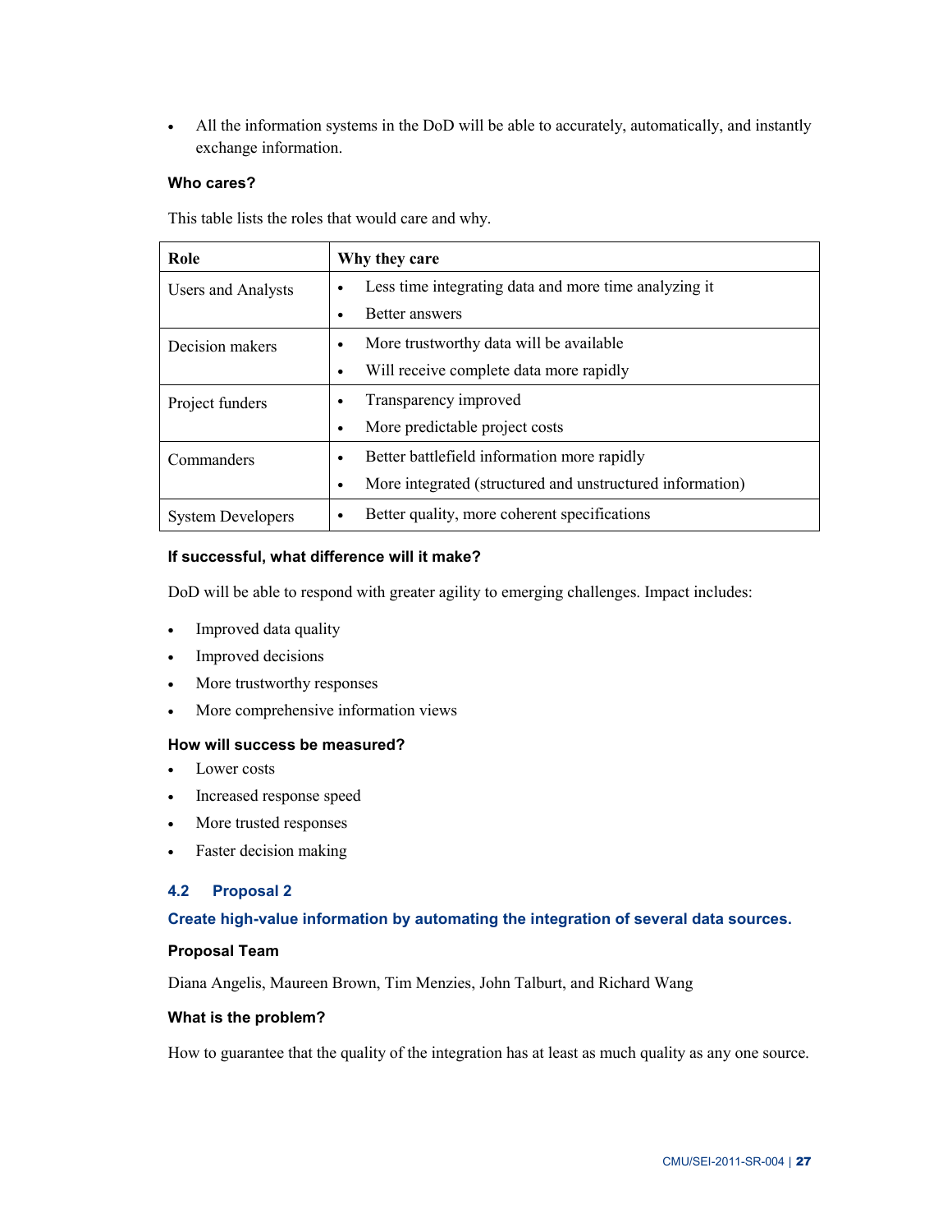- All the information systems in the DoD will be able to accurately, automatically, and instantly exchange information.

#### Who cares?

This table lists the roles that would care and why.

| Role | Why they care |
|---|---|
| Users and Analysts | • Less time integrating data and more time analyzing it<br>• Better answers |
| Decision makers | • More trustworthy data will be available<br>• Will receive complete data more rapidly |
| Project funders | • Transparency improved<br>• More predictable project costs |
| Commanders | • Better battlefield information more rapidly<br>• More integrated (structured and unstructured information) |
| System Developers | • Better quality, more coherent specifications |

#### If successful, what difference will it make?

DoD will be able to respond with greater agility to emerging challenges. Impact includes:

- Improved data quality
- Improved decisions
- More trustworthy responses
- More comprehensive information views

#### How will success be measured?

- Lower costs
- Increased response speed
- More trusted responses
- Faster decision making

## 4.2 Proposal 2

### Create high-value information by automating the integration of several data sources.

#### Proposal Team

Diana Angelis, Maureen Brown, Tim Menzies, John Talburt, and Richard Wang

#### What is the problem?

How to guarantee that the quality of the integration has at least as much quality as any one source.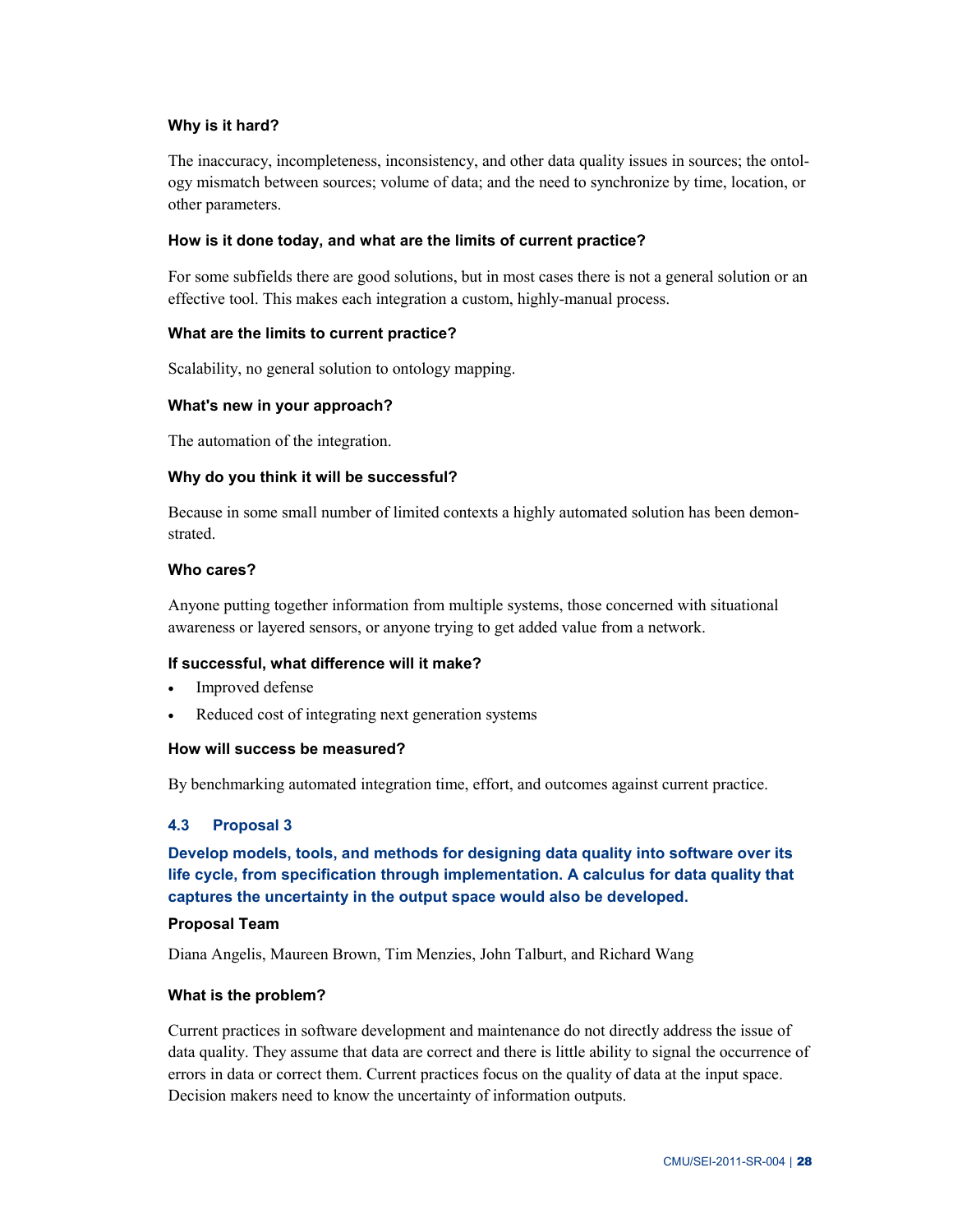#### Why is it hard?

The inaccuracy, incompleteness, inconsistency, and other data quality issues in sources; the ontology mismatch between sources; volume of data; and the need to synchronize by time, location, or other parameters.

#### How is it done today, and what are the limits of current practice?

For some subfields there are good solutions, but in most cases there is not a general solution or an effective tool. This makes each integration a custom, highly-manual process.

#### What are the limits to current practice?

Scalability, no general solution to ontology mapping.

#### What's new in your approach?

The automation of the integration.

#### Why do you think it will be successful?

Because in some small number of limited contexts a highly automated solution has been demonstrated.

#### Who cares?

Anyone putting together information from multiple systems, those concerned with situational awareness or layered sensors, or anyone trying to get added value from a network.

#### If successful, what difference will it make?

- Improved defense
- Reduced cost of integrating next generation systems

#### How will success be measured?

By benchmarking automated integration time, effort, and outcomes against current practice.

## 4.3 Proposal 3

**Develop models, tools, and methods for designing data quality into software over its life cycle, from specification through implementation. A calculus for data quality that captures the uncertainty in the output space would also be developed.**

#### Proposal Team

Diana Angelis, Maureen Brown, Tim Menzies, John Talburt, and Richard Wang

#### What is the problem?

Current practices in software development and maintenance do not directly address the issue of data quality. They assume that data are correct and there is little ability to signal the occurrence of errors in data or correct them. Current practices focus on the quality of data at the input space. Decision makers need to know the uncertainty of information outputs.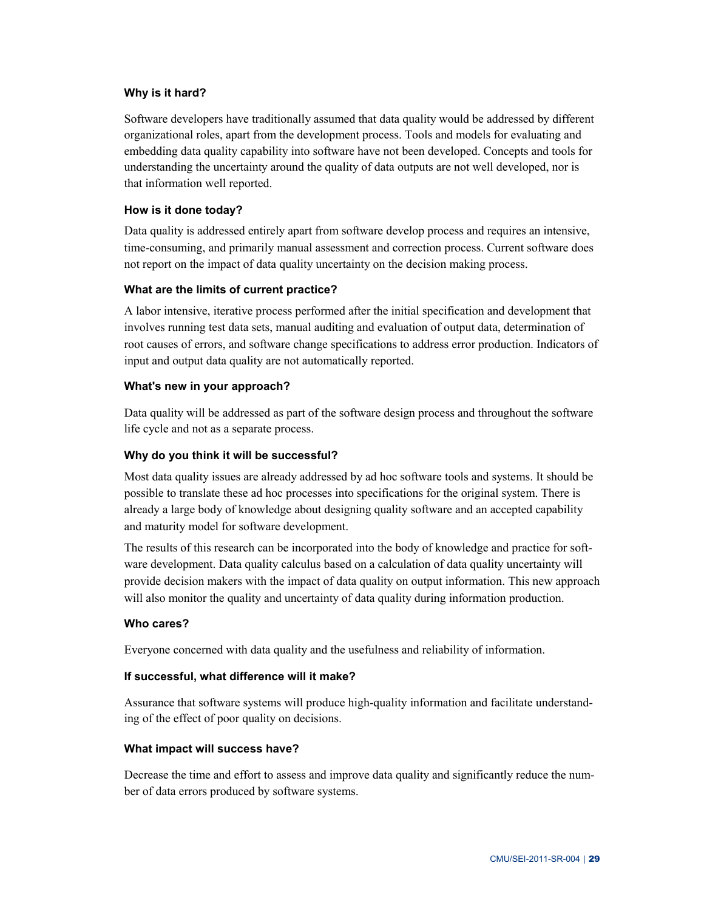#### Why is it hard?

Software developers have traditionally assumed that data quality would be addressed by different organizational roles, apart from the development process. Tools and models for evaluating and embedding data quality capability into software have not been developed. Concepts and tools for understanding the uncertainty around the quality of data outputs are not well developed, nor is that information well reported.

#### How is it done today?

Data quality is addressed entirely apart from software develop process and requires an intensive, time-consuming, and primarily manual assessment and correction process. Current software does not report on the impact of data quality uncertainty on the decision making process.

#### What are the limits of current practice?

A labor intensive, iterative process performed after the initial specification and development that involves running test data sets, manual auditing and evaluation of output data, determination of root causes of errors, and software change specifications to address error production. Indicators of input and output data quality are not automatically reported.

#### What's new in your approach?

Data quality will be addressed as part of the software design process and throughout the software life cycle and not as a separate process.

#### Why do you think it will be successful?

Most data quality issues are already addressed by ad hoc software tools and systems. It should be possible to translate these ad hoc processes into specifications for the original system. There is already a large body of knowledge about designing quality software and an accepted capability and maturity model for software development.

The results of this research can be incorporated into the body of knowledge and practice for software development. Data quality calculus based on a calculation of data quality uncertainty will provide decision makers with the impact of data quality on output information. This new approach will also monitor the quality and uncertainty of data quality during information production.

#### Who cares?

Everyone concerned with data quality and the usefulness and reliability of information.

#### If successful, what difference will it make?

Assurance that software systems will produce high-quality information and facilitate understanding of the effect of poor quality on decisions.

#### What impact will success have?

Decrease the time and effort to assess and improve data quality and significantly reduce the number of data errors produced by software systems.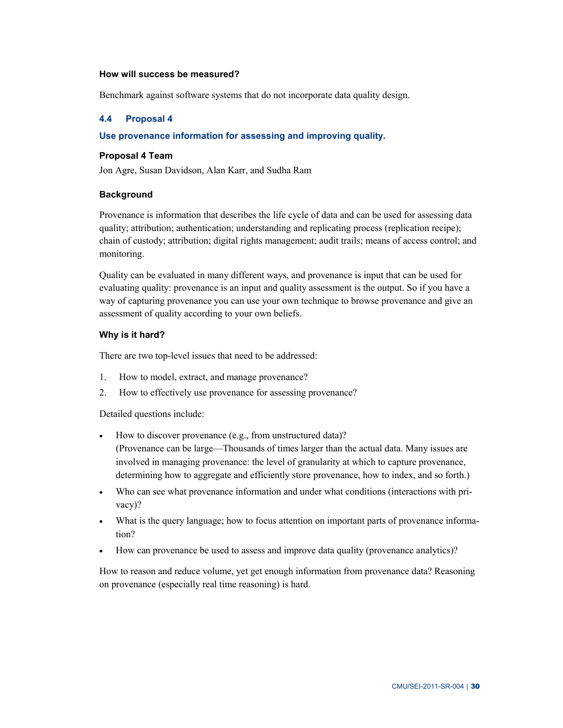#### How will success be measured?

Benchmark against software systems that do not incorporate data quality design.

### 4.4 Proposal 4

### Use provenance information for assessing and improving quality.

#### Proposal 4 Team

Jon Agre, Susan Davidson, Alan Karr, and Sudha Ram

#### Background

Provenance is information that describes the life cycle of data and can be used for assessing data quality; attribution; authentication; understanding and replicating process (replication recipe); chain of custody; attribution; digital rights management; audit trails; means of access control; and monitoring.

Quality can be evaluated in many different ways, and provenance is input that can be used for evaluating quality: provenance is an input and quality assessment is the output. So if you have a way of capturing provenance you can use your own technique to browse provenance and give an assessment of quality according to your own beliefs.

#### Why is it hard?

There are two top-level issues that need to be addressed:

1. How to model, extract, and manage provenance?
2. How to effectively use provenance for assessing provenance?

Detailed questions include:

- How to discover provenance (e.g., from unstructured data)?
  (Provenance can be large—Thousands of times larger than the actual data. Many issues are involved in managing provenance: the level of granularity at which to capture provenance, determining how to aggregate and efficiently store provenance, how to index, and so forth.)
- Who can see what provenance information and under what conditions (interactions with privacy)?
- What is the query language; how to focus attention on important parts of provenance information?
- How can provenance be used to assess and improve data quality (provenance analytics)?

How to reason and reduce volume, yet get enough information from provenance data? Reasoning on provenance (especially real time reasoning) is hard.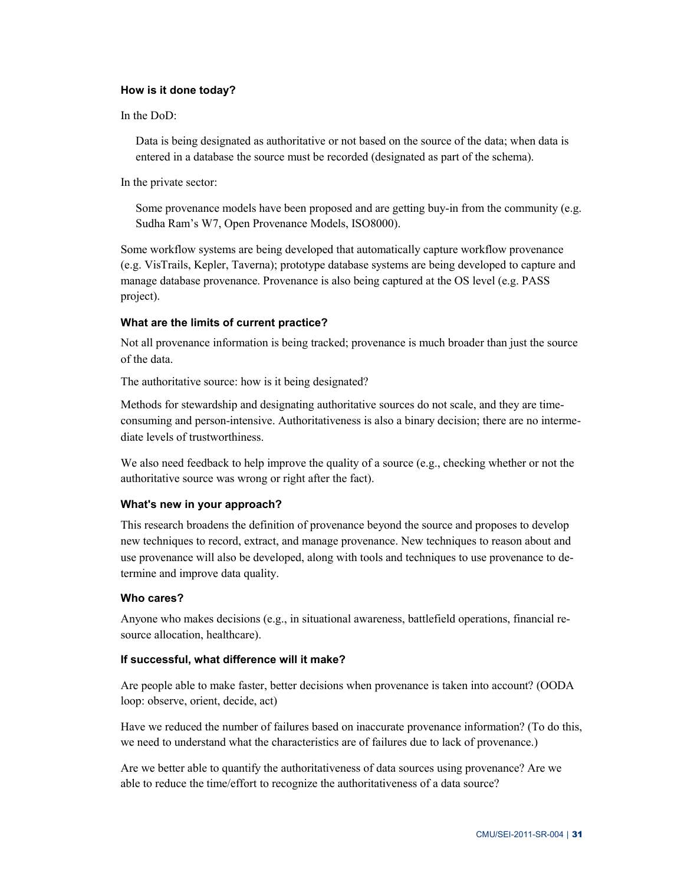#### How is it done today?

In the DoD:

> Data is being designated as authoritative or not based on the source of the data; when data is entered in a database the source must be recorded (designated as part of the schema).

In the private sector:

> Some provenance models have been proposed and are getting buy-in from the community (e.g. Sudha Ram's W7, Open Provenance Models, ISO8000).

Some workflow systems are being developed that automatically capture workflow provenance (e.g. VisTrails, Kepler, Taverna); prototype database systems are being developed to capture and manage database provenance. Provenance is also being captured at the OS level (e.g. PASS project).

#### What are the limits of current practice?

Not all provenance information is being tracked; provenance is much broader than just the source of the data.

The authoritative source: how is it being designated?

Methods for stewardship and designating authoritative sources do not scale, and they are time-consuming and person-intensive. Authoritativeness is also a binary decision; there are no intermediate levels of trustworthiness.

We also need feedback to help improve the quality of a source (e.g., checking whether or not the authoritative source was wrong or right after the fact).

#### What's new in your approach?

This research broadens the definition of provenance beyond the source and proposes to develop new techniques to record, extract, and manage provenance. New techniques to reason about and use provenance will also be developed, along with tools and techniques to use provenance to determine and improve data quality.

#### Who cares?

Anyone who makes decisions (e.g., in situational awareness, battlefield operations, financial resource allocation, healthcare).

#### If successful, what difference will it make?

Are people able to make faster, better decisions when provenance is taken into account? (OODA loop: observe, orient, decide, act)

Have we reduced the number of failures based on inaccurate provenance information? (To do this, we need to understand what the characteristics are of failures due to lack of provenance.)

Are we better able to quantify the authoritativeness of data sources using provenance? Are we able to reduce the time/effort to recognize the authoritativeness of a data source?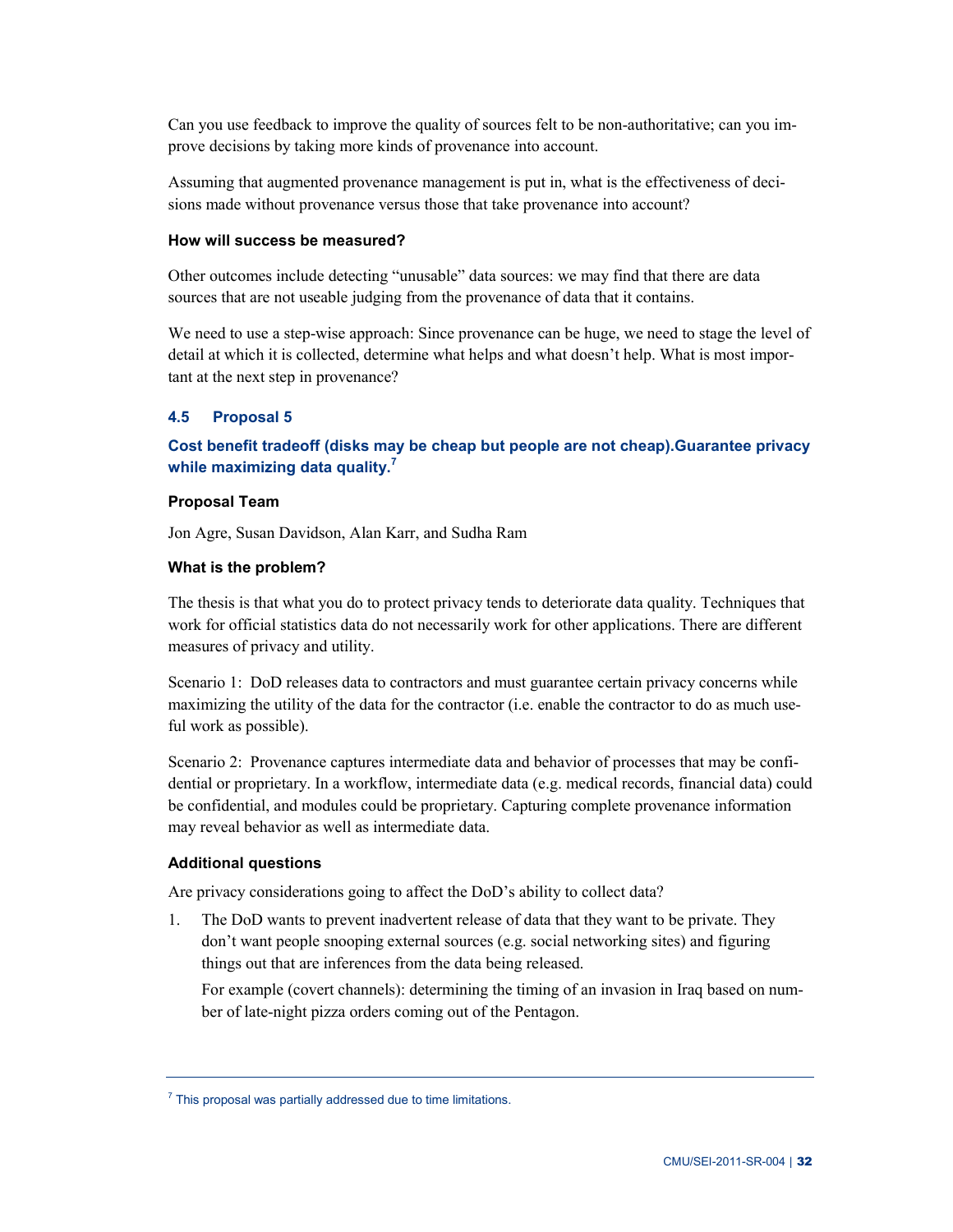Can you use feedback to improve the quality of sources felt to be non-authoritative; can you improve decisions by taking more kinds of provenance into account.

Assuming that augmented provenance management is put in, what is the effectiveness of decisions made without provenance versus those that take provenance into account?

#### How will success be measured?

Other outcomes include detecting "unusable" data sources: we may find that there are data sources that are not useable judging from the provenance of data that it contains.

We need to use a step-wise approach: Since provenance can be huge, we need to stage the level of detail at which it is collected, determine what helps and what doesn't help. What is most important at the next step in provenance?

## 4.5 Proposal 5

### Cost benefit tradeoff (disks may be cheap but people are not cheap).Guarantee privacy while maximizing data quality.[7]

#### Proposal Team

Jon Agre, Susan Davidson, Alan Karr, and Sudha Ram

#### What is the problem?

The thesis is that what you do to protect privacy tends to deteriorate data quality. Techniques that work for official statistics data do not necessarily work for other applications. There are different measures of privacy and utility.

Scenario 1: DoD releases data to contractors and must guarantee certain privacy concerns while maximizing the utility of the data for the contractor (i.e. enable the contractor to do as much useful work as possible).

Scenario 2: Provenance captures intermediate data and behavior of processes that may be confidential or proprietary. In a workflow, intermediate data (e.g. medical records, financial data) could be confidential, and modules could be proprietary. Capturing complete provenance information may reveal behavior as well as intermediate data.

#### Additional questions

Are privacy considerations going to affect the DoD's ability to collect data?

1. The DoD wants to prevent inadvertent release of data that they want to be private. They don't want people snooping external sources (e.g. social networking sites) and figuring things out that are inferences from the data being released.

   For example (covert channels): determining the timing of an invasion in Iraq based on number of late-night pizza orders coming out of the Pentagon.

---

[7] This proposal was partially addressed due to time limitations.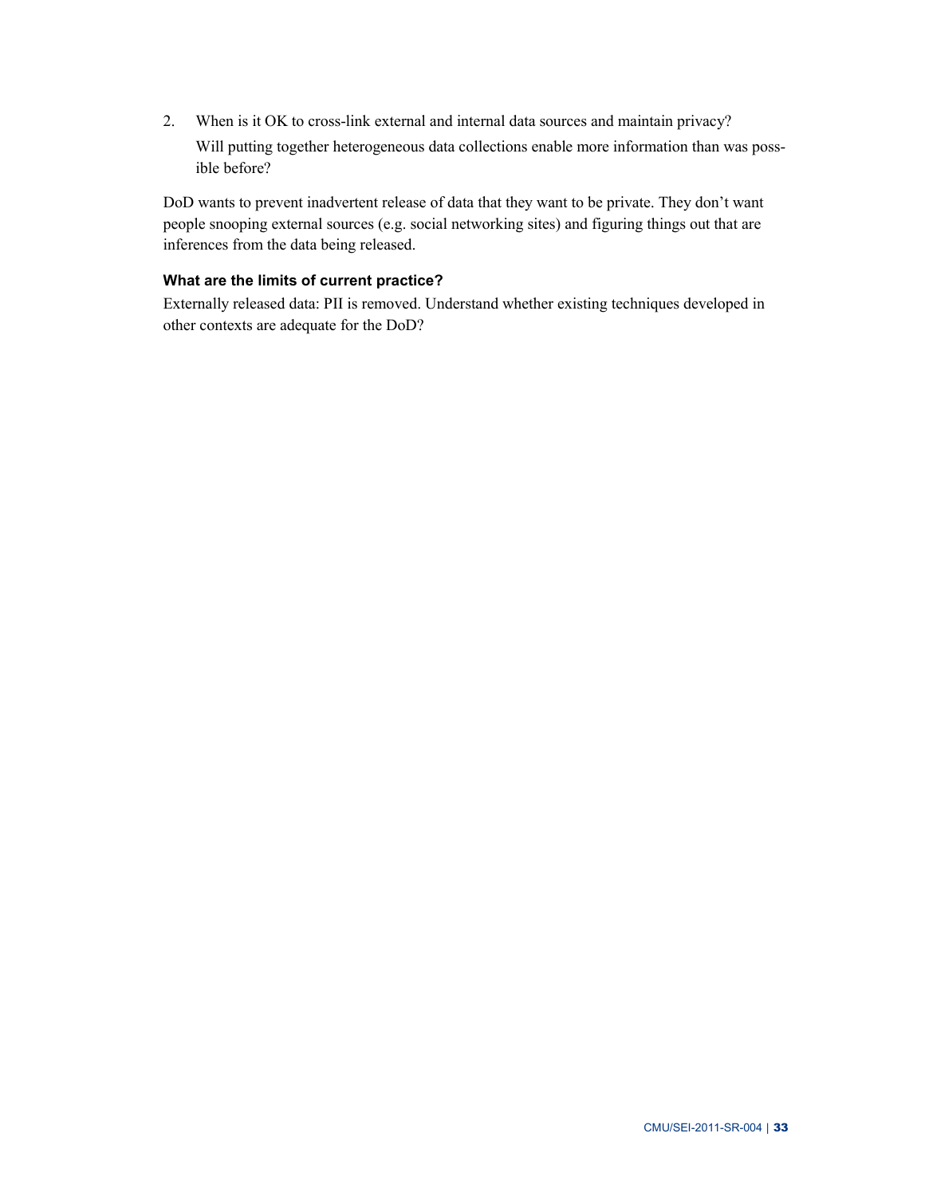2. When is it OK to cross-link external and internal data sources and maintain privacy?
   Will putting together heterogeneous data collections enable more information than was possible before?

DoD wants to prevent inadvertent release of data that they want to be private. They don't want people snooping external sources (e.g. social networking sites) and figuring things out that are inferences from the data being released.

**What are the limits of current practice?**

Externally released data: PII is removed. Understand whether existing techniques developed in other contexts are adequate for the DoD?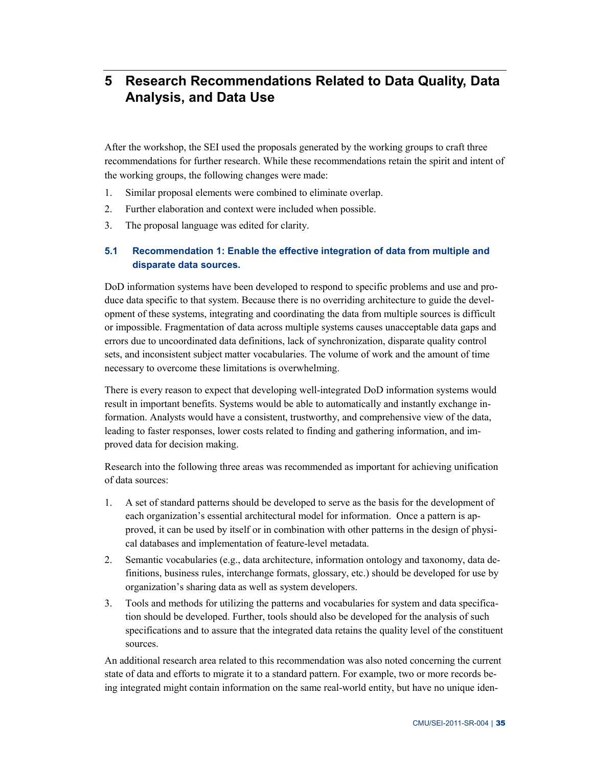# 5 Research Recommendations Related to Data Quality, Data Analysis, and Data Use

After the workshop, the SEI used the proposals generated by the working groups to craft three recommendations for further research. While these recommendations retain the spirit and intent of the working groups, the following changes were made:

1. Similar proposal elements were combined to eliminate overlap.
2. Further elaboration and context were included when possible.
3. The proposal language was edited for clarity.

## 5.1 Recommendation 1: Enable the effective integration of data from multiple and disparate data sources.

DoD information systems have been developed to respond to specific problems and use and produce data specific to that system. Because there is no overriding architecture to guide the development of these systems, integrating and coordinating the data from multiple sources is difficult or impossible. Fragmentation of data across multiple systems causes unacceptable data gaps and errors due to uncoordinated data definitions, lack of synchronization, disparate quality control sets, and inconsistent subject matter vocabularies. The volume of work and the amount of time necessary to overcome these limitations is overwhelming.

There is every reason to expect that developing well-integrated DoD information systems would result in important benefits. Systems would be able to automatically and instantly exchange information. Analysts would have a consistent, trustworthy, and comprehensive view of the data, leading to faster responses, lower costs related to finding and gathering information, and improved data for decision making.

Research into the following three areas was recommended as important for achieving unification of data sources:

1. A set of standard patterns should be developed to serve as the basis for the development of each organization's essential architectural model for information. Once a pattern is approved, it can be used by itself or in combination with other patterns in the design of physical databases and implementation of feature-level metadata.
2. Semantic vocabularies (e.g., data architecture, information ontology and taxonomy, data definitions, business rules, interchange formats, glossary, etc.) should be developed for use by organization's sharing data as well as system developers.
3. Tools and methods for utilizing the patterns and vocabularies for system and data specification should be developed. Further, tools should also be developed for the analysis of such specifications and to assure that the integrated data retains the quality level of the constituent sources.

An additional research area related to this recommendation was also noted concerning the current state of data and efforts to migrate it to a standard pattern. For example, two or more records being integrated might contain information on the same real-world entity, but have no unique iden-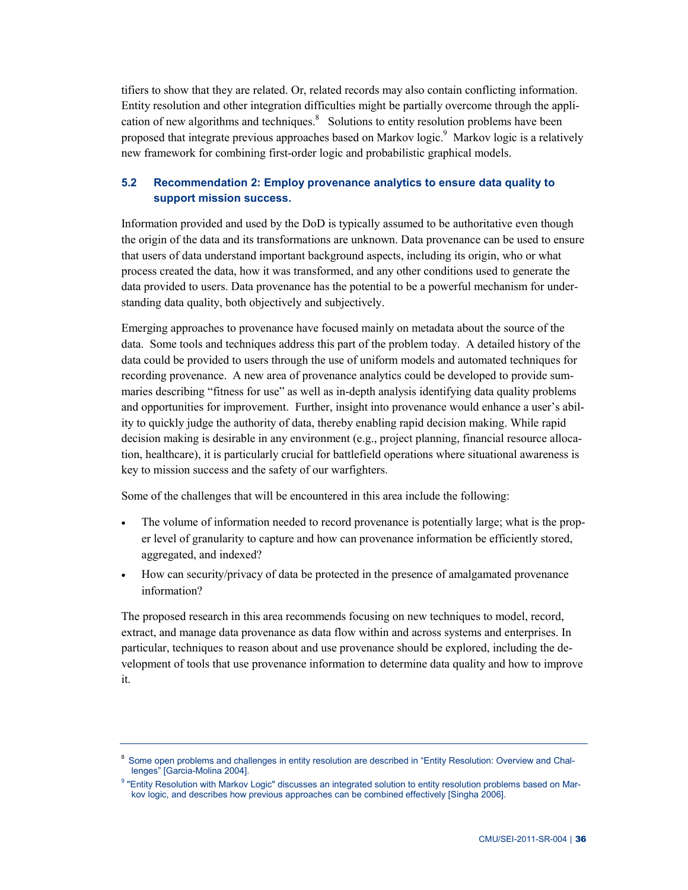tifiers to show that they are related. Or, related records may also contain conflicting information. Entity resolution and other integration difficulties might be partially overcome through the application of new algorithms and techniques.[8] Solutions to entity resolution problems have been proposed that integrate previous approaches based on Markov logic.[9] Markov logic is a relatively new framework for combining first-order logic and probabilistic graphical models.

## 5.2 Recommendation 2: Employ provenance analytics to ensure data quality to support mission success.

Information provided and used by the DoD is typically assumed to be authoritative even though the origin of the data and its transformations are unknown. Data provenance can be used to ensure that users of data understand important background aspects, including its origin, who or what process created the data, how it was transformed, and any other conditions used to generate the data provided to users. Data provenance has the potential to be a powerful mechanism for understanding data quality, both objectively and subjectively.

Emerging approaches to provenance have focused mainly on metadata about the source of the data. Some tools and techniques address this part of the problem today. A detailed history of the data could be provided to users through the use of uniform models and automated techniques for recording provenance. A new area of provenance analytics could be developed to provide summaries describing "fitness for use" as well as in-depth analysis identifying data quality problems and opportunities for improvement. Further, insight into provenance would enhance a user's ability to quickly judge the authority of data, thereby enabling rapid decision making. While rapid decision making is desirable in any environment (e.g., project planning, financial resource allocation, healthcare), it is particularly crucial for battlefield operations where situational awareness is key to mission success and the safety of our warfighters.

Some of the challenges that will be encountered in this area include the following:

- The volume of information needed to record provenance is potentially large; what is the proper level of granularity to capture and how can provenance information be efficiently stored, aggregated, and indexed?
- How can security/privacy of data be protected in the presence of amalgamated provenance information?

The proposed research in this area recommends focusing on new techniques to model, record, extract, and manage data provenance as data flow within and across systems and enterprises. In particular, techniques to reason about and use provenance should be explored, including the development of tools that use provenance information to determine data quality and how to improve it.

---

[8] Some open problems and challenges in entity resolution are described in "Entity Resolution: Overview and Challenges" [Garcia-Molina 2004].

[9] "Entity Resolution with Markov Logic" discusses an integrated solution to entity resolution problems based on Markov logic, and describes how previous approaches can be combined effectively [Singha 2006].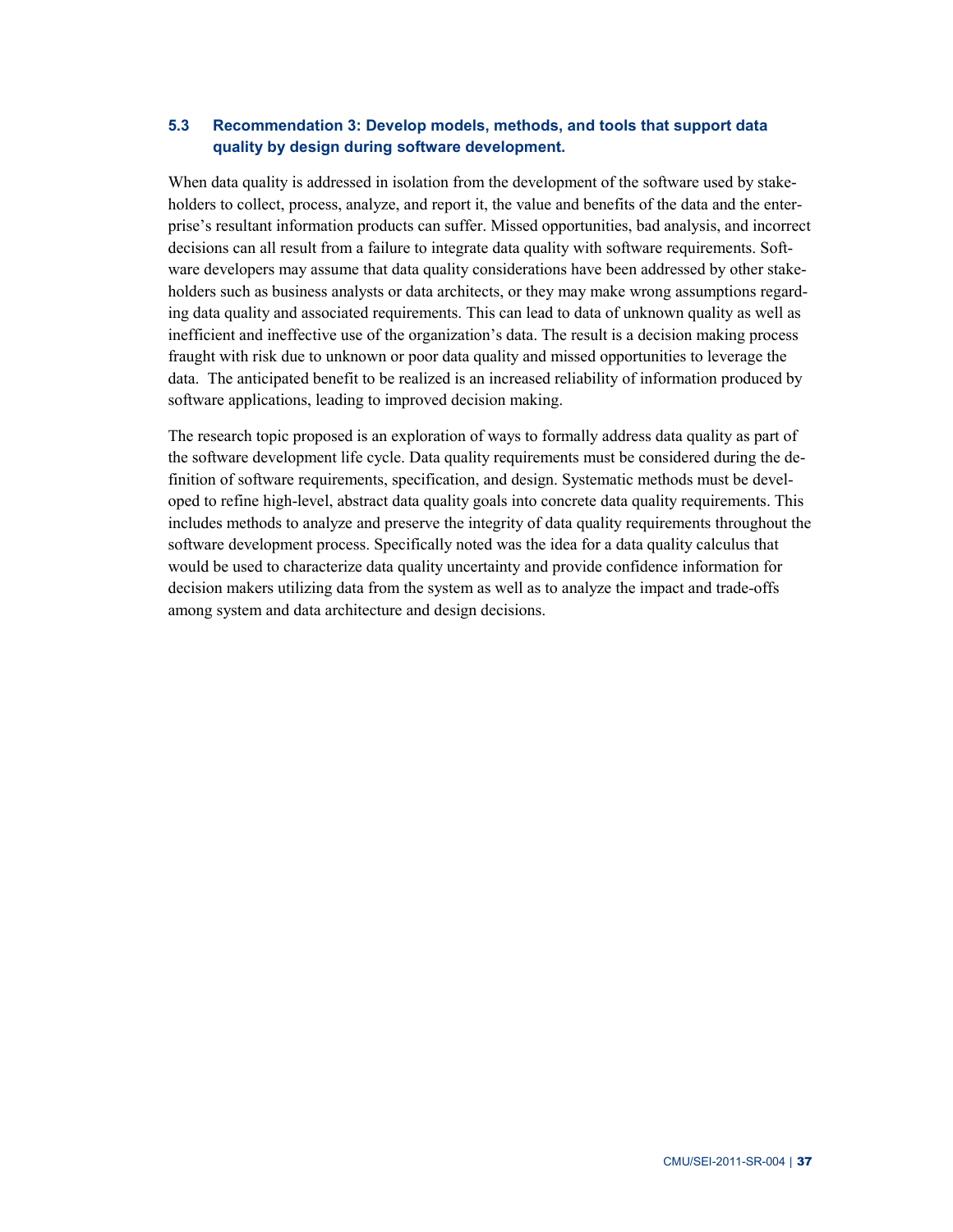### 5.3 Recommendation 3: Develop models, methods, and tools that support data quality by design during software development.

When data quality is addressed in isolation from the development of the software used by stakeholders to collect, process, analyze, and report it, the value and benefits of the data and the enterprise's resultant information products can suffer. Missed opportunities, bad analysis, and incorrect decisions can all result from a failure to integrate data quality with software requirements. Software developers may assume that data quality considerations have been addressed by other stakeholders such as business analysts or data architects, or they may make wrong assumptions regarding data quality and associated requirements. This can lead to data of unknown quality as well as inefficient and ineffective use of the organization's data. The result is a decision making process fraught with risk due to unknown or poor data quality and missed opportunities to leverage the data. The anticipated benefit to be realized is an increased reliability of information produced by software applications, leading to improved decision making.

The research topic proposed is an exploration of ways to formally address data quality as part of the software development life cycle. Data quality requirements must be considered during the definition of software requirements, specification, and design. Systematic methods must be developed to refine high-level, abstract data quality goals into concrete data quality requirements. This includes methods to analyze and preserve the integrity of data quality requirements throughout the software development process. Specifically noted was the idea for a data quality calculus that would be used to characterize data quality uncertainty and provide confidence information for decision makers utilizing data from the system as well as to analyze the impact and trade-offs among system and data architecture and design decisions.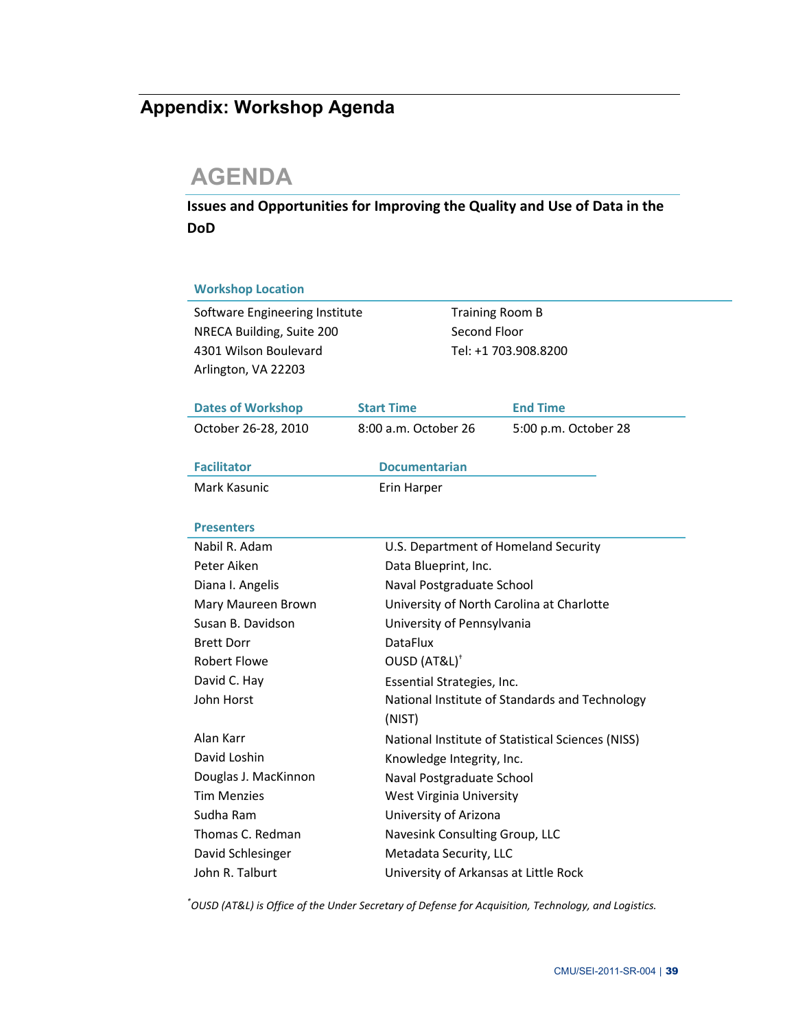# Appendix: Workshop Agenda

## AGENDA

**Issues and Opportunities for Improving the Quality and Use of Data in the DoD**

### Workshop Location

| | |
|---|---|
| Software Engineering Institute | Training Room B |
| NRECA Building, Suite 200 | Second Floor |
| 4301 Wilson Boulevard | Tel: +1 703.908.8200 |
| Arlington, VA 22203 | |

| Dates of Workshop | Start Time | End Time |
|---|---|---|
| October 26-28, 2010 | 8:00 a.m. October 26 | 5:00 p.m. October 28 |

| Facilitator | Documentarian |
|---|---|
| Mark Kasunic | Erin Harper |

### Presenters

| | |
|---|---|
| Nabil R. Adam | U.S. Department of Homeland Security |
| Peter Aiken | Data Blueprint, Inc. |
| Diana I. Angelis | Naval Postgraduate School |
| Mary Maureen Brown | University of North Carolina at Charlotte |
| Susan B. Davidson | University of Pennsylvania |
| Brett Dorr | DataFlux |
| Robert Flowe | OUSD (AT&L)[†] |
| David C. Hay | Essential Strategies, Inc. |
| John Horst | National Institute of Standards and Technology (NIST) |
| Alan Karr | National Institute of Statistical Sciences (NISS) |
| David Loshin | Knowledge Integrity, Inc. |
| Douglas J. MacKinnon | Naval Postgraduate School |
| Tim Menzies | West Virginia University |
| Sudha Ram | University of Arizona |
| Thomas C. Redman | Navesink Consulting Group, LLC |
| David Schlesinger | Metadata Security, LLC |
| John R. Talburt | University of Arkansas at Little Rock |

*[*]OUSD (AT&L) is Office of the Under Secretary of Defense for Acquisition, Technology, and Logistics.*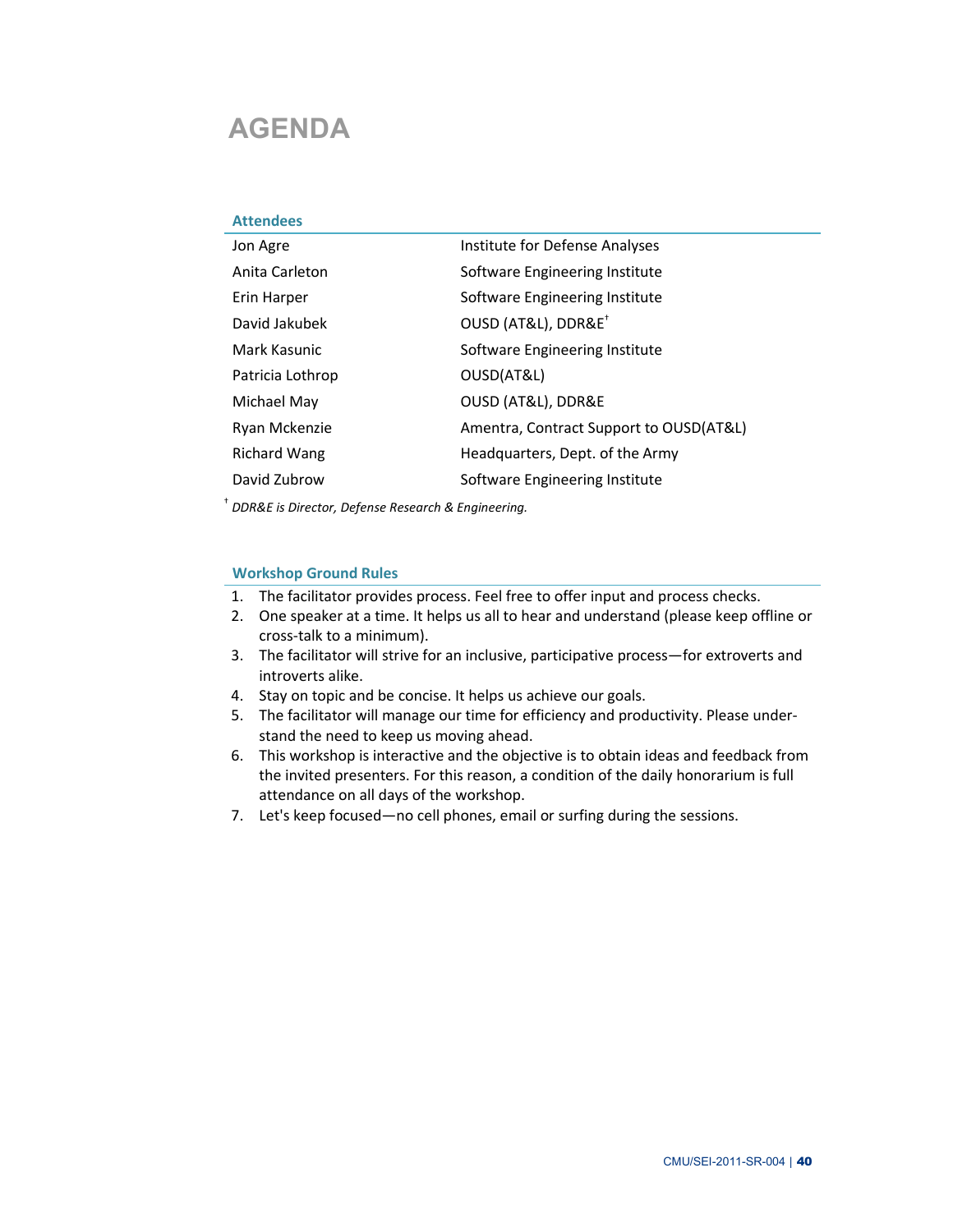# AGENDA

## Attendees

| | |
|---|---|
| Jon Agre | Institute for Defense Analyses |
| Anita Carleton | Software Engineering Institute |
| Erin Harper | Software Engineering Institute |
| David Jakubek | OUSD (AT&L), DDR&E[†] |
| Mark Kasunic | Software Engineering Institute |
| Patricia Lothrop | OUSD(AT&L) |
| Michael May | OUSD (AT&L), DDR&E |
| Ryan Mckenzie | Amentra, Contract Support to OUSD(AT&L) |
| Richard Wang | Headquarters, Dept. of the Army |
| David Zubrow | Software Engineering Institute |

[†] *DDR&E is Director, Defense Research & Engineering.*

## Workshop Ground Rules

1. The facilitator provides process. Feel free to offer input and process checks.
2. One speaker at a time. It helps us all to hear and understand (please keep offline or cross-talk to a minimum).
3. The facilitator will strive for an inclusive, participative process—for extroverts and introverts alike.
4. Stay on topic and be concise. It helps us achieve our goals.
5. The facilitator will manage our time for efficiency and productivity. Please understand the need to keep us moving ahead.
6. This workshop is interactive and the objective is to obtain ideas and feedback from the invited presenters. For this reason, a condition of the daily honorarium is full attendance on all days of the workshop.
7. Let's keep focused—no cell phones, email or surfing during the sessions.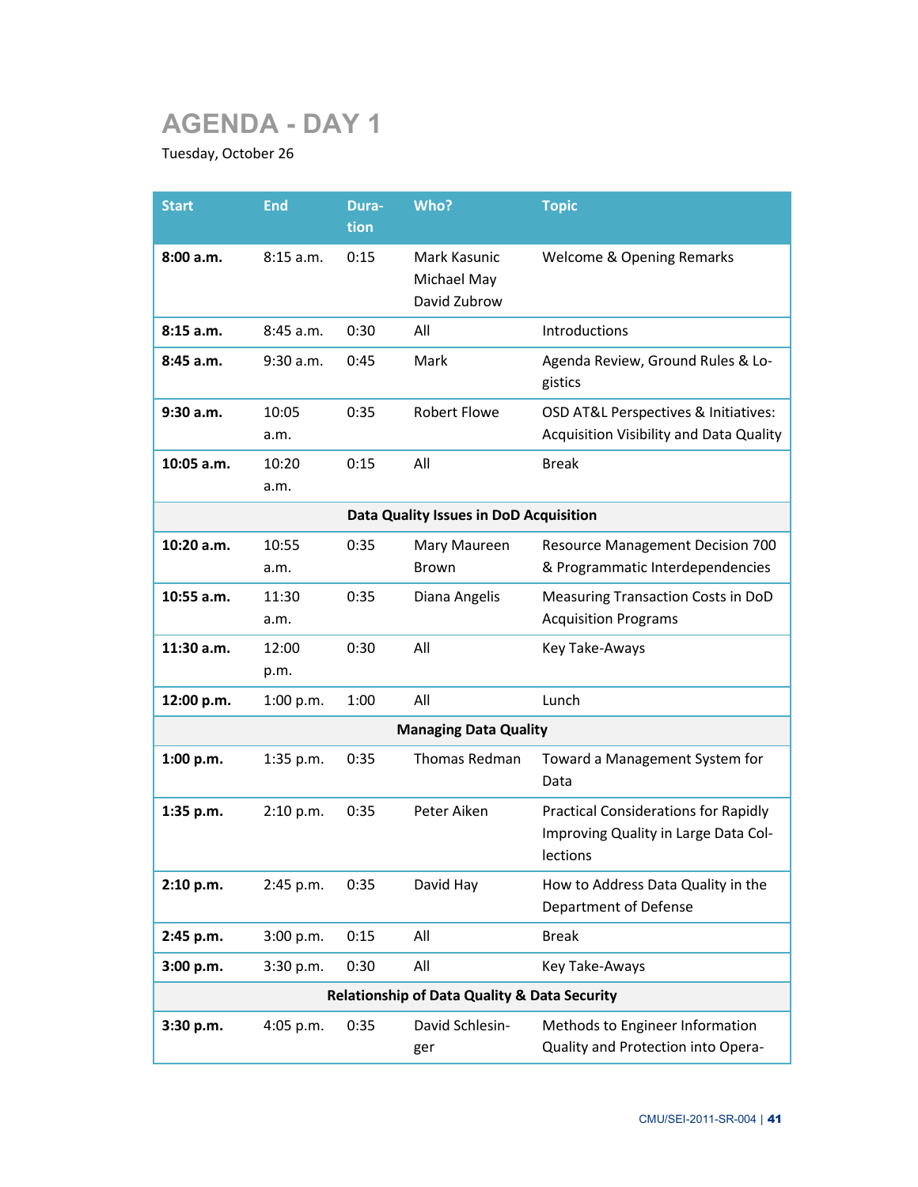# AGENDA - DAY 1

Tuesday, October 26

| Start | End | Duration | Who? | Topic |
|---|---|---|---|---|
| **8:00 a.m.** | 8:15 a.m. | 0:15 | Mark Kasunic<br>Michael May<br>David Zubrow | Welcome & Opening Remarks |
| **8:15 a.m.** | 8:45 a.m. | 0:30 | All | Introductions |
| **8:45 a.m.** | 9:30 a.m. | 0:45 | Mark | Agenda Review, Ground Rules & Logistics |
| **9:30 a.m.** | 10:05 a.m. | 0:35 | Robert Flowe | OSD AT&L Perspectives & Initiatives: Acquisition Visibility and Data Quality |
| **10:05 a.m.** | 10:20 a.m. | 0:15 | All | Break |
| | | **Data Quality Issues in DoD Acquisition** | | |
| **10:20 a.m.** | 10:55 a.m. | 0:35 | Mary Maureen Brown | Resource Management Decision 700 & Programmatic Interdependencies |
| **10:55 a.m.** | 11:30 a.m. | 0:35 | Diana Angelis | Measuring Transaction Costs in DoD Acquisition Programs |
| **11:30 a.m.** | 12:00 p.m. | 0:30 | All | Key Take-Aways |
| **12:00 p.m.** | 1:00 p.m. | 1:00 | All | Lunch |
| | | **Managing Data Quality** | | |
| **1:00 p.m.** | 1:35 p.m. | 0:35 | Thomas Redman | Toward a Management System for Data |
| **1:35 p.m.** | 2:10 p.m. | 0:35 | Peter Aiken | Practical Considerations for Rapidly Improving Quality in Large Data Collections |
| **2:10 p.m.** | 2:45 p.m. | 0:35 | David Hay | How to Address Data Quality in the Department of Defense |
| **2:45 p.m.** | 3:00 p.m. | 0:15 | All | Break |
| **3:00 p.m.** | 3:30 p.m. | 0:30 | All | Key Take-Aways |
| | | **Relationship of Data Quality & Data Security** | | |
| **3:30 p.m.** | 4:05 p.m. | 0:35 | David Schlesinger | Methods to Engineer Information Quality and Protection into Opera- |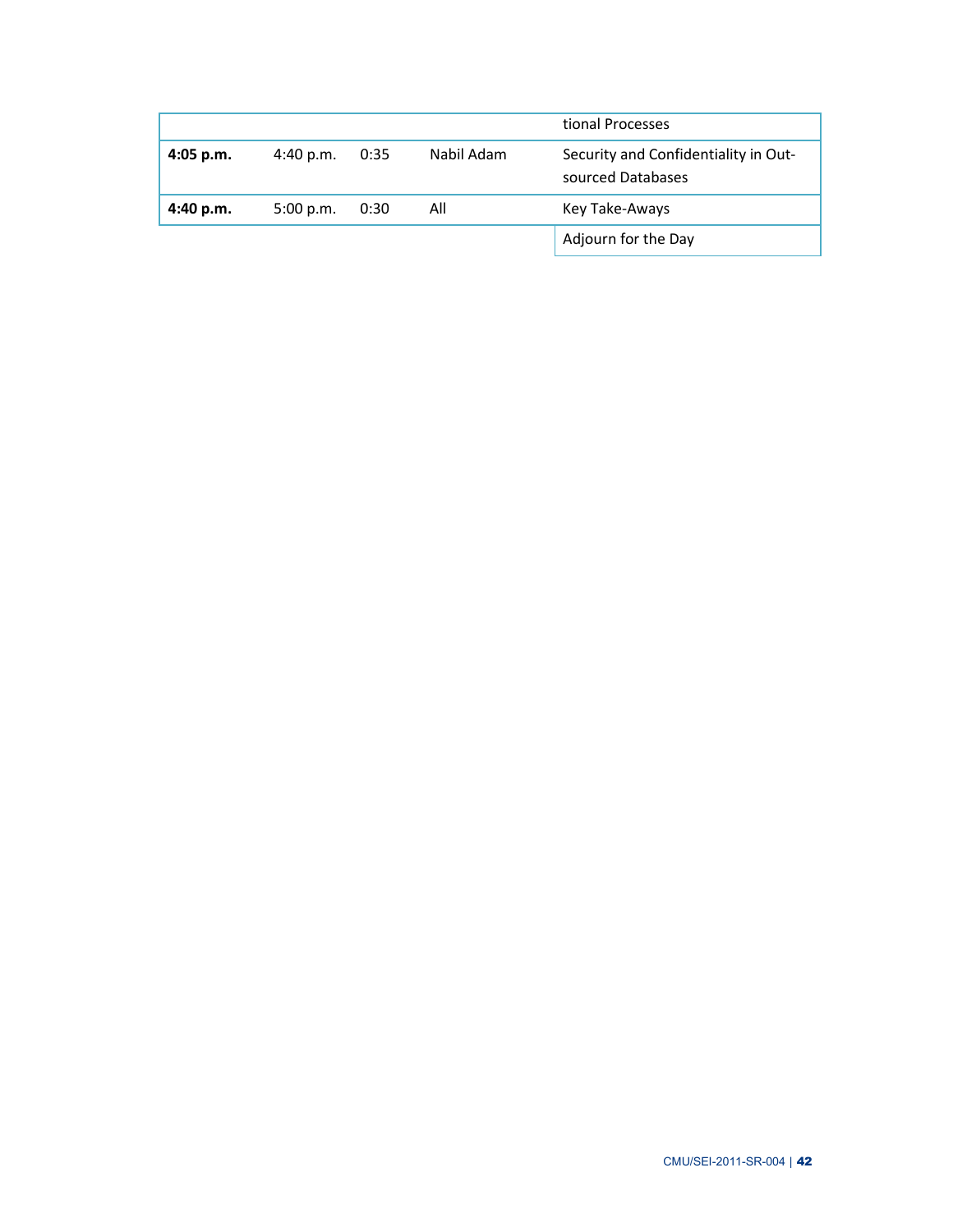|  |  |  |  |  |
|---|---|---|---|---|
|  |  |  |  | tional Processes |
| **4:05 p.m.** | 4:40 p.m. | 0:35 | Nabil Adam | Security and Confidentiality in Outsourced Databases |
| **4:40 p.m.** | 5:00 p.m. | 0:30 | All | Key Take-Aways |
|  |  |  |  | Adjourn for the Day |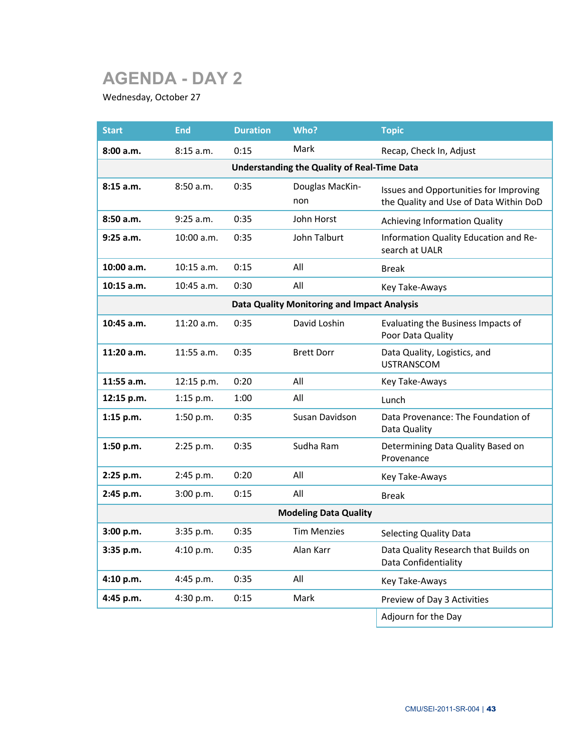# AGENDA - DAY 2

Wednesday, October 27

| Start | End | Duration | Who? | Topic |
|---|---|---|---|---|
| **8:00 a.m.** | 8:15 a.m. | 0:15 | Mark | Recap, Check In, Adjust |
| | | **Understanding the Quality of Real-Time Data** | | |
| **8:15 a.m.** | 8:50 a.m. | 0:35 | Douglas MacKinnon | Issues and Opportunities for Improving the Quality and Use of Data Within DoD |
| **8:50 a.m.** | 9:25 a.m. | 0:35 | John Horst | Achieving Information Quality |
| **9:25 a.m.** | 10:00 a.m. | 0:35 | John Talburt | Information Quality Education and Research at UALR |
| **10:00 a.m.** | 10:15 a.m. | 0:15 | All | Break |
| **10:15 a.m.** | 10:45 a.m. | 0:30 | All | Key Take-Aways |
| | | **Data Quality Monitoring and Impact Analysis** | | |
| **10:45 a.m.** | 11:20 a.m. | 0:35 | David Loshin | Evaluating the Business Impacts of Poor Data Quality |
| **11:20 a.m.** | 11:55 a.m. | 0:35 | Brett Dorr | Data Quality, Logistics, and USTRANSCOM |
| **11:55 a.m.** | 12:15 p.m. | 0:20 | All | Key Take-Aways |
| **12:15 p.m.** | 1:15 p.m. | 1:00 | All | Lunch |
| **1:15 p.m.** | 1:50 p.m. | 0:35 | Susan Davidson | Data Provenance: The Foundation of Data Quality |
| **1:50 p.m.** | 2:25 p.m. | 0:35 | Sudha Ram | Determining Data Quality Based on Provenance |
| **2:25 p.m.** | 2:45 p.m. | 0:20 | All | Key Take-Aways |
| **2:45 p.m.** | 3:00 p.m. | 0:15 | All | Break |
| | | **Modeling Data Quality** | | |
| **3:00 p.m.** | 3:35 p.m. | 0:35 | Tim Menzies | Selecting Quality Data |
| **3:35 p.m.** | 4:10 p.m. | 0:35 | Alan Karr | Data Quality Research that Builds on Data Confidentiality |
| **4:10 p.m.** | 4:45 p.m. | 0:35 | All | Key Take-Aways |
| **4:45 p.m.** | 4:30 p.m. | 0:15 | Mark | Preview of Day 3 Activities |
| | | | | Adjourn for the Day |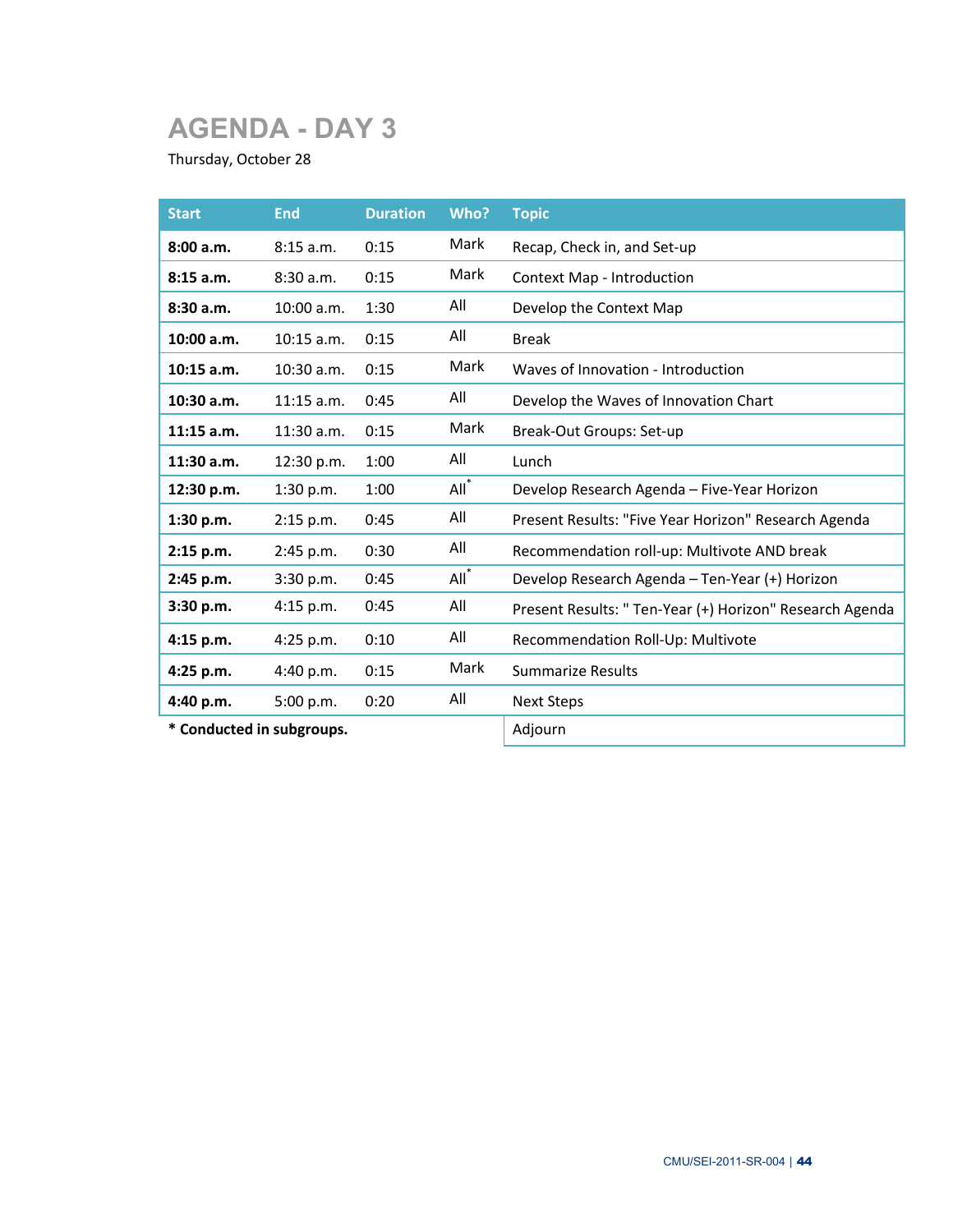# AGENDA - DAY 3

Thursday, October 28

| Start | End | Duration | Who? | Topic |
|---|---|---|---|---|
| **8:00 a.m.** | 8:15 a.m. | 0:15 | Mark | Recap, Check in, and Set-up |
| **8:15 a.m.** | 8:30 a.m. | 0:15 | Mark | Context Map - Introduction |
| **8:30 a.m.** | 10:00 a.m. | 1:30 | All | Develop the Context Map |
| **10:00 a.m.** | 10:15 a.m. | 0:15 | All | Break |
| **10:15 a.m.** | 10:30 a.m. | 0:15 | Mark | Waves of Innovation - Introduction |
| **10:30 a.m.** | 11:15 a.m. | 0:45 | All | Develop the Waves of Innovation Chart |
| **11:15 a.m.** | 11:30 a.m. | 0:15 | Mark | Break-Out Groups: Set-up |
| **11:30 a.m.** | 12:30 p.m. | 1:00 | All | Lunch |
| **12:30 p.m.** | 1:30 p.m. | 1:00 | All* | Develop Research Agenda – Five-Year Horizon |
| **1:30 p.m.** | 2:15 p.m. | 0:45 | All | Present Results: "Five Year Horizon" Research Agenda |
| **2:15 p.m.** | 2:45 p.m. | 0:30 | All | Recommendation roll-up: Multivote AND break |
| **2:45 p.m.** | 3:30 p.m. | 0:45 | All* | Develop Research Agenda – Ten-Year (+) Horizon |
| **3:30 p.m.** | 4:15 p.m. | 0:45 | All | Present Results: " Ten-Year (+) Horizon" Research Agenda |
| **4:15 p.m.** | 4:25 p.m. | 0:10 | All | Recommendation Roll-Up: Multivote |
| **4:25 p.m.** | 4:40 p.m. | 0:15 | Mark | Summarize Results |
| **4:40 p.m.** | 5:00 p.m. | 0:20 | All | Next Steps |
| | | | | Adjourn |

**\* Conducted in subgroups.**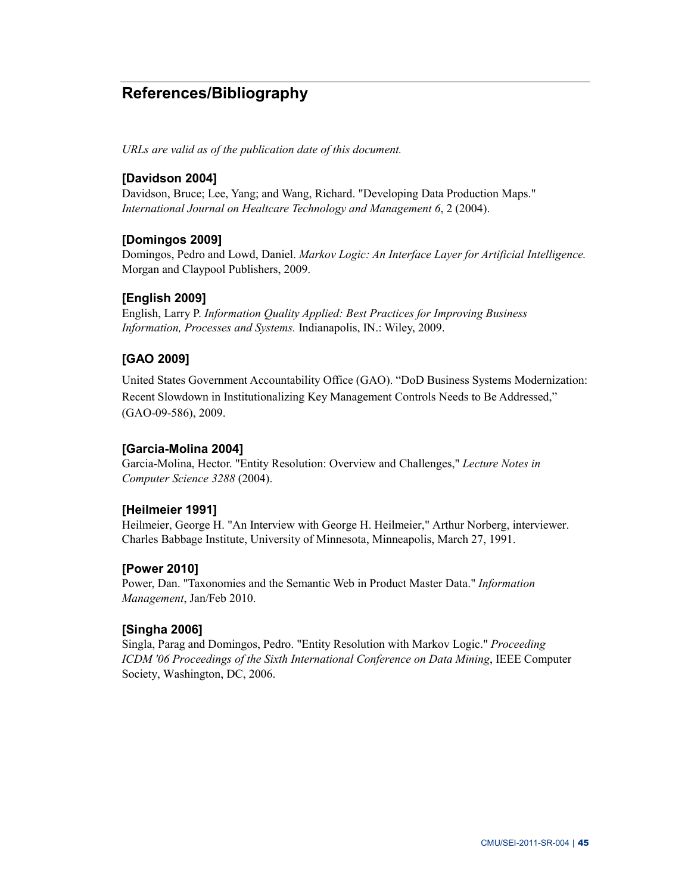## References/Bibliography

*URLs are valid as of the publication date of this document.*

**[Davidson 2004]**
Davidson, Bruce; Lee, Yang; and Wang, Richard. "Developing Data Production Maps." *International Journal on Healtcare Technology and Management 6*, 2 (2004).

**[Domingos 2009]**
Domingos, Pedro and Lowd, Daniel. *Markov Logic: An Interface Layer for Artificial Intelligence.* Morgan and Claypool Publishers, 2009.

**[English 2009]**
English, Larry P. *Information Quality Applied: Best Practices for Improving Business Information, Processes and Systems.* Indianapolis, IN.: Wiley, 2009.

**[GAO 2009]**

United States Government Accountability Office (GAO). “DoD Business Systems Modernization: Recent Slowdown in Institutionalizing Key Management Controls Needs to Be Addressed,” (GAO-09-586), 2009.

**[Garcia-Molina 2004]**
Garcia-Molina, Hector. "Entity Resolution: Overview and Challenges," *Lecture Notes in Computer Science 3288* (2004).

**[Heilmeier 1991]**
Heilmeier, George H. "An Interview with George H. Heilmeier," Arthur Norberg, interviewer. Charles Babbage Institute, University of Minnesota, Minneapolis, March 27, 1991.

**[Power 2010]**
Power, Dan. "Taxonomies and the Semantic Web in Product Master Data." *Information Management*, Jan/Feb 2010.

**[Singha 2006]**
Singla, Parag and Domingos, Pedro. "Entity Resolution with Markov Logic." *Proceeding ICDM '06 Proceedings of the Sixth International Conference on Data Mining*, IEEE Computer Society, Washington, DC, 2006.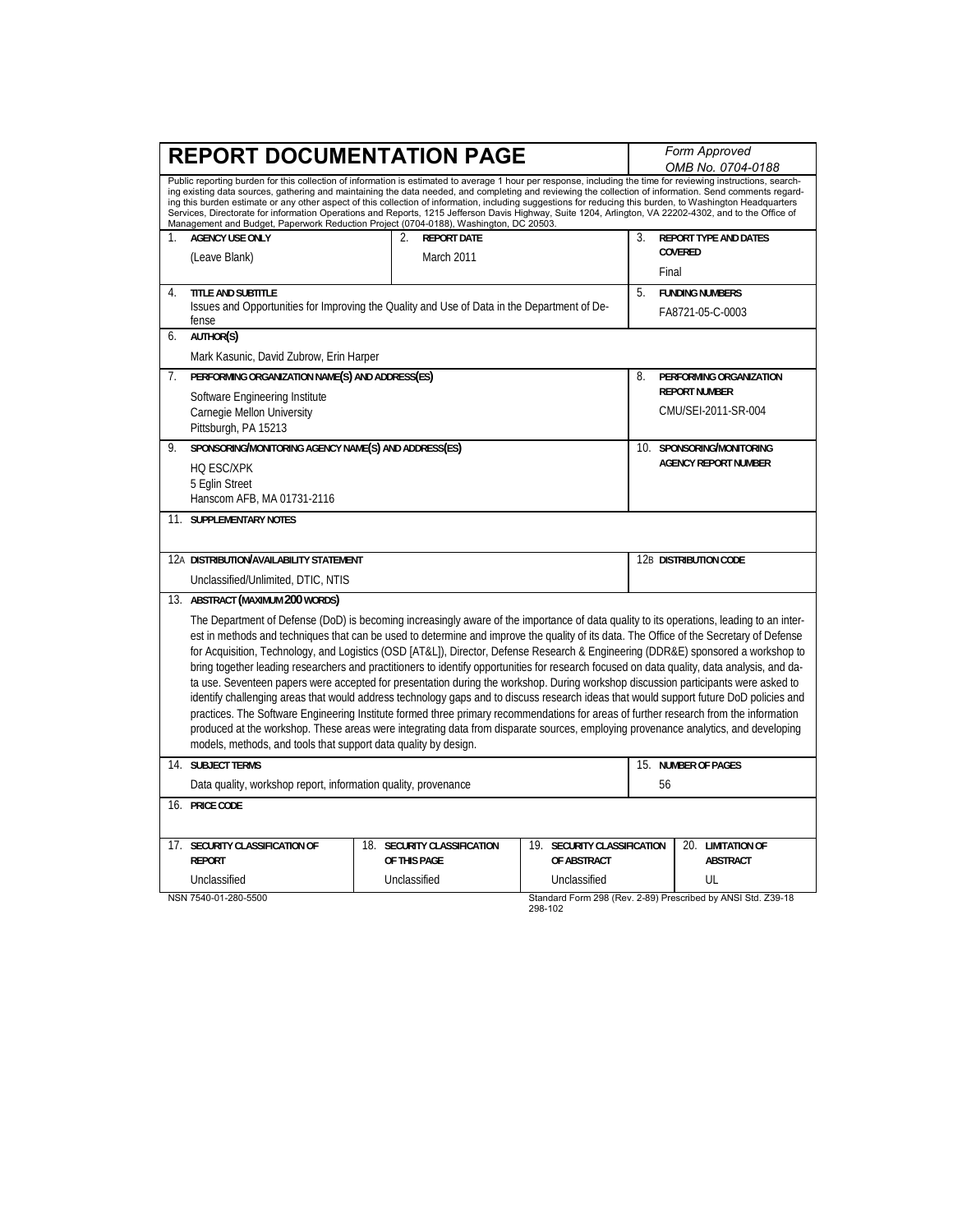# REPORT DOCUMENTATION PAGE

*Form Approved*
*OMB No. 0704-0188*

Public reporting burden for this collection of information is estimated to average 1 hour per response, including the time for reviewing instructions, searching existing data sources, gathering and maintaining the data needed, and completing and reviewing the collection of information. Send comments regarding this burden estimate or any other aspect of this collection of information, including suggestions for reducing this burden, to Washington Headquarters Services, Directorate for information Operations and Reports, 1215 Jefferson Davis Highway, Suite 1204, Arlington, VA 22202-4302, and to the Office of Management and Budget, Paperwork Reduction Project (0704-0188), Washington, DC 20503.

| | | |
|---|---|---|
| 1. **AGENCY USE ONLY**<br>(Leave Blank) | 2. **REPORT DATE**<br>March 2011 | 3. **REPORT TYPE AND DATES COVERED**<br>Final |
| 4. **TITLE AND SUBTITLE**<br>Issues and Opportunities for Improving the Quality and Use of Data in the Department of Defense | | 5. **FUNDING NUMBERS**<br>FA8721-05-C-0003 |
| 6. **AUTHOR(S)**<br>Mark Kasunic, David Zubrow, Erin Harper | | |
| 7. **PERFORMING ORGANIZATION NAME(S) AND ADDRESS(ES)**<br>Software Engineering Institute<br>Carnegie Mellon University<br>Pittsburgh, PA 15213 | | 8. **PERFORMING ORGANIZATION REPORT NUMBER**<br>CMU/SEI-2011-SR-004 |
| 9. **SPONSORING/MONITORING AGENCY NAME(S) AND ADDRESS(ES)**<br>HQ ESC/XPK<br>5 Eglin Street<br>Hanscom AFB, MA 01731-2116 | | 10. **SPONSORING/MONITORING AGENCY REPORT NUMBER** |
| 11. **SUPPLEMENTARY NOTES** | | |
| 12A **DISTRIBUTION/AVAILABILITY STATEMENT**<br>Unclassified/Unlimited, DTIC, NTIS | | 12B **DISTRIBUTION CODE** |

13. **ABSTRACT (MAXIMUM 200 WORDS)**

The Department of Defense (DoD) is becoming increasingly aware of the importance of data quality to its operations, leading to an interest in methods and techniques that can be used to determine and improve the quality of its data. The Office of the Secretary of Defense for Acquisition, Technology, and Logistics (OSD [AT&L]), Director, Defense Research & Engineering (DDR&E) sponsored a workshop to bring together leading researchers and practitioners to identify opportunities for research focused on data quality, data analysis, and data use. Seventeen papers were accepted for presentation during the workshop. During workshop discussion participants were asked to identify challenging areas that would address technology gaps and to discuss research ideas that would support future DoD policies and practices. The Software Engineering Institute formed three primary recommendations for areas of further research from the information produced at the workshop. These areas were integrating data from disparate sources, employing provenance analytics, and developing models, methods, and tools that support data quality by design.

| | |
|---|---|
| 14. **SUBJECT TERMS**<br>Data quality, workshop report, information quality, provenance | 15. **NUMBER OF PAGES**<br>56 |
| 16. **PRICE CODE** | |

| | | | |
|---|---|---|---|
| 17. **SECURITY CLASSIFICATION OF REPORT** | 18. **SECURITY CLASSIFICATION OF THIS PAGE** | 19. **SECURITY CLASSIFICATION OF ABSTRACT** | 20. **LIMITATION OF ABSTRACT** |
| Unclassified | Unclassified | Unclassified | UL |

NSN 7540-01-280-5500

Standard Form 298 (Rev. 2-89) Prescribed by ANSI Std. Z39-18 298-102